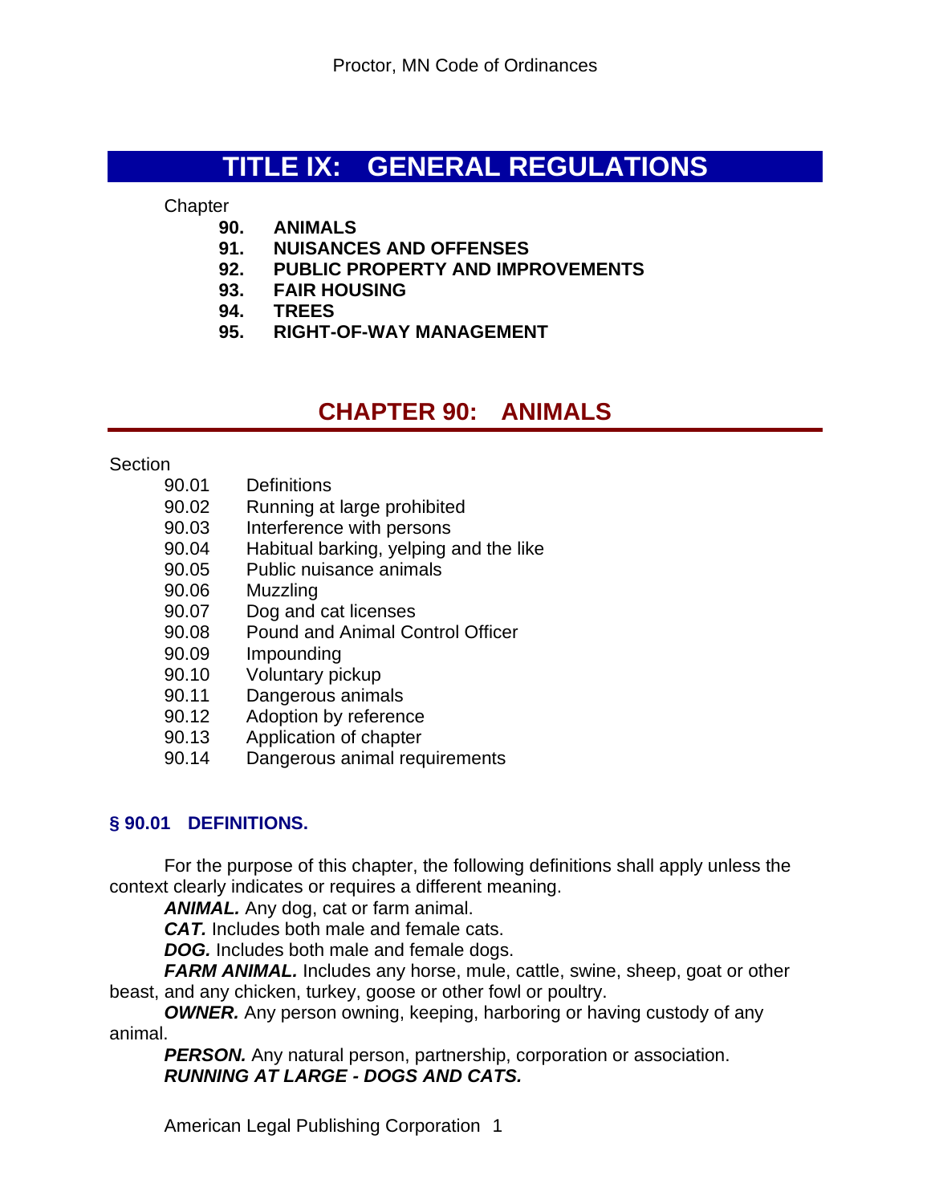# TITLE IX: GENERAL REGULATIONS

Chapter

- **90. ANIMALS**
- **91. NUISANCES AND OFFENSES**
- **92. PUBLIC PROPERTY AND IMPROVEMENTS**
- **93. FAIR HOUSING**
- **94. TREES**
- **95. RIGHT-OF-WAY MANAGEMENT**

## CHAPTER 90: ANIMALS

Section

- 90.01 Definitions
- 90.02 Running at large prohibited
- 90.03 Interference with persons
- 90.04 Habitual barking, yelping and the like
- 90.05 Public nuisance animals
- 90.06 Muzzling
- 90.07 Dog and cat licenses
- 90.08 Pound and Animal Control Officer
- 90.09 Impounding
- 90.10 Voluntary pickup
- 90.11 Dangerous animals
- 90.12 Adoption by reference
- 90.13 Application of chapter
- 90.14 Dangerous animal requirements

### § 90.01 DEFINITIONS.

For the purpose of this chapter, the following definitions shall apply unless the context clearly indicates or requires a different meaning.

***ANIMAL.*** Any dog, cat or farm animal.

***CAT.*** Includes both male and female cats.

***DOG.*** Includes both male and female dogs.

***FARM ANIMAL.*** Includes any horse, mule, cattle, swine, sheep, goat or other beast, and any chicken, turkey, goose or other fowl or poultry.

***OWNER.*** Any person owning, keeping, harboring or having custody of any animal.

***PERSON.*** Any natural person, partnership, corporation or association.

***RUNNING AT LARGE - DOGS AND CATS.***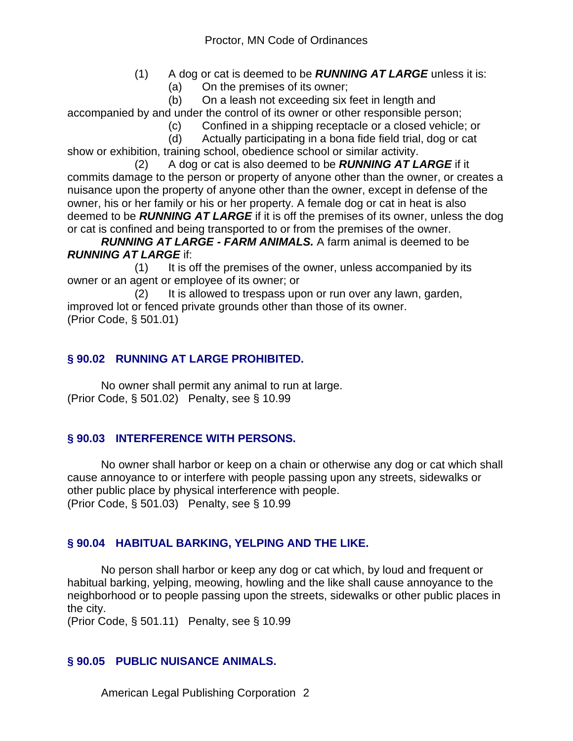(1) A dog or cat is deemed to be ***RUNNING AT LARGE*** unless it is:

(a) On the premises of its owner;

(b) On a leash not exceeding six feet in length and accompanied by and under the control of its owner or other responsible person;

(c) Confined in a shipping receptacle or a closed vehicle; or

(d) Actually participating in a bona fide field trial, dog or cat show or exhibition, training school, obedience school or similar activity.

(2) A dog or cat is also deemed to be ***RUNNING AT LARGE*** if it commits damage to the person or property of anyone other than the owner, or creates a nuisance upon the property of anyone other than the owner, except in defense of the owner, his or her family or his or her property. A female dog or cat in heat is also deemed to be ***RUNNING AT LARGE*** if it is off the premises of its owner, unless the dog or cat is confined and being transported to or from the premises of the owner.

***RUNNING AT LARGE - FARM ANIMALS.*** A farm animal is deemed to be ***RUNNING AT LARGE*** if:

(1) It is off the premises of the owner, unless accompanied by its owner or an agent or employee of its owner; or

(2) It is allowed to trespass upon or run over any lawn, garden, improved lot or fenced private grounds other than those of its owner.

(Prior Code, § 501.01)

## § 90.02 RUNNING AT LARGE PROHIBITED.

No owner shall permit any animal to run at large.

(Prior Code, § 501.02) Penalty, see § 10.99

## § 90.03 INTERFERENCE WITH PERSONS.

No owner shall harbor or keep on a chain or otherwise any dog or cat which shall cause annoyance to or interfere with people passing upon any streets, sidewalks or other public place by physical interference with people.

(Prior Code, § 501.03) Penalty, see § 10.99

## § 90.04 HABITUAL BARKING, YELPING AND THE LIKE.

No person shall harbor or keep any dog or cat which, by loud and frequent or habitual barking, yelping, meowing, howling and the like shall cause annoyance to the neighborhood or to people passing upon the streets, sidewalks or other public places in the city.

(Prior Code, § 501.11) Penalty, see § 10.99

## § 90.05 PUBLIC NUISANCE ANIMALS.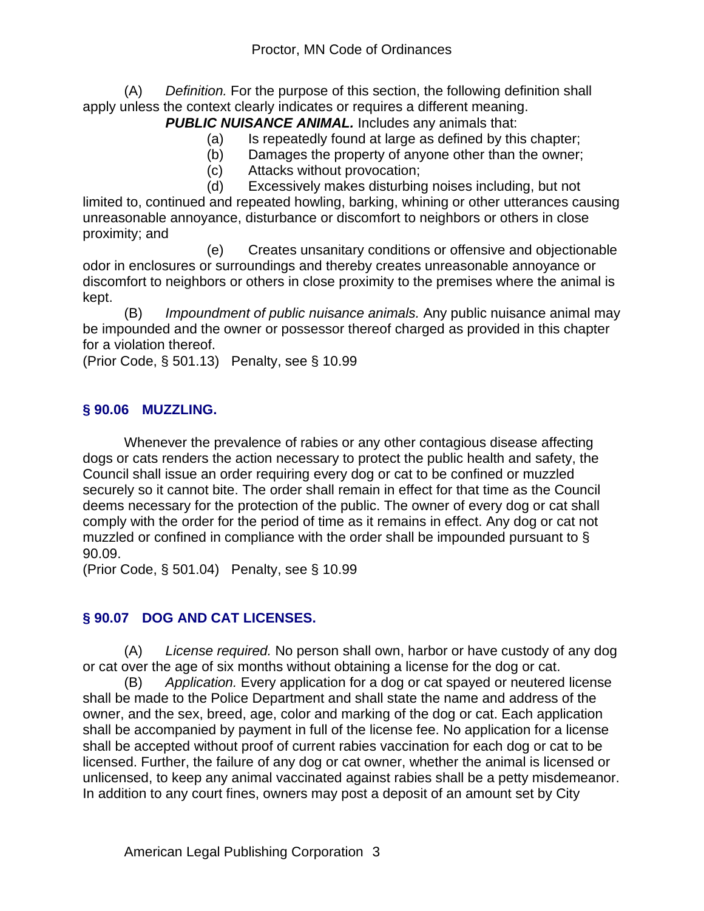(A) *Definition.* For the purpose of this section, the following definition shall apply unless the context clearly indicates or requires a different meaning.

***PUBLIC NUISANCE ANIMAL.*** Includes any animals that:

(a) Is repeatedly found at large as defined by this chapter;

(b) Damages the property of anyone other than the owner;

(c) Attacks without provocation;

(d) Excessively makes disturbing noises including, but not limited to, continued and repeated howling, barking, whining or other utterances causing unreasonable annoyance, disturbance or discomfort to neighbors or others in close proximity; and

(e) Creates unsanitary conditions or offensive and objectionable odor in enclosures or surroundings and thereby creates unreasonable annoyance or discomfort to neighbors or others in close proximity to the premises where the animal is kept.

(B) *Impoundment of public nuisance animals.* Any public nuisance animal may be impounded and the owner or possessor thereof charged as provided in this chapter for a violation thereof.

(Prior Code, § 501.13) Penalty, see § 10.99

## § 90.06 MUZZLING.

Whenever the prevalence of rabies or any other contagious disease affecting dogs or cats renders the action necessary to protect the public health and safety, the Council shall issue an order requiring every dog or cat to be confined or muzzled securely so it cannot bite. The order shall remain in effect for that time as the Council deems necessary for the protection of the public. The owner of every dog or cat shall comply with the order for the period of time as it remains in effect. Any dog or cat not muzzled or confined in compliance with the order shall be impounded pursuant to § 90.09.

(Prior Code, § 501.04) Penalty, see § 10.99

## § 90.07 DOG AND CAT LICENSES.

(A) *License required.* No person shall own, harbor or have custody of any dog or cat over the age of six months without obtaining a license for the dog or cat.

(B) *Application.* Every application for a dog or cat spayed or neutered license shall be made to the Police Department and shall state the name and address of the owner, and the sex, breed, age, color and marking of the dog or cat. Each application shall be accompanied by payment in full of the license fee. No application for a license shall be accepted without proof of current rabies vaccination for each dog or cat to be licensed. Further, the failure of any dog or cat owner, whether the animal is licensed or unlicensed, to keep any animal vaccinated against rabies shall be a petty misdemeanor. In addition to any court fines, owners may post a deposit of an amount set by City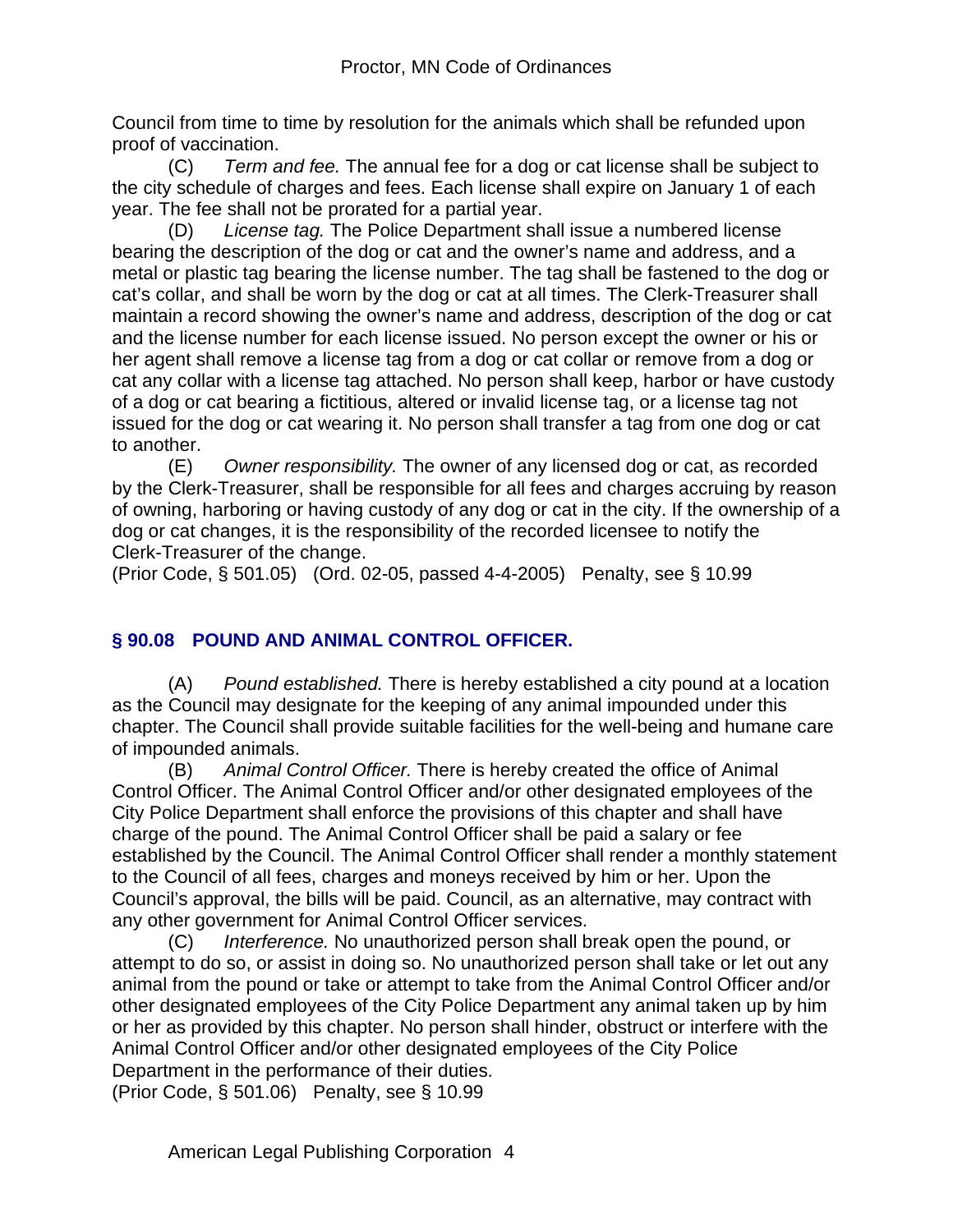Council from time to time by resolution for the animals which shall be refunded upon proof of vaccination.

(C) *Term and fee.* The annual fee for a dog or cat license shall be subject to the city schedule of charges and fees. Each license shall expire on January 1 of each year. The fee shall not be prorated for a partial year.

(D) *License tag.* The Police Department shall issue a numbered license bearing the description of the dog or cat and the owner's name and address, and a metal or plastic tag bearing the license number. The tag shall be fastened to the dog or cat's collar, and shall be worn by the dog or cat at all times. The Clerk-Treasurer shall maintain a record showing the owner's name and address, description of the dog or cat and the license number for each license issued. No person except the owner or his or her agent shall remove a license tag from a dog or cat collar or remove from a dog or cat any collar with a license tag attached. No person shall keep, harbor or have custody of a dog or cat bearing a fictitious, altered or invalid license tag, or a license tag not issued for the dog or cat wearing it. No person shall transfer a tag from one dog or cat to another.

(E) *Owner responsibility.* The owner of any licensed dog or cat, as recorded by the Clerk-Treasurer, shall be responsible for all fees and charges accruing by reason of owning, harboring or having custody of any dog or cat in the city. If the ownership of a dog or cat changes, it is the responsibility of the recorded licensee to notify the Clerk-Treasurer of the change.

(Prior Code, § 501.05) (Ord. 02-05, passed 4-4-2005) Penalty, see § 10.99

## § 90.08 POUND AND ANIMAL CONTROL OFFICER.

(A) *Pound established.* There is hereby established a city pound at a location as the Council may designate for the keeping of any animal impounded under this chapter. The Council shall provide suitable facilities for the well-being and humane care of impounded animals.

(B) *Animal Control Officer.* There is hereby created the office of Animal Control Officer. The Animal Control Officer and/or other designated employees of the City Police Department shall enforce the provisions of this chapter and shall have charge of the pound. The Animal Control Officer shall be paid a salary or fee established by the Council. The Animal Control Officer shall render a monthly statement to the Council of all fees, charges and moneys received by him or her. Upon the Council's approval, the bills will be paid. Council, as an alternative, may contract with any other government for Animal Control Officer services.

(C) *Interference.* No unauthorized person shall break open the pound, or attempt to do so, or assist in doing so. No unauthorized person shall take or let out any animal from the pound or take or attempt to take from the Animal Control Officer and/or other designated employees of the City Police Department any animal taken up by him or her as provided by this chapter. No person shall hinder, obstruct or interfere with the Animal Control Officer and/or other designated employees of the City Police Department in the performance of their duties.

(Prior Code, § 501.06) Penalty, see § 10.99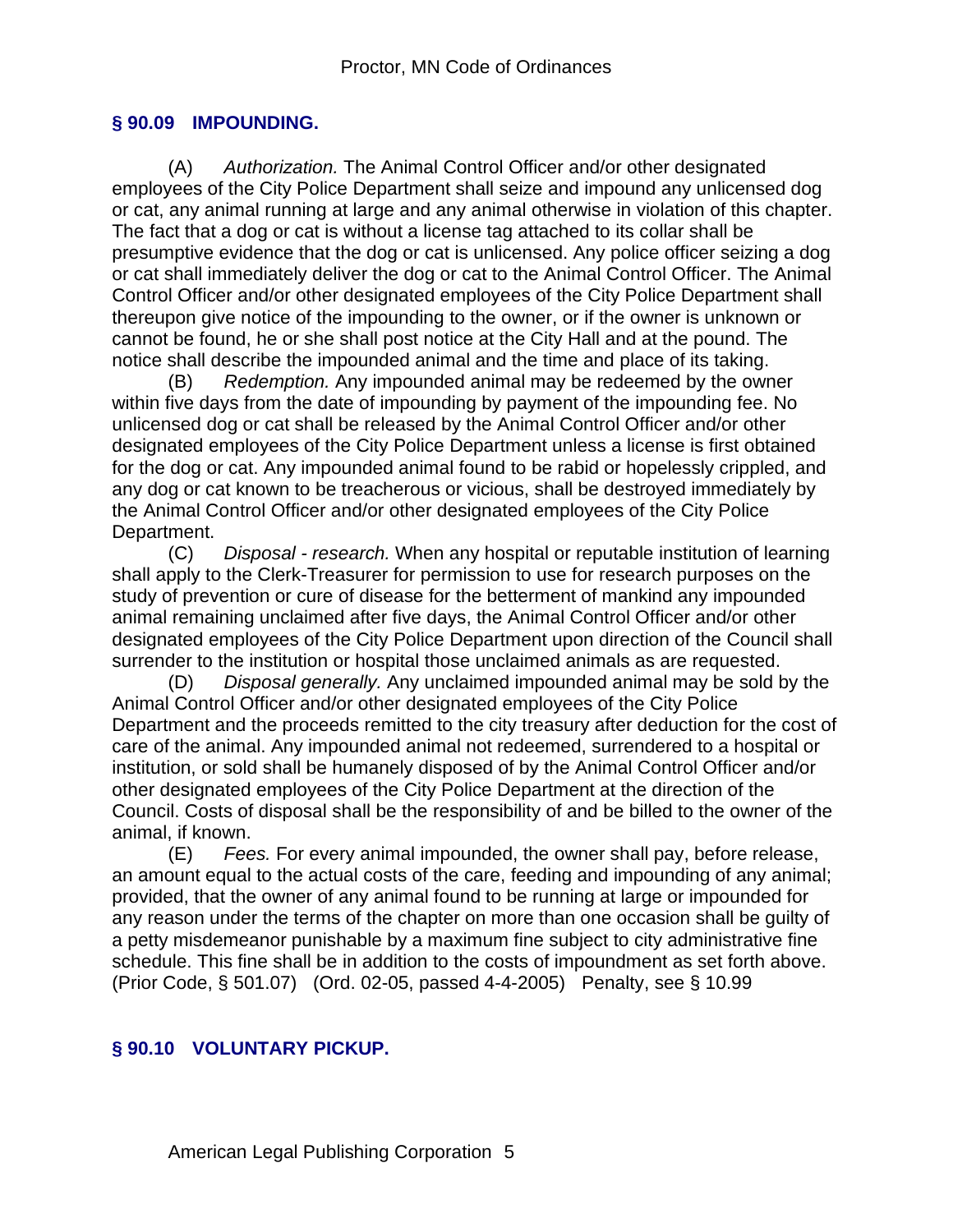## § 90.09 IMPOUNDING.

(A) *Authorization.* The Animal Control Officer and/or other designated employees of the City Police Department shall seize and impound any unlicensed dog or cat, any animal running at large and any animal otherwise in violation of this chapter. The fact that a dog or cat is without a license tag attached to its collar shall be presumptive evidence that the dog or cat is unlicensed. Any police officer seizing a dog or cat shall immediately deliver the dog or cat to the Animal Control Officer. The Animal Control Officer and/or other designated employees of the City Police Department shall thereupon give notice of the impounding to the owner, or if the owner is unknown or cannot be found, he or she shall post notice at the City Hall and at the pound. The notice shall describe the impounded animal and the time and place of its taking.

(B) *Redemption.* Any impounded animal may be redeemed by the owner within five days from the date of impounding by payment of the impounding fee. No unlicensed dog or cat shall be released by the Animal Control Officer and/or other designated employees of the City Police Department unless a license is first obtained for the dog or cat. Any impounded animal found to be rabid or hopelessly crippled, and any dog or cat known to be treacherous or vicious, shall be destroyed immediately by the Animal Control Officer and/or other designated employees of the City Police Department.

(C) *Disposal - research.* When any hospital or reputable institution of learning shall apply to the Clerk-Treasurer for permission to use for research purposes on the study of prevention or cure of disease for the betterment of mankind any impounded animal remaining unclaimed after five days, the Animal Control Officer and/or other designated employees of the City Police Department upon direction of the Council shall surrender to the institution or hospital those unclaimed animals as are requested.

(D) *Disposal generally.* Any unclaimed impounded animal may be sold by the Animal Control Officer and/or other designated employees of the City Police Department and the proceeds remitted to the city treasury after deduction for the cost of care of the animal. Any impounded animal not redeemed, surrendered to a hospital or institution, or sold shall be humanely disposed of by the Animal Control Officer and/or other designated employees of the City Police Department at the direction of the Council. Costs of disposal shall be the responsibility of and be billed to the owner of the animal, if known.

(E) *Fees.* For every animal impounded, the owner shall pay, before release, an amount equal to the actual costs of the care, feeding and impounding of any animal; provided, that the owner of any animal found to be running at large or impounded for any reason under the terms of the chapter on more than one occasion shall be guilty of a petty misdemeanor punishable by a maximum fine subject to city administrative fine schedule. This fine shall be in addition to the costs of impoundment as set forth above.
(Prior Code, § 501.07) (Ord. 02-05, passed 4-4-2005) Penalty, see § 10.99

## § 90.10 VOLUNTARY PICKUP.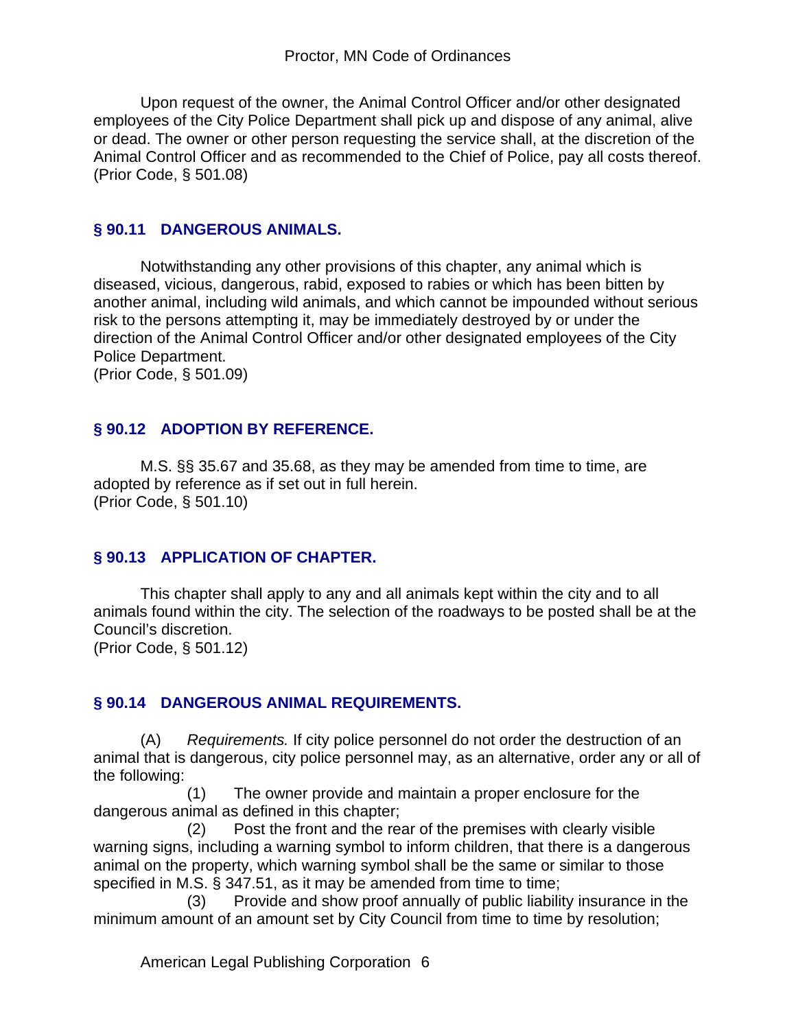Upon request of the owner, the Animal Control Officer and/or other designated employees of the City Police Department shall pick up and dispose of any animal, alive or dead. The owner or other person requesting the service shall, at the discretion of the Animal Control Officer and as recommended to the Chief of Police, pay all costs thereof.
(Prior Code, § 501.08)

## § 90.11 DANGEROUS ANIMALS.

Notwithstanding any other provisions of this chapter, any animal which is diseased, vicious, dangerous, rabid, exposed to rabies or which has been bitten by another animal, including wild animals, and which cannot be impounded without serious risk to the persons attempting it, may be immediately destroyed by or under the direction of the Animal Control Officer and/or other designated employees of the City Police Department.
(Prior Code, § 501.09)

## § 90.12 ADOPTION BY REFERENCE.

M.S. §§ 35.67 and 35.68, as they may be amended from time to time, are adopted by reference as if set out in full herein.
(Prior Code, § 501.10)

## § 90.13 APPLICATION OF CHAPTER.

This chapter shall apply to any and all animals kept within the city and to all animals found within the city. The selection of the roadways to be posted shall be at the Council's discretion.
(Prior Code, § 501.12)

## § 90.14 DANGEROUS ANIMAL REQUIREMENTS.

(A) *Requirements.* If city police personnel do not order the destruction of an animal that is dangerous, city police personnel may, as an alternative, order any or all of the following:

(1) The owner provide and maintain a proper enclosure for the dangerous animal as defined in this chapter;

(2) Post the front and the rear of the premises with clearly visible warning signs, including a warning symbol to inform children, that there is a dangerous animal on the property, which warning symbol shall be the same or similar to those specified in M.S. § 347.51, as it may be amended from time to time;

(3) Provide and show proof annually of public liability insurance in the minimum amount of an amount set by City Council from time to time by resolution;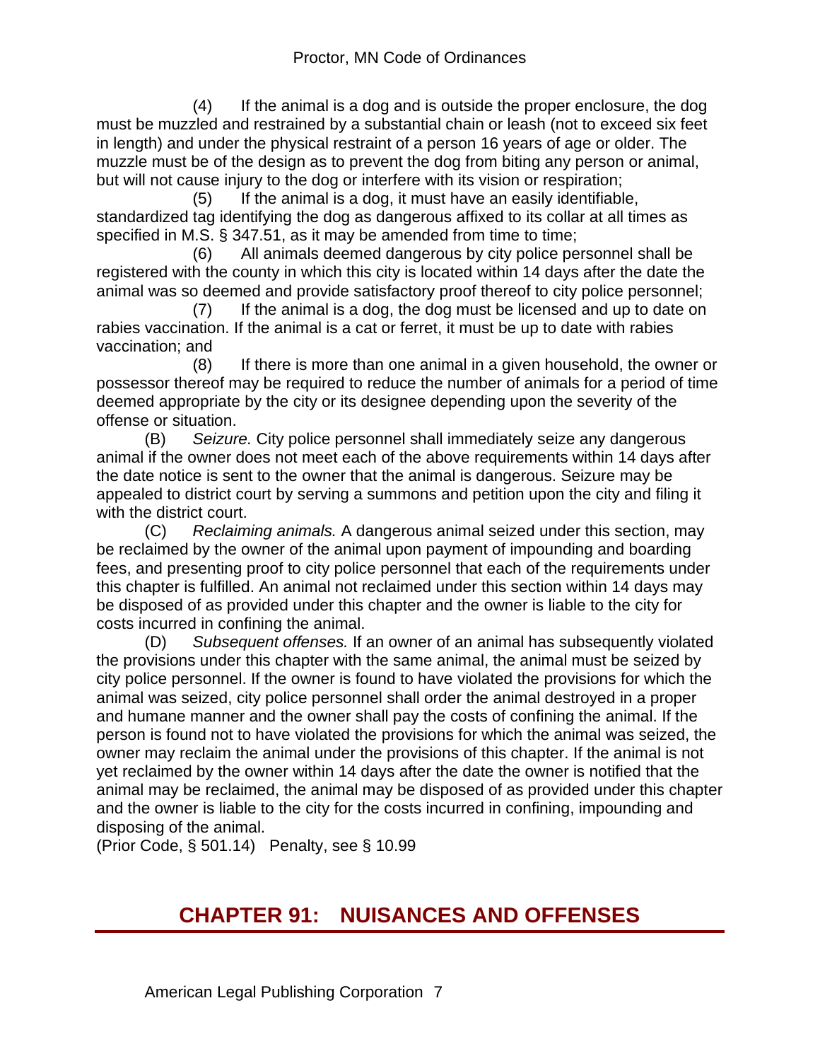(4) If the animal is a dog and is outside the proper enclosure, the dog must be muzzled and restrained by a substantial chain or leash (not to exceed six feet in length) and under the physical restraint of a person 16 years of age or older. The muzzle must be of the design as to prevent the dog from biting any person or animal, but will not cause injury to the dog or interfere with its vision or respiration;

(5) If the animal is a dog, it must have an easily identifiable, standardized tag identifying the dog as dangerous affixed to its collar at all times as specified in M.S. § 347.51, as it may be amended from time to time;

(6) All animals deemed dangerous by city police personnel shall be registered with the county in which this city is located within 14 days after the date the animal was so deemed and provide satisfactory proof thereof to city police personnel;

(7) If the animal is a dog, the dog must be licensed and up to date on rabies vaccination. If the animal is a cat or ferret, it must be up to date with rabies vaccination; and

(8) If there is more than one animal in a given household, the owner or possessor thereof may be required to reduce the number of animals for a period of time deemed appropriate by the city or its designee depending upon the severity of the offense or situation.

(B) *Seizure.* City police personnel shall immediately seize any dangerous animal if the owner does not meet each of the above requirements within 14 days after the date notice is sent to the owner that the animal is dangerous. Seizure may be appealed to district court by serving a summons and petition upon the city and filing it with the district court.

(C) *Reclaiming animals.* A dangerous animal seized under this section, may be reclaimed by the owner of the animal upon payment of impounding and boarding fees, and presenting proof to city police personnel that each of the requirements under this chapter is fulfilled. An animal not reclaimed under this section within 14 days may be disposed of as provided under this chapter and the owner is liable to the city for costs incurred in confining the animal.

(D) *Subsequent offenses.* If an owner of an animal has subsequently violated the provisions under this chapter with the same animal, the animal must be seized by city police personnel. If the owner is found to have violated the provisions for which the animal was seized, city police personnel shall order the animal destroyed in a proper and humane manner and the owner shall pay the costs of confining the animal. If the person is found not to have violated the provisions for which the animal was seized, the owner may reclaim the animal under the provisions of this chapter. If the animal is not yet reclaimed by the owner within 14 days after the date the owner is notified that the animal may be reclaimed, the animal may be disposed of as provided under this chapter and the owner is liable to the city for the costs incurred in confining, impounding and disposing of the animal.

(Prior Code, § 501.14) Penalty, see § 10.99

# CHAPTER 91: NUISANCES AND OFFENSES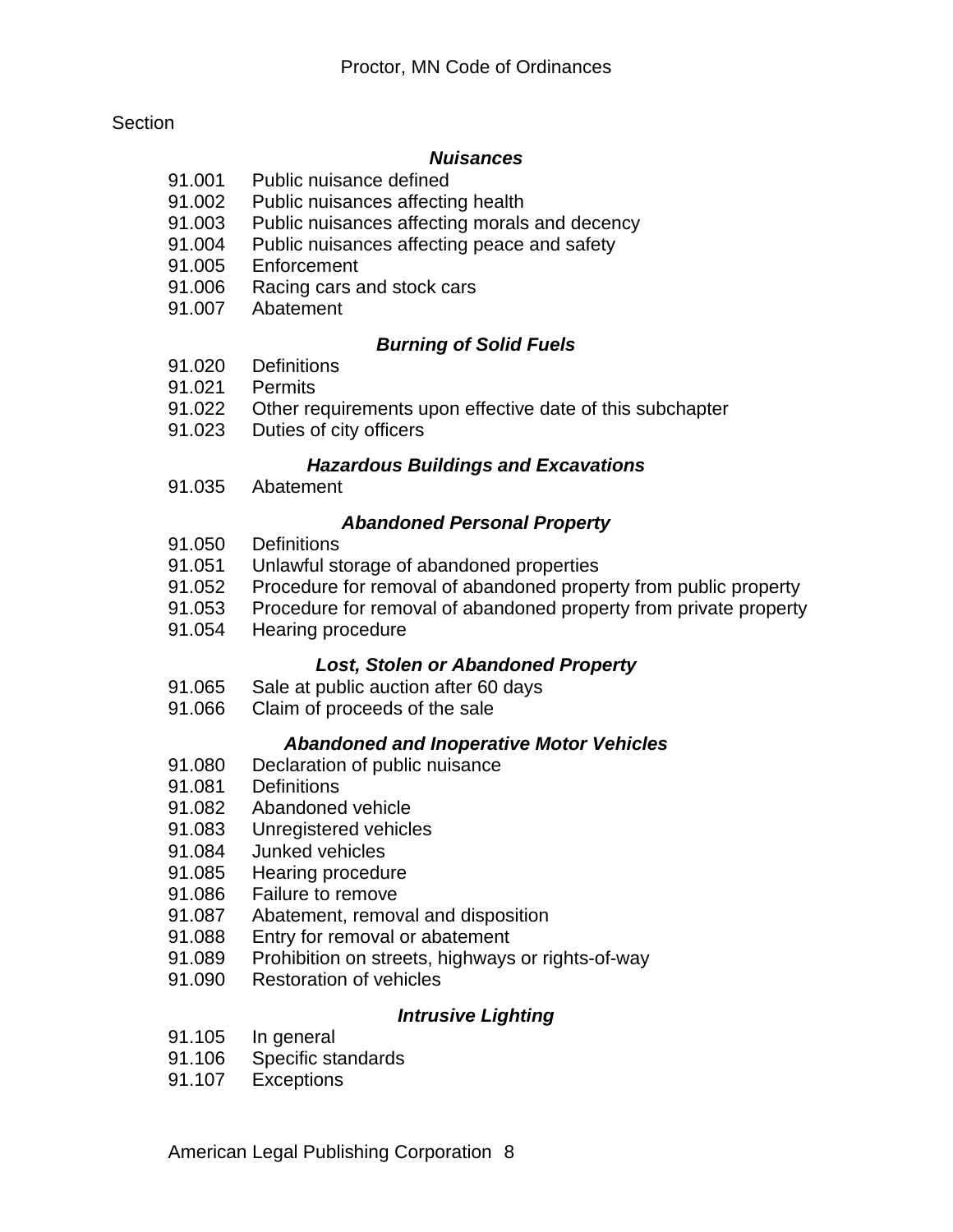Section

***Nuisances***

91.001 Public nuisance defined
91.002 Public nuisances affecting health
91.003 Public nuisances affecting morals and decency
91.004 Public nuisances affecting peace and safety
91.005 Enforcement
91.006 Racing cars and stock cars
91.007 Abatement

***Burning of Solid Fuels***

91.020 Definitions
91.021 Permits
91.022 Other requirements upon effective date of this subchapter
91.023 Duties of city officers

***Hazardous Buildings and Excavations***

91.035 Abatement

***Abandoned Personal Property***

91.050 Definitions
91.051 Unlawful storage of abandoned properties
91.052 Procedure for removal of abandoned property from public property
91.053 Procedure for removal of abandoned property from private property
91.054 Hearing procedure

***Lost, Stolen or Abandoned Property***

91.065 Sale at public auction after 60 days
91.066 Claim of proceeds of the sale

***Abandoned and Inoperative Motor Vehicles***

91.080 Declaration of public nuisance
91.081 Definitions
91.082 Abandoned vehicle
91.083 Unregistered vehicles
91.084 Junked vehicles
91.085 Hearing procedure
91.086 Failure to remove
91.087 Abatement, removal and disposition
91.088 Entry for removal or abatement
91.089 Prohibition on streets, highways or rights-of-way
91.090 Restoration of vehicles

***Intrusive Lighting***

91.105 In general
91.106 Specific standards
91.107 Exceptions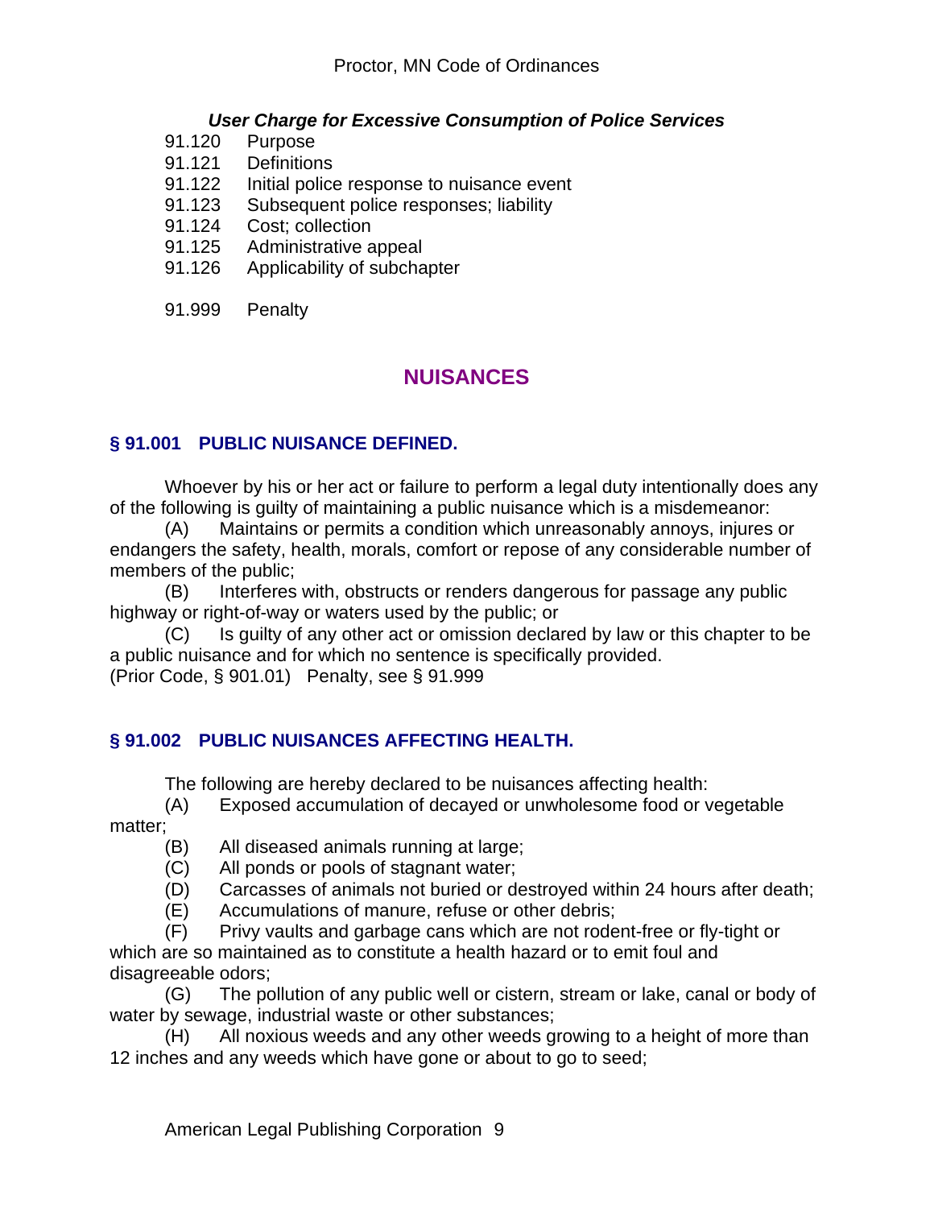***User Charge for Excessive Consumption of Police Services***

91.120 Purpose
91.121 Definitions
91.122 Initial police response to nuisance event
91.123 Subsequent police responses; liability
91.124 Cost; collection
91.125 Administrative appeal
91.126 Applicability of subchapter

91.999 Penalty

## NUISANCES

### § 91.001 PUBLIC NUISANCE DEFINED.

Whoever by his or her act or failure to perform a legal duty intentionally does any of the following is guilty of maintaining a public nuisance which is a misdemeanor:

(A) Maintains or permits a condition which unreasonably annoys, injures or endangers the safety, health, morals, comfort or repose of any considerable number of members of the public;

(B) Interferes with, obstructs or renders dangerous for passage any public highway or right-of-way or waters used by the public; or

(C) Is guilty of any other act or omission declared by law or this chapter to be a public nuisance and for which no sentence is specifically provided.

(Prior Code, § 901.01) Penalty, see § 91.999

### § 91.002 PUBLIC NUISANCES AFFECTING HEALTH.

The following are hereby declared to be nuisances affecting health:

(A) Exposed accumulation of decayed or unwholesome food or vegetable matter;

(B) All diseased animals running at large;

(C) All ponds or pools of stagnant water;

(D) Carcasses of animals not buried or destroyed within 24 hours after death;

(E) Accumulations of manure, refuse or other debris;

(F) Privy vaults and garbage cans which are not rodent-free or fly-tight or which are so maintained as to constitute a health hazard or to emit foul and disagreeable odors;

(G) The pollution of any public well or cistern, stream or lake, canal or body of water by sewage, industrial waste or other substances;

(H) All noxious weeds and any other weeds growing to a height of more than 12 inches and any weeds which have gone or about to go to seed;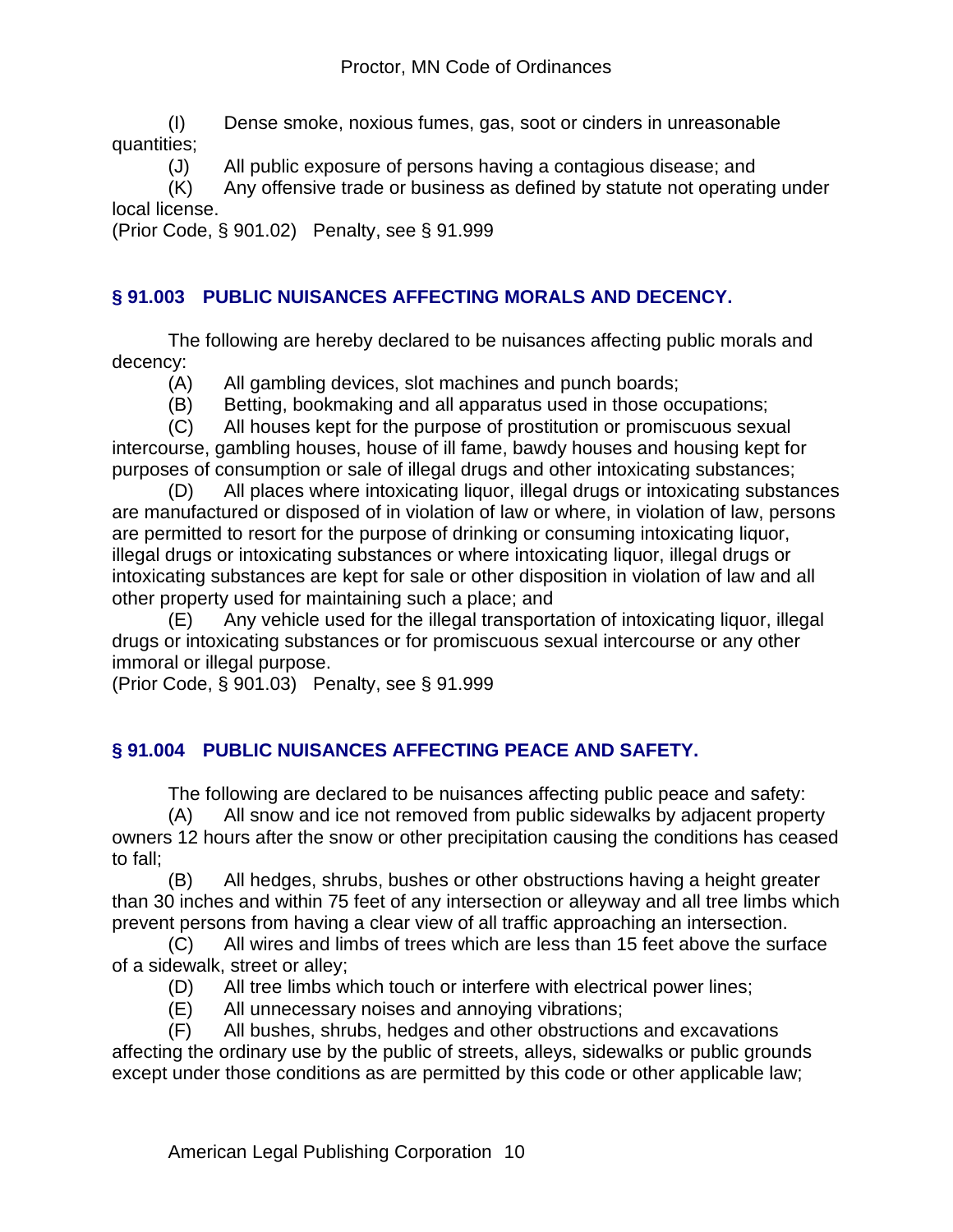(I) Dense smoke, noxious fumes, gas, soot or cinders in unreasonable quantities;

(J) All public exposure of persons having a contagious disease; and

(K) Any offensive trade or business as defined by statute not operating under local license.

(Prior Code, § 901.02) Penalty, see § 91.999

## § 91.003 PUBLIC NUISANCES AFFECTING MORALS AND DECENCY.

The following are hereby declared to be nuisances affecting public morals and decency:

(A) All gambling devices, slot machines and punch boards;

(B) Betting, bookmaking and all apparatus used in those occupations;

(C) All houses kept for the purpose of prostitution or promiscuous sexual intercourse, gambling houses, house of ill fame, bawdy houses and housing kept for purposes of consumption or sale of illegal drugs and other intoxicating substances;

(D) All places where intoxicating liquor, illegal drugs or intoxicating substances are manufactured or disposed of in violation of law or where, in violation of law, persons are permitted to resort for the purpose of drinking or consuming intoxicating liquor, illegal drugs or intoxicating substances or where intoxicating liquor, illegal drugs or intoxicating substances are kept for sale or other disposition in violation of law and all other property used for maintaining such a place; and

(E) Any vehicle used for the illegal transportation of intoxicating liquor, illegal drugs or intoxicating substances or for promiscuous sexual intercourse or any other immoral or illegal purpose.

(Prior Code, § 901.03) Penalty, see § 91.999

## § 91.004 PUBLIC NUISANCES AFFECTING PEACE AND SAFETY.

The following are declared to be nuisances affecting public peace and safety:

(A) All snow and ice not removed from public sidewalks by adjacent property owners 12 hours after the snow or other precipitation causing the conditions has ceased to fall;

(B) All hedges, shrubs, bushes or other obstructions having a height greater than 30 inches and within 75 feet of any intersection or alleyway and all tree limbs which prevent persons from having a clear view of all traffic approaching an intersection.

(C) All wires and limbs of trees which are less than 15 feet above the surface of a sidewalk, street or alley;

(D) All tree limbs which touch or interfere with electrical power lines;

(E) All unnecessary noises and annoying vibrations;

(F) All bushes, shrubs, hedges and other obstructions and excavations affecting the ordinary use by the public of streets, alleys, sidewalks or public grounds except under those conditions as are permitted by this code or other applicable law;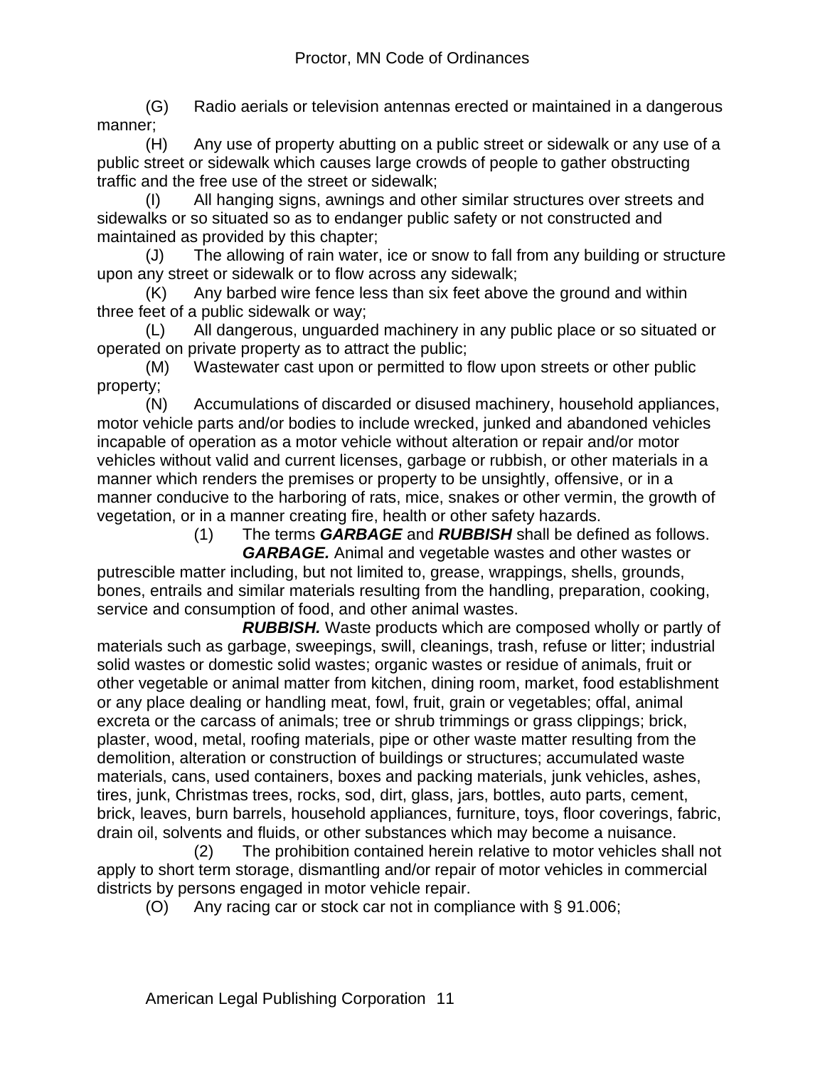(G) Radio aerials or television antennas erected or maintained in a dangerous manner;

(H) Any use of property abutting on a public street or sidewalk or any use of a public street or sidewalk which causes large crowds of people to gather obstructing traffic and the free use of the street or sidewalk;

(I) All hanging signs, awnings and other similar structures over streets and sidewalks or so situated so as to endanger public safety or not constructed and maintained as provided by this chapter;

(J) The allowing of rain water, ice or snow to fall from any building or structure upon any street or sidewalk or to flow across any sidewalk;

(K) Any barbed wire fence less than six feet above the ground and within three feet of a public sidewalk or way;

(L) All dangerous, unguarded machinery in any public place or so situated or operated on private property as to attract the public;

(M) Wastewater cast upon or permitted to flow upon streets or other public property;

(N) Accumulations of discarded or disused machinery, household appliances, motor vehicle parts and/or bodies to include wrecked, junked and abandoned vehicles incapable of operation as a motor vehicle without alteration or repair and/or motor vehicles without valid and current licenses, garbage or rubbish, or other materials in a manner which renders the premises or property to be unsightly, offensive, or in a manner conducive to the harboring of rats, mice, snakes or other vermin, the growth of vegetation, or in a manner creating fire, health or other safety hazards.

(1) The terms ***GARBAGE*** and ***RUBBISH*** shall be defined as follows.

***GARBAGE.*** Animal and vegetable wastes and other wastes or putrescible matter including, but not limited to, grease, wrappings, shells, grounds, bones, entrails and similar materials resulting from the handling, preparation, cooking, service and consumption of food, and other animal wastes.

***RUBBISH.*** Waste products which are composed wholly or partly of materials such as garbage, sweepings, swill, cleanings, trash, refuse or litter; industrial solid wastes or domestic solid wastes; organic wastes or residue of animals, fruit or other vegetable or animal matter from kitchen, dining room, market, food establishment or any place dealing or handling meat, fowl, fruit, grain or vegetables; offal, animal excreta or the carcass of animals; tree or shrub trimmings or grass clippings; brick, plaster, wood, metal, roofing materials, pipe or other waste matter resulting from the demolition, alteration or construction of buildings or structures; accumulated waste materials, cans, used containers, boxes and packing materials, junk vehicles, ashes, tires, junk, Christmas trees, rocks, sod, dirt, glass, jars, bottles, auto parts, cement, brick, leaves, burn barrels, household appliances, furniture, toys, floor coverings, fabric, drain oil, solvents and fluids, or other substances which may become a nuisance.

(2) The prohibition contained herein relative to motor vehicles shall not apply to short term storage, dismantling and/or repair of motor vehicles in commercial districts by persons engaged in motor vehicle repair.

(O) Any racing car or stock car not in compliance with § 91.006;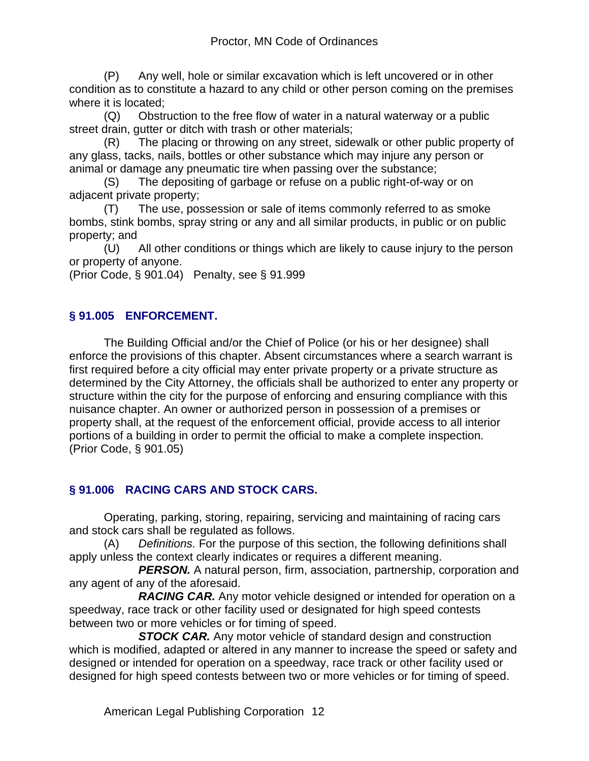(P) Any well, hole or similar excavation which is left uncovered or in other condition as to constitute a hazard to any child or other person coming on the premises where it is located;

(Q) Obstruction to the free flow of water in a natural waterway or a public street drain, gutter or ditch with trash or other materials;

(R) The placing or throwing on any street, sidewalk or other public property of any glass, tacks, nails, bottles or other substance which may injure any person or animal or damage any pneumatic tire when passing over the substance;

(S) The depositing of garbage or refuse on a public right-of-way or on adjacent private property;

(T) The use, possession or sale of items commonly referred to as smoke bombs, stink bombs, spray string or any and all similar products, in public or on public property; and

(U) All other conditions or things which are likely to cause injury to the person or property of anyone.

(Prior Code, § 901.04) Penalty, see § 91.999

## § 91.005 ENFORCEMENT.

The Building Official and/or the Chief of Police (or his or her designee) shall enforce the provisions of this chapter. Absent circumstances where a search warrant is first required before a city official may enter private property or a private structure as determined by the City Attorney, the officials shall be authorized to enter any property or structure within the city for the purpose of enforcing and ensuring compliance with this nuisance chapter. An owner or authorized person in possession of a premises or property shall, at the request of the enforcement official, provide access to all interior portions of a building in order to permit the official to make a complete inspection.

(Prior Code, § 901.05)

## § 91.006 RACING CARS AND STOCK CARS.

Operating, parking, storing, repairing, servicing and maintaining of racing cars and stock cars shall be regulated as follows.

(A) *Definitions.* For the purpose of this section, the following definitions shall apply unless the context clearly indicates or requires a different meaning.

***PERSON.*** A natural person, firm, association, partnership, corporation and any agent of any of the aforesaid.

***RACING CAR.*** Any motor vehicle designed or intended for operation on a speedway, race track or other facility used or designated for high speed contests between two or more vehicles or for timing of speed.

***STOCK CAR.*** Any motor vehicle of standard design and construction which is modified, adapted or altered in any manner to increase the speed or safety and designed or intended for operation on a speedway, race track or other facility used or designed for high speed contests between two or more vehicles or for timing of speed.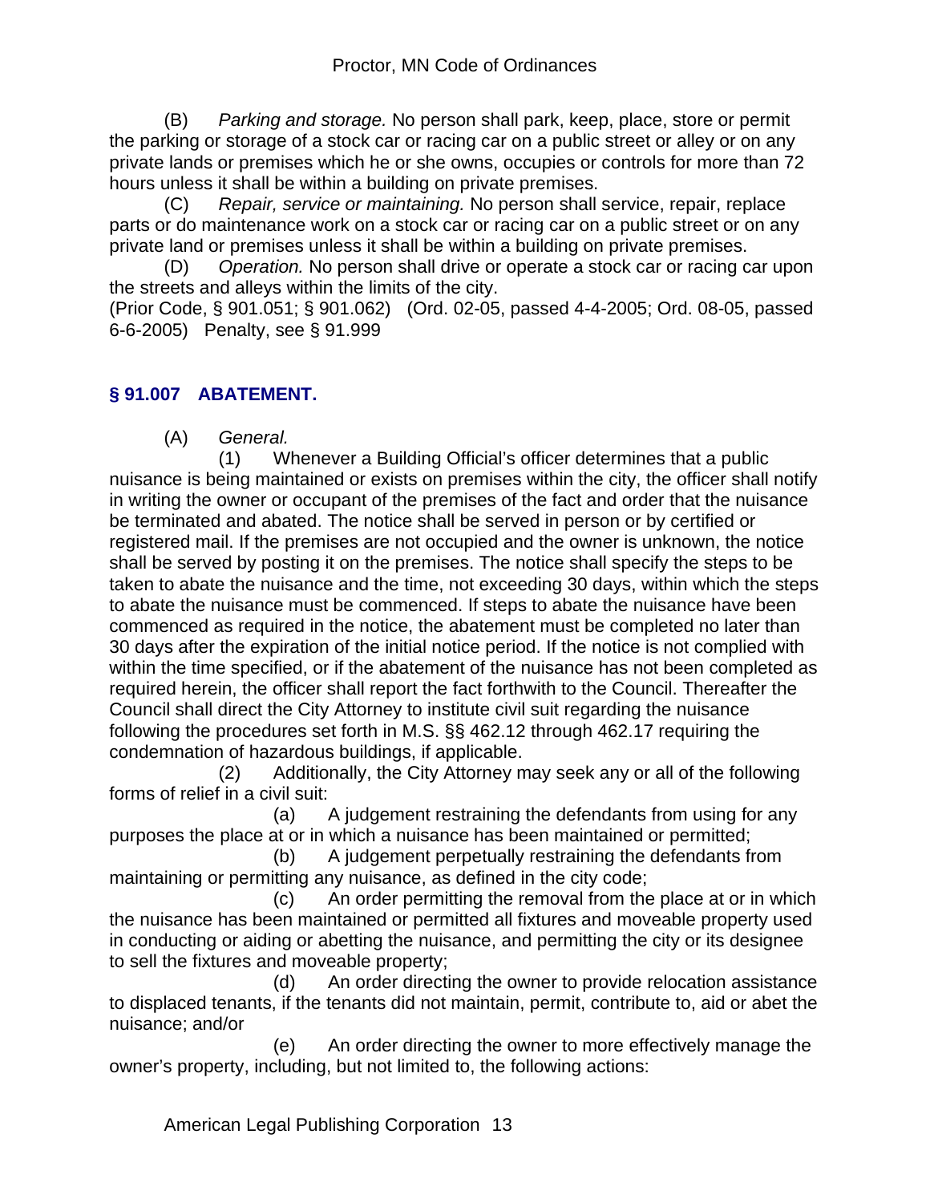(B) *Parking and storage.* No person shall park, keep, place, store or permit the parking or storage of a stock car or racing car on a public street or alley or on any private lands or premises which he or she owns, occupies or controls for more than 72 hours unless it shall be within a building on private premises.

(C) *Repair, service or maintaining.* No person shall service, repair, replace parts or do maintenance work on a stock car or racing car on a public street or on any private land or premises unless it shall be within a building on private premises.

(D) *Operation.* No person shall drive or operate a stock car or racing car upon the streets and alleys within the limits of the city.

(Prior Code, § 901.051; § 901.062) (Ord. 02-05, passed 4-4-2005; Ord. 08-05, passed 6-6-2005) Penalty, see § 91.999

## § 91.007 ABATEMENT.

(A) *General.*

(1) Whenever a Building Official's officer determines that a public nuisance is being maintained or exists on premises within the city, the officer shall notify in writing the owner or occupant of the premises of the fact and order that the nuisance be terminated and abated. The notice shall be served in person or by certified or registered mail. If the premises are not occupied and the owner is unknown, the notice shall be served by posting it on the premises. The notice shall specify the steps to be taken to abate the nuisance and the time, not exceeding 30 days, within which the steps to abate the nuisance must be commenced. If steps to abate the nuisance have been commenced as required in the notice, the abatement must be completed no later than 30 days after the expiration of the initial notice period. If the notice is not complied with within the time specified, or if the abatement of the nuisance has not been completed as required herein, the officer shall report the fact forthwith to the Council. Thereafter the Council shall direct the City Attorney to institute civil suit regarding the nuisance following the procedures set forth in M.S. §§ 462.12 through 462.17 requiring the condemnation of hazardous buildings, if applicable.

(2) Additionally, the City Attorney may seek any or all of the following forms of relief in a civil suit:

(a) A judgement restraining the defendants from using for any purposes the place at or in which a nuisance has been maintained or permitted;

(b) A judgement perpetually restraining the defendants from maintaining or permitting any nuisance, as defined in the city code;

(c) An order permitting the removal from the place at or in which the nuisance has been maintained or permitted all fixtures and moveable property used in conducting or aiding or abetting the nuisance, and permitting the city or its designee to sell the fixtures and moveable property;

(d) An order directing the owner to provide relocation assistance to displaced tenants, if the tenants did not maintain, permit, contribute to, aid or abet the nuisance; and/or

(e) An order directing the owner to more effectively manage the owner's property, including, but not limited to, the following actions: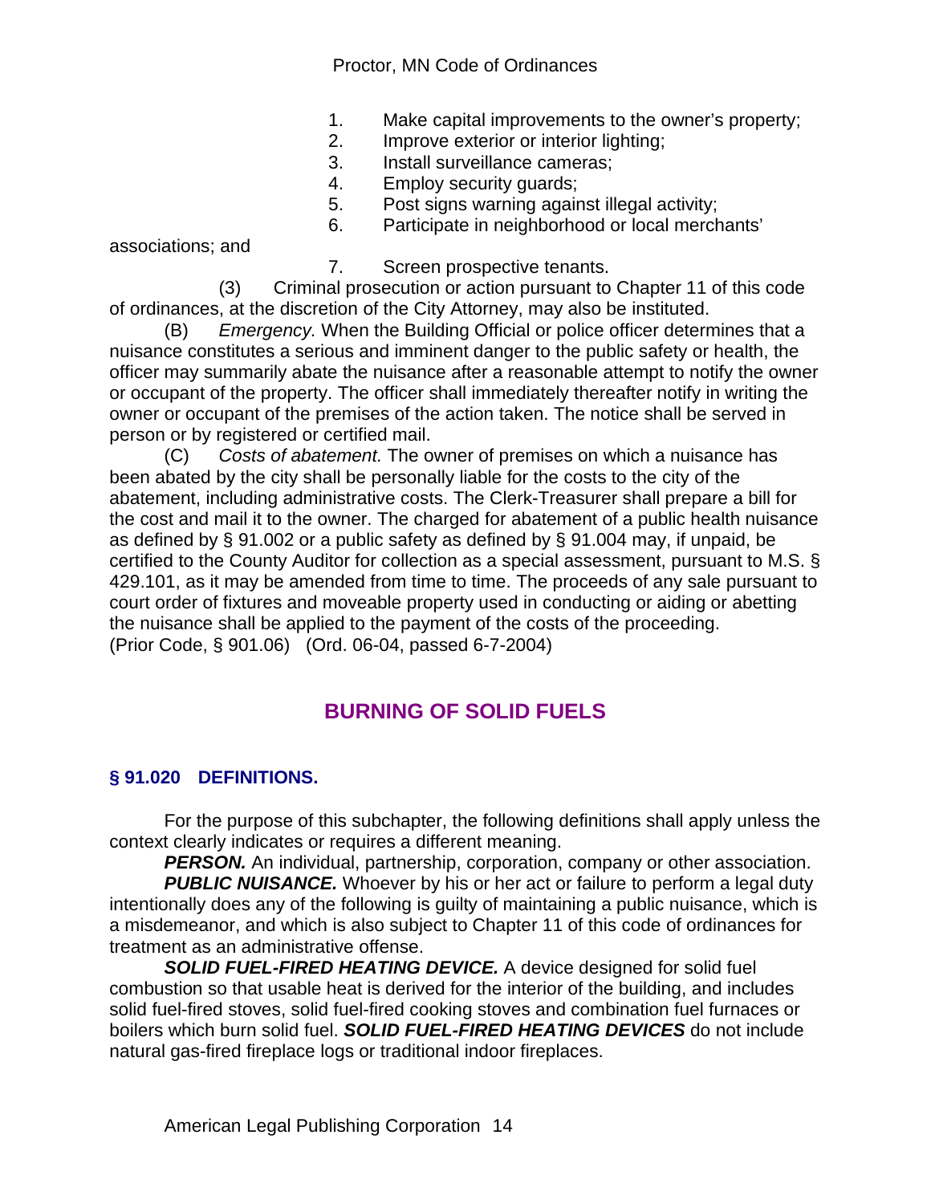1. Make capital improvements to the owner's property;
2. Improve exterior or interior lighting;
3. Install surveillance cameras;
4. Employ security guards;
5. Post signs warning against illegal activity;
6. Participate in neighborhood or local merchants' associations; and
7. Screen prospective tenants.

(3) Criminal prosecution or action pursuant to Chapter 11 of this code of ordinances, at the discretion of the City Attorney, may also be instituted.

(B) *Emergency.* When the Building Official or police officer determines that a nuisance constitutes a serious and imminent danger to the public safety or health, the officer may summarily abate the nuisance after a reasonable attempt to notify the owner or occupant of the property. The officer shall immediately thereafter notify in writing the owner or occupant of the premises of the action taken. The notice shall be served in person or by registered or certified mail.

(C) *Costs of abatement.* The owner of premises on which a nuisance has been abated by the city shall be personally liable for the costs to the city of the abatement, including administrative costs. The Clerk-Treasurer shall prepare a bill for the cost and mail it to the owner. The charged for abatement of a public health nuisance as defined by § 91.002 or a public safety as defined by § 91.004 may, if unpaid, be certified to the County Auditor for collection as a special assessment, pursuant to M.S. § 429.101, as it may be amended from time to time. The proceeds of any sale pursuant to court order of fixtures and moveable property used in conducting or aiding or abetting the nuisance shall be applied to the payment of the costs of the proceeding.
(Prior Code, § 901.06) (Ord. 06-04, passed 6-7-2004)

## BURNING OF SOLID FUELS

### § 91.020 DEFINITIONS.

For the purpose of this subchapter, the following definitions shall apply unless the context clearly indicates or requires a different meaning.

***PERSON.*** An individual, partnership, corporation, company or other association.

***PUBLIC NUISANCE.*** Whoever by his or her act or failure to perform a legal duty intentionally does any of the following is guilty of maintaining a public nuisance, which is a misdemeanor, and which is also subject to Chapter 11 of this code of ordinances for treatment as an administrative offense.

***SOLID FUEL-FIRED HEATING DEVICE.*** A device designed for solid fuel combustion so that usable heat is derived for the interior of the building, and includes solid fuel-fired stoves, solid fuel-fired cooking stoves and combination fuel furnaces or boilers which burn solid fuel. ***SOLID FUEL-FIRED HEATING DEVICES*** do not include natural gas-fired fireplace logs or traditional indoor fireplaces.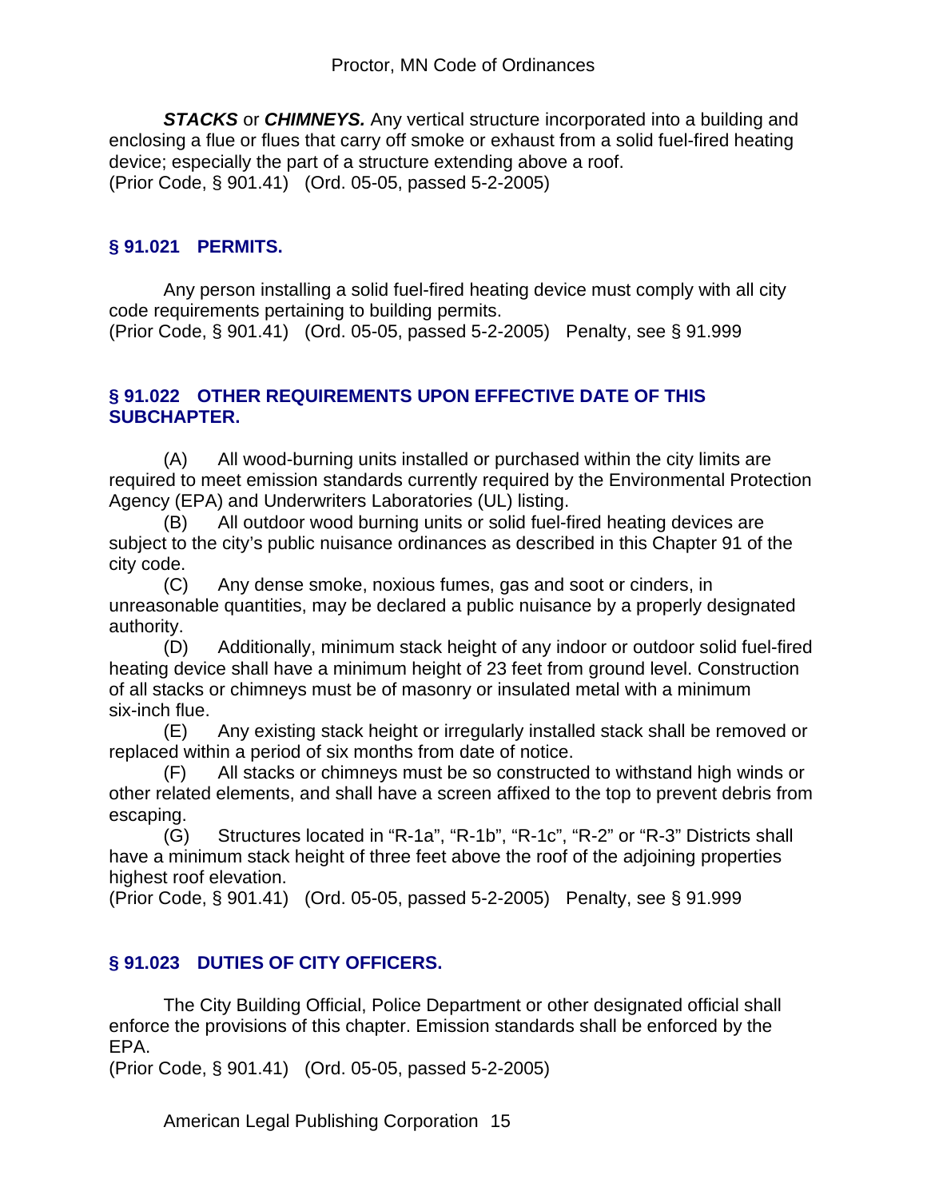***STACKS*** or ***CHIMNEYS.*** Any vertical structure incorporated into a building and enclosing a flue or flues that carry off smoke or exhaust from a solid fuel-fired heating device; especially the part of a structure extending above a roof.
(Prior Code, § 901.41) (Ord. 05-05, passed 5-2-2005)

## § 91.021 PERMITS.

Any person installing a solid fuel-fired heating device must comply with all city code requirements pertaining to building permits.
(Prior Code, § 901.41) (Ord. 05-05, passed 5-2-2005) Penalty, see § 91.999

## § 91.022 OTHER REQUIREMENTS UPON EFFECTIVE DATE OF THIS SUBCHAPTER.

(A) All wood-burning units installed or purchased within the city limits are required to meet emission standards currently required by the Environmental Protection Agency (EPA) and Underwriters Laboratories (UL) listing.

(B) All outdoor wood burning units or solid fuel-fired heating devices are subject to the city's public nuisance ordinances as described in this Chapter 91 of the city code.

(C) Any dense smoke, noxious fumes, gas and soot or cinders, in unreasonable quantities, may be declared a public nuisance by a properly designated authority.

(D) Additionally, minimum stack height of any indoor or outdoor solid fuel-fired heating device shall have a minimum height of 23 feet from ground level. Construction of all stacks or chimneys must be of masonry or insulated metal with a minimum six-inch flue.

(E) Any existing stack height or irregularly installed stack shall be removed or replaced within a period of six months from date of notice.

(F) All stacks or chimneys must be so constructed to withstand high winds or other related elements, and shall have a screen affixed to the top to prevent debris from escaping.

(G) Structures located in "R-1a", "R-1b", "R-1c", "R-2" or "R-3" Districts shall have a minimum stack height of three feet above the roof of the adjoining properties highest roof elevation.
(Prior Code, § 901.41) (Ord. 05-05, passed 5-2-2005) Penalty, see § 91.999

## § 91.023 DUTIES OF CITY OFFICERS.

The City Building Official, Police Department or other designated official shall enforce the provisions of this chapter. Emission standards shall be enforced by the EPA.
(Prior Code, § 901.41) (Ord. 05-05, passed 5-2-2005)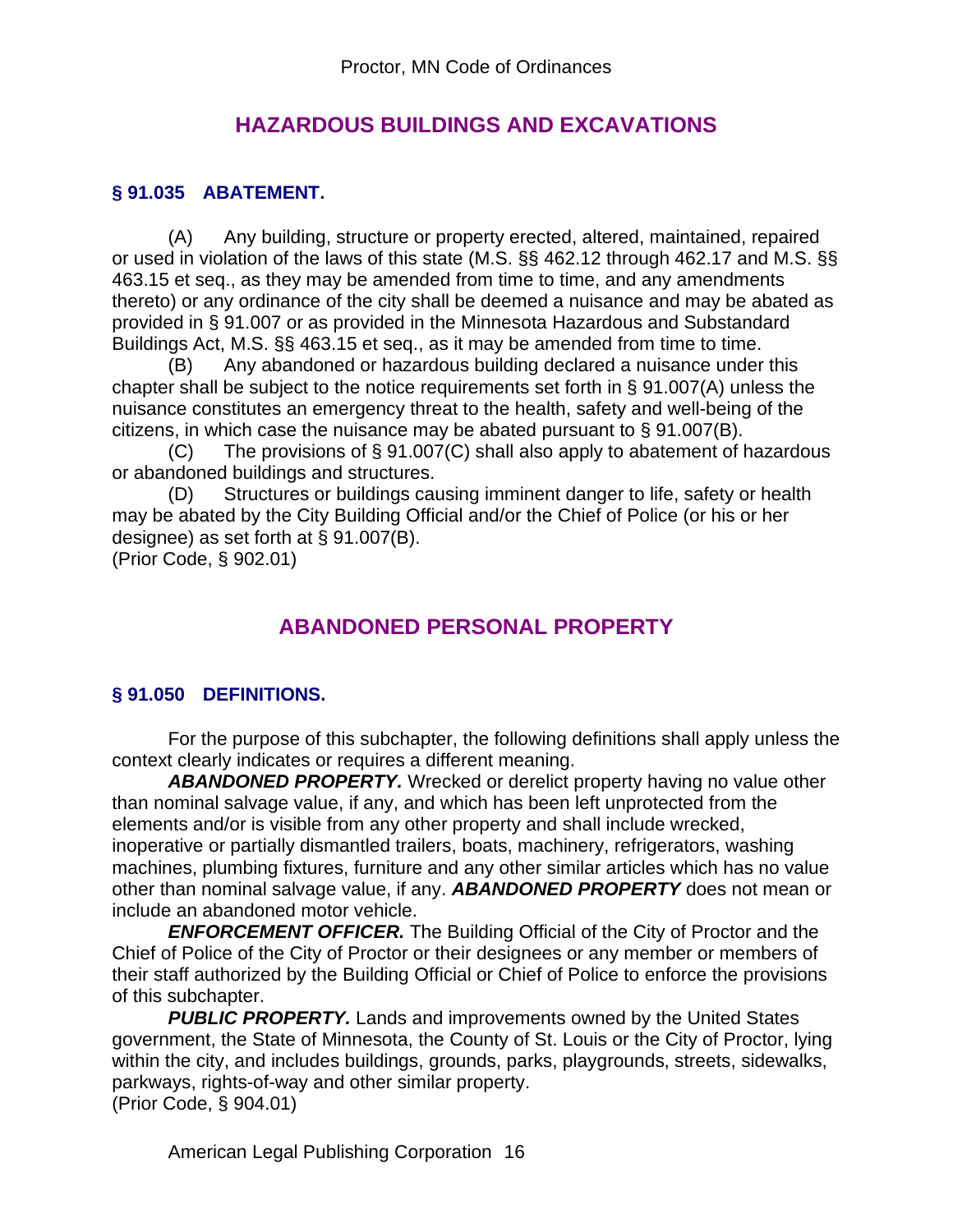## HAZARDOUS BUILDINGS AND EXCAVATIONS

### § 91.035 ABATEMENT.

(A) Any building, structure or property erected, altered, maintained, repaired or used in violation of the laws of this state (M.S. §§ 462.12 through 462.17 and M.S. §§ 463.15 et seq., as they may be amended from time to time, and any amendments thereto) or any ordinance of the city shall be deemed a nuisance and may be abated as provided in § 91.007 or as provided in the Minnesota Hazardous and Substandard Buildings Act, M.S. §§ 463.15 et seq., as it may be amended from time to time.

(B) Any abandoned or hazardous building declared a nuisance under this chapter shall be subject to the notice requirements set forth in § 91.007(A) unless the nuisance constitutes an emergency threat to the health, safety and well-being of the citizens, in which case the nuisance may be abated pursuant to § 91.007(B).

(C) The provisions of § 91.007(C) shall also apply to abatement of hazardous or abandoned buildings and structures.

(D) Structures or buildings causing imminent danger to life, safety or health may be abated by the City Building Official and/or the Chief of Police (or his or her designee) as set forth at § 91.007(B).

(Prior Code, § 902.01)

## ABANDONED PERSONAL PROPERTY

### § 91.050 DEFINITIONS.

For the purpose of this subchapter, the following definitions shall apply unless the context clearly indicates or requires a different meaning.

***ABANDONED PROPERTY.*** Wrecked or derelict property having no value other than nominal salvage value, if any, and which has been left unprotected from the elements and/or is visible from any other property and shall include wrecked, inoperative or partially dismantled trailers, boats, machinery, refrigerators, washing machines, plumbing fixtures, furniture and any other similar articles which has no value other than nominal salvage value, if any. ***ABANDONED PROPERTY*** does not mean or include an abandoned motor vehicle.

***ENFORCEMENT OFFICER.*** The Building Official of the City of Proctor and the Chief of Police of the City of Proctor or their designees or any member or members of their staff authorized by the Building Official or Chief of Police to enforce the provisions of this subchapter.

***PUBLIC PROPERTY.*** Lands and improvements owned by the United States government, the State of Minnesota, the County of St. Louis or the City of Proctor, lying within the city, and includes buildings, grounds, parks, playgrounds, streets, sidewalks, parkways, rights-of-way and other similar property.

(Prior Code, § 904.01)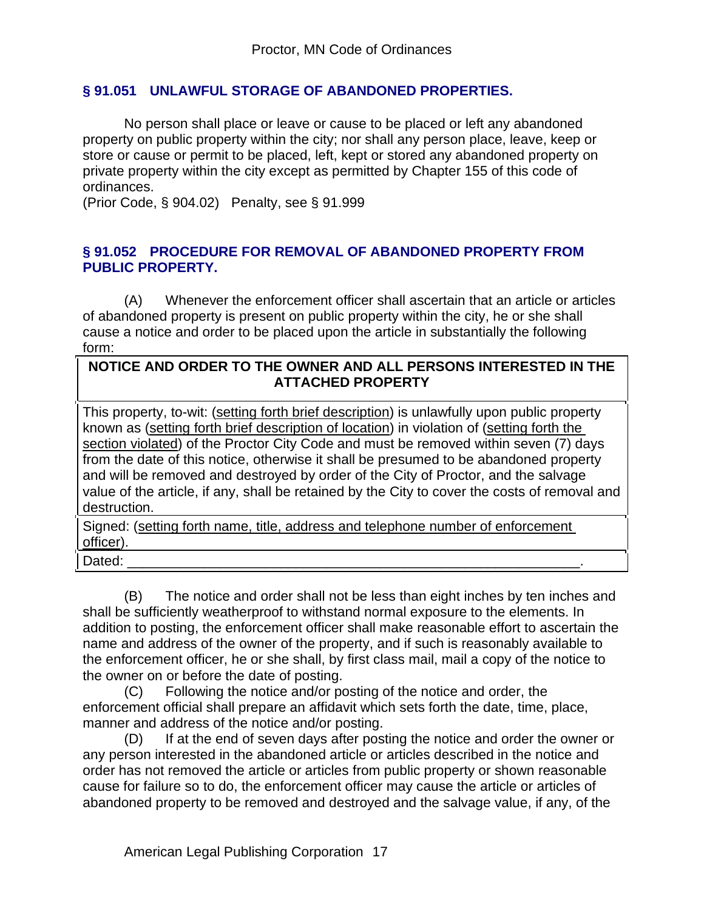## § 91.051 UNLAWFUL STORAGE OF ABANDONED PROPERTIES.

No person shall place or leave or cause to be placed or left any abandoned property on public property within the city; nor shall any person place, leave, keep or store or cause or permit to be placed, left, kept or stored any abandoned property on private property within the city except as permitted by Chapter 155 of this code of ordinances.

(Prior Code, § 904.02) Penalty, see § 91.999

## § 91.052 PROCEDURE FOR REMOVAL OF ABANDONED PROPERTY FROM PUBLIC PROPERTY.

(A) Whenever the enforcement officer shall ascertain that an article or articles of abandoned property is present on public property within the city, he or she shall cause a notice and order to be placed upon the article in substantially the following form:

| **NOTICE AND ORDER TO THE OWNER AND ALL PERSONS INTERESTED IN THE ATTACHED PROPERTY** |
|---|
| This property, to-wit: (setting forth brief description) is unlawfully upon public property known as (setting forth brief description of location) in violation of (setting forth the section violated) of the Proctor City Code and must be removed within seven (7) days from the date of this notice, otherwise it shall be presumed to be abandoned property and will be removed and destroyed by order of the City of Proctor, and the salvage value of the article, if any, shall be retained by the City to cover the costs of removal and destruction. |
| Signed: (setting forth name, title, address and telephone number of enforcement officer). |
| Dated: ___________________________________________________________. |

(B) The notice and order shall not be less than eight inches by ten inches and shall be sufficiently weatherproof to withstand normal exposure to the elements. In addition to posting, the enforcement officer shall make reasonable effort to ascertain the name and address of the owner of the property, and if such is reasonably available to the enforcement officer, he or she shall, by first class mail, mail a copy of the notice to the owner on or before the date of posting.

(C) Following the notice and/or posting of the notice and order, the enforcement official shall prepare an affidavit which sets forth the date, time, place, manner and address of the notice and/or posting.

(D) If at the end of seven days after posting the notice and order the owner or any person interested in the abandoned article or articles described in the notice and order has not removed the article or articles from public property or shown reasonable cause for failure so to do, the enforcement officer may cause the article or articles of abandoned property to be removed and destroyed and the salvage value, if any, of the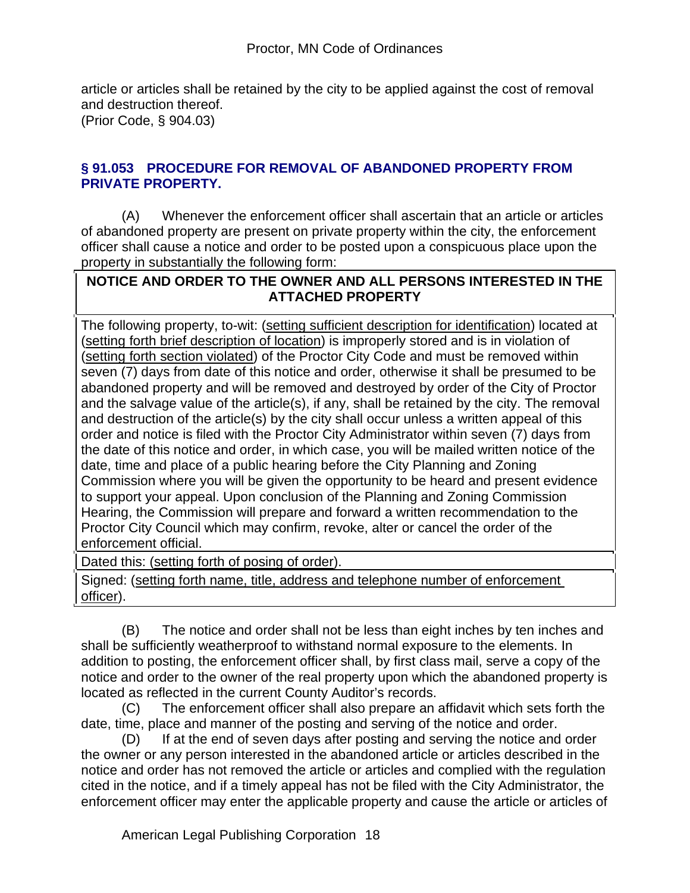article or articles shall be retained by the city to be applied against the cost of removal and destruction thereof.
(Prior Code, § 904.03)

### § 91.053 PROCEDURE FOR REMOVAL OF ABANDONED PROPERTY FROM PRIVATE PROPERTY.

(A) Whenever the enforcement officer shall ascertain that an article or articles of abandoned property are present on private property within the city, the enforcement officer shall cause a notice and order to be posted upon a conspicuous place upon the property in substantially the following form:

| **NOTICE AND ORDER TO THE OWNER AND ALL PERSONS INTERESTED IN THE ATTACHED PROPERTY** |
| --- |
| The following property, to-wit: (setting sufficient description for identification) located at (setting forth brief description of location) is improperly stored and is in violation of (setting forth section violated) of the Proctor City Code and must be removed within seven (7) days from date of this notice and order, otherwise it shall be presumed to be abandoned property and will be removed and destroyed by order of the City of Proctor and the salvage value of the article(s), if any, shall be retained by the city. The removal and destruction of the article(s) by the city shall occur unless a written appeal of this order and notice is filed with the Proctor City Administrator within seven (7) days from the date of this notice and order, in which case, you will be mailed written notice of the date, time and place of a public hearing before the City Planning and Zoning Commission where you will be given the opportunity to be heard and present evidence to support your appeal. Upon conclusion of the Planning and Zoning Commission Hearing, the Commission will prepare and forward a written recommendation to the Proctor City Council which may confirm, revoke, alter or cancel the order of the enforcement official. |
| Dated this: (setting forth of posing of order). |
| Signed: (setting forth name, title, address and telephone number of enforcement officer). |

(B) The notice and order shall not be less than eight inches by ten inches and shall be sufficiently weatherproof to withstand normal exposure to the elements. In addition to posting, the enforcement officer shall, by first class mail, serve a copy of the notice and order to the owner of the real property upon which the abandoned property is located as reflected in the current County Auditor's records.

(C) The enforcement officer shall also prepare an affidavit which sets forth the date, time, place and manner of the posting and serving of the notice and order.

(D) If at the end of seven days after posting and serving the notice and order the owner or any person interested in the abandoned article or articles described in the notice and order has not removed the article or articles and complied with the regulation cited in the notice, and if a timely appeal has not be filed with the City Administrator, the enforcement officer may enter the applicable property and cause the article or articles of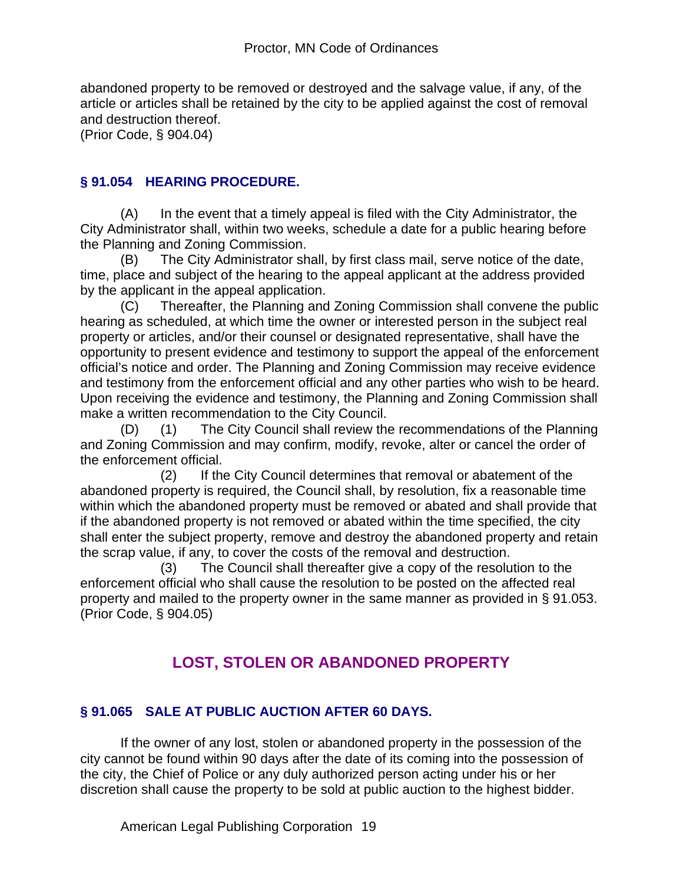abandoned property to be removed or destroyed and the salvage value, if any, of the article or articles shall be retained by the city to be applied against the cost of removal and destruction thereof.
(Prior Code, § 904.04)

### § 91.054 HEARING PROCEDURE.

(A) In the event that a timely appeal is filed with the City Administrator, the City Administrator shall, within two weeks, schedule a date for a public hearing before the Planning and Zoning Commission.

(B) The City Administrator shall, by first class mail, serve notice of the date, time, place and subject of the hearing to the appeal applicant at the address provided by the applicant in the appeal application.

(C) Thereafter, the Planning and Zoning Commission shall convene the public hearing as scheduled, at which time the owner or interested person in the subject real property or articles, and/or their counsel or designated representative, shall have the opportunity to present evidence and testimony to support the appeal of the enforcement official's notice and order. The Planning and Zoning Commission may receive evidence and testimony from the enforcement official and any other parties who wish to be heard. Upon receiving the evidence and testimony, the Planning and Zoning Commission shall make a written recommendation to the City Council.

(D) (1) The City Council shall review the recommendations of the Planning and Zoning Commission and may confirm, modify, revoke, alter or cancel the order of the enforcement official.

(2) If the City Council determines that removal or abatement of the abandoned property is required, the Council shall, by resolution, fix a reasonable time within which the abandoned property must be removed or abated and shall provide that if the abandoned property is not removed or abated within the time specified, the city shall enter the subject property, remove and destroy the abandoned property and retain the scrap value, if any, to cover the costs of the removal and destruction.

(3) The Council shall thereafter give a copy of the resolution to the enforcement official who shall cause the resolution to be posted on the affected real property and mailed to the property owner in the same manner as provided in § 91.053.
(Prior Code, § 904.05)

## LOST, STOLEN OR ABANDONED PROPERTY

### § 91.065 SALE AT PUBLIC AUCTION AFTER 60 DAYS.

If the owner of any lost, stolen or abandoned property in the possession of the city cannot be found within 90 days after the date of its coming into the possession of the city, the Chief of Police or any duly authorized person acting under his or her discretion shall cause the property to be sold at public auction to the highest bidder.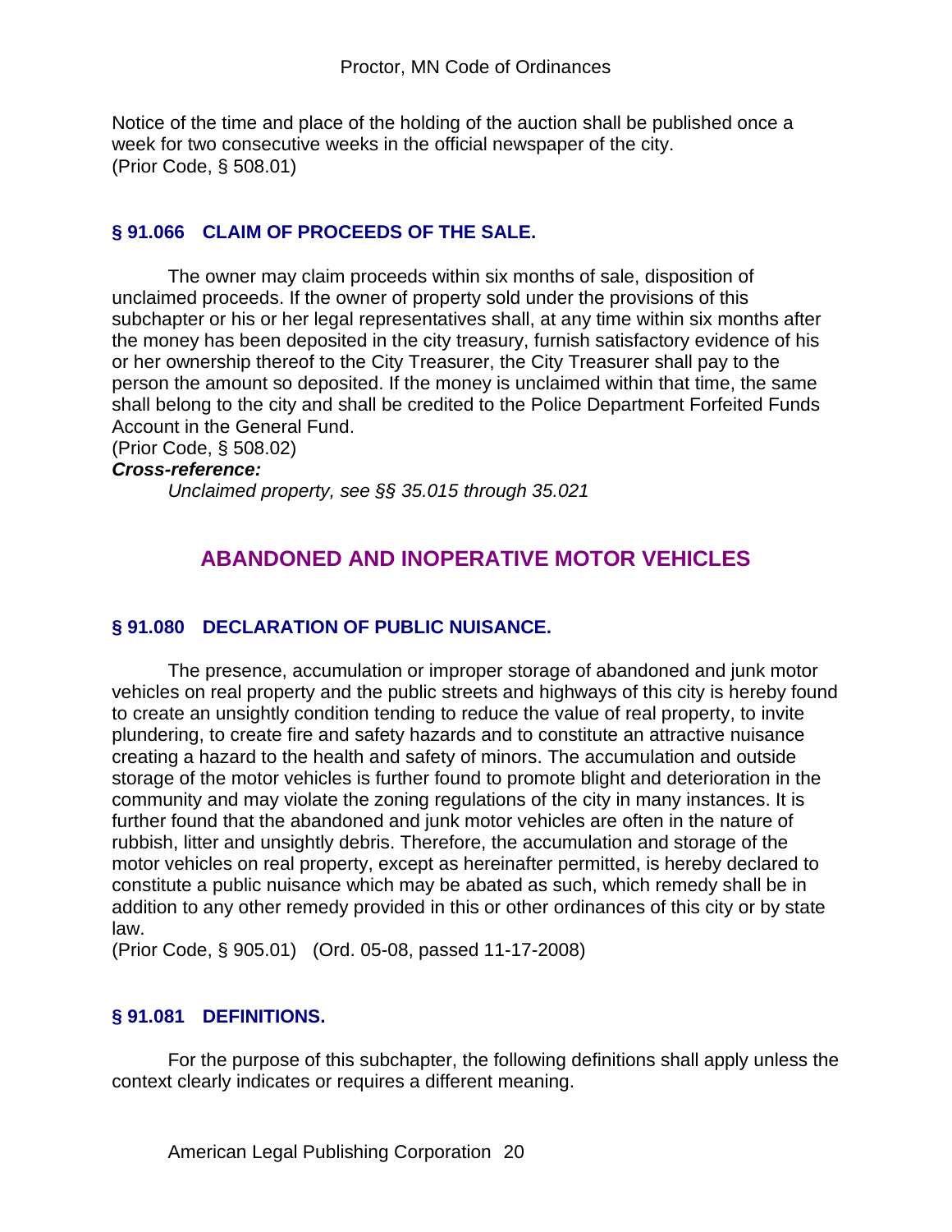Notice of the time and place of the holding of the auction shall be published once a week for two consecutive weeks in the official newspaper of the city.
(Prior Code, § 508.01)

### § 91.066 CLAIM OF PROCEEDS OF THE SALE.

The owner may claim proceeds within six months of sale, disposition of unclaimed proceeds. If the owner of property sold under the provisions of this subchapter or his or her legal representatives shall, at any time within six months after the money has been deposited in the city treasury, furnish satisfactory evidence of his or her ownership thereof to the City Treasurer, the City Treasurer shall pay to the person the amount so deposited. If the money is unclaimed within that time, the same shall belong to the city and shall be credited to the Police Department Forfeited Funds Account in the General Fund.
(Prior Code, § 508.02)

***Cross-reference:***

*Unclaimed property, see §§ 35.015 through 35.021*

## ABANDONED AND INOPERATIVE MOTOR VEHICLES

### § 91.080 DECLARATION OF PUBLIC NUISANCE.

The presence, accumulation or improper storage of abandoned and junk motor vehicles on real property and the public streets and highways of this city is hereby found to create an unsightly condition tending to reduce the value of real property, to invite plundering, to create fire and safety hazards and to constitute an attractive nuisance creating a hazard to the health and safety of minors. The accumulation and outside storage of the motor vehicles is further found to promote blight and deterioration in the community and may violate the zoning regulations of the city in many instances. It is further found that the abandoned and junk motor vehicles are often in the nature of rubbish, litter and unsightly debris. Therefore, the accumulation and storage of the motor vehicles on real property, except as hereinafter permitted, is hereby declared to constitute a public nuisance which may be abated as such, which remedy shall be in addition to any other remedy provided in this or other ordinances of this city or by state law.
(Prior Code, § 905.01) (Ord. 05-08, passed 11-17-2008)

### § 91.081 DEFINITIONS.

For the purpose of this subchapter, the following definitions shall apply unless the context clearly indicates or requires a different meaning.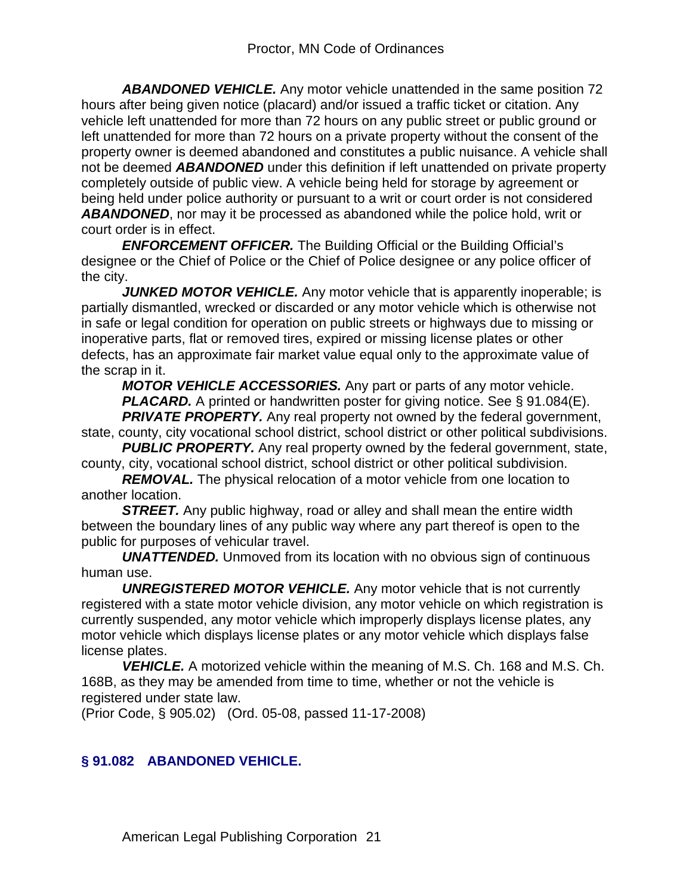***ABANDONED VEHICLE.*** Any motor vehicle unattended in the same position 72 hours after being given notice (placard) and/or issued a traffic ticket or citation. Any vehicle left unattended for more than 72 hours on any public street or public ground or left unattended for more than 72 hours on a private property without the consent of the property owner is deemed abandoned and constitutes a public nuisance. A vehicle shall not be deemed ***ABANDONED*** under this definition if left unattended on private property completely outside of public view. A vehicle being held for storage by agreement or being held under police authority or pursuant to a writ or court order is not considered ***ABANDONED***, nor may it be processed as abandoned while the police hold, writ or court order is in effect.

***ENFORCEMENT OFFICER.*** The Building Official or the Building Official's designee or the Chief of Police or the Chief of Police designee or any police officer of the city.

***JUNKED MOTOR VEHICLE.*** Any motor vehicle that is apparently inoperable; is partially dismantled, wrecked or discarded or any motor vehicle which is otherwise not in safe or legal condition for operation on public streets or highways due to missing or inoperative parts, flat or removed tires, expired or missing license plates or other defects, has an approximate fair market value equal only to the approximate value of the scrap in it.

***MOTOR VEHICLE ACCESSORIES.*** Any part or parts of any motor vehicle.

***PLACARD.*** A printed or handwritten poster for giving notice. See § 91.084(E).

***PRIVATE PROPERTY.*** Any real property not owned by the federal government, state, county, city vocational school district, school district or other political subdivisions.

***PUBLIC PROPERTY.*** Any real property owned by the federal government, state, county, city, vocational school district, school district or other political subdivision.

***REMOVAL.*** The physical relocation of a motor vehicle from one location to another location.

***STREET.*** Any public highway, road or alley and shall mean the entire width between the boundary lines of any public way where any part thereof is open to the public for purposes of vehicular travel.

***UNATTENDED.*** Unmoved from its location with no obvious sign of continuous human use.

***UNREGISTERED MOTOR VEHICLE.*** Any motor vehicle that is not currently registered with a state motor vehicle division, any motor vehicle on which registration is currently suspended, any motor vehicle which improperly displays license plates, any motor vehicle which displays license plates or any motor vehicle which displays false license plates.

***VEHICLE.*** A motorized vehicle within the meaning of M.S. Ch. 168 and M.S. Ch. 168B, as they may be amended from time to time, whether or not the vehicle is registered under state law.

(Prior Code, § 905.02) (Ord. 05-08, passed 11-17-2008)

## § 91.082 ABANDONED VEHICLE.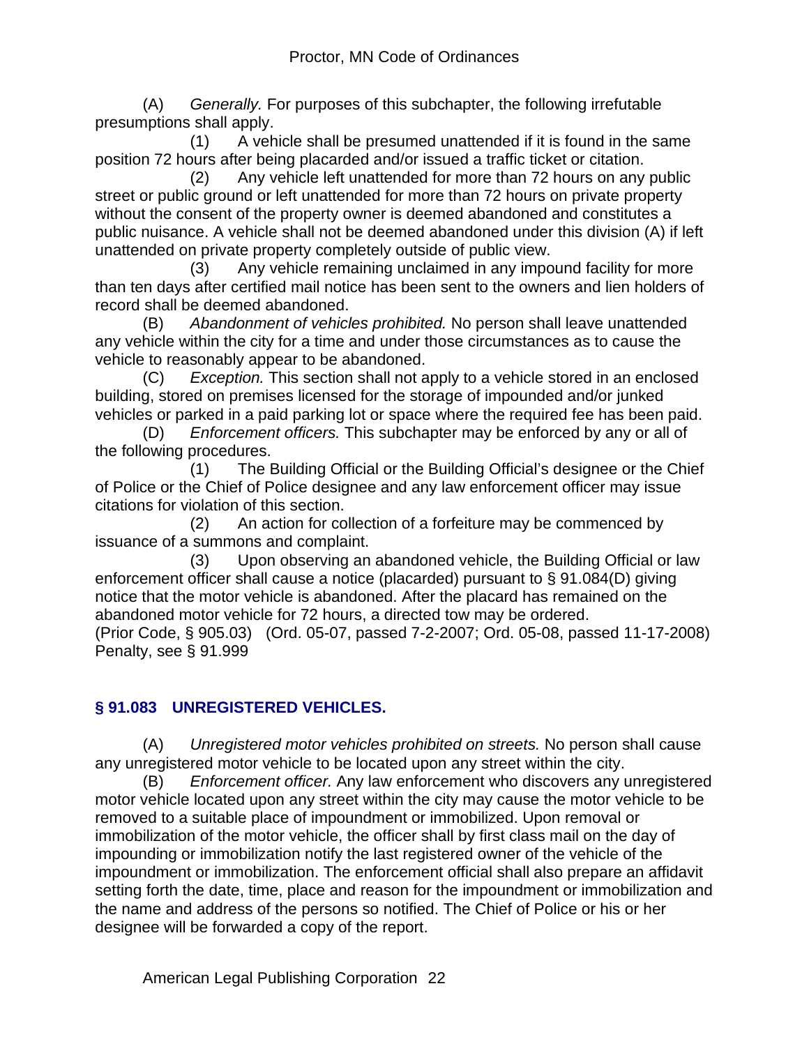(A) *Generally.* For purposes of this subchapter, the following irrefutable presumptions shall apply.

(1) A vehicle shall be presumed unattended if it is found in the same position 72 hours after being placarded and/or issued a traffic ticket or citation.

(2) Any vehicle left unattended for more than 72 hours on any public street or public ground or left unattended for more than 72 hours on private property without the consent of the property owner is deemed abandoned and constitutes a public nuisance. A vehicle shall not be deemed abandoned under this division (A) if left unattended on private property completely outside of public view.

(3) Any vehicle remaining unclaimed in any impound facility for more than ten days after certified mail notice has been sent to the owners and lien holders of record shall be deemed abandoned.

(B) *Abandonment of vehicles prohibited.* No person shall leave unattended any vehicle within the city for a time and under those circumstances as to cause the vehicle to reasonably appear to be abandoned.

(C) *Exception.* This section shall not apply to a vehicle stored in an enclosed building, stored on premises licensed for the storage of impounded and/or junked vehicles or parked in a paid parking lot or space where the required fee has been paid.

(D) *Enforcement officers.* This subchapter may be enforced by any or all of the following procedures.

(1) The Building Official or the Building Official's designee or the Chief of Police or the Chief of Police designee and any law enforcement officer may issue citations for violation of this section.

(2) An action for collection of a forfeiture may be commenced by issuance of a summons and complaint.

(3) Upon observing an abandoned vehicle, the Building Official or law enforcement officer shall cause a notice (placarded) pursuant to § 91.084(D) giving notice that the motor vehicle is abandoned. After the placard has remained on the abandoned motor vehicle for 72 hours, a directed tow may be ordered.

(Prior Code, § 905.03) (Ord. 05-07, passed 7-2-2007; Ord. 05-08, passed 11-17-2008) Penalty, see § 91.999

## § 91.083 UNREGISTERED VEHICLES.

(A) *Unregistered motor vehicles prohibited on streets.* No person shall cause any unregistered motor vehicle to be located upon any street within the city.

(B) *Enforcement officer.* Any law enforcement who discovers any unregistered motor vehicle located upon any street within the city may cause the motor vehicle to be removed to a suitable place of impoundment or immobilized. Upon removal or immobilization of the motor vehicle, the officer shall by first class mail on the day of impounding or immobilization notify the last registered owner of the vehicle of the impoundment or immobilization. The enforcement official shall also prepare an affidavit setting forth the date, time, place and reason for the impoundment or immobilization and the name and address of the persons so notified. The Chief of Police or his or her designee will be forwarded a copy of the report.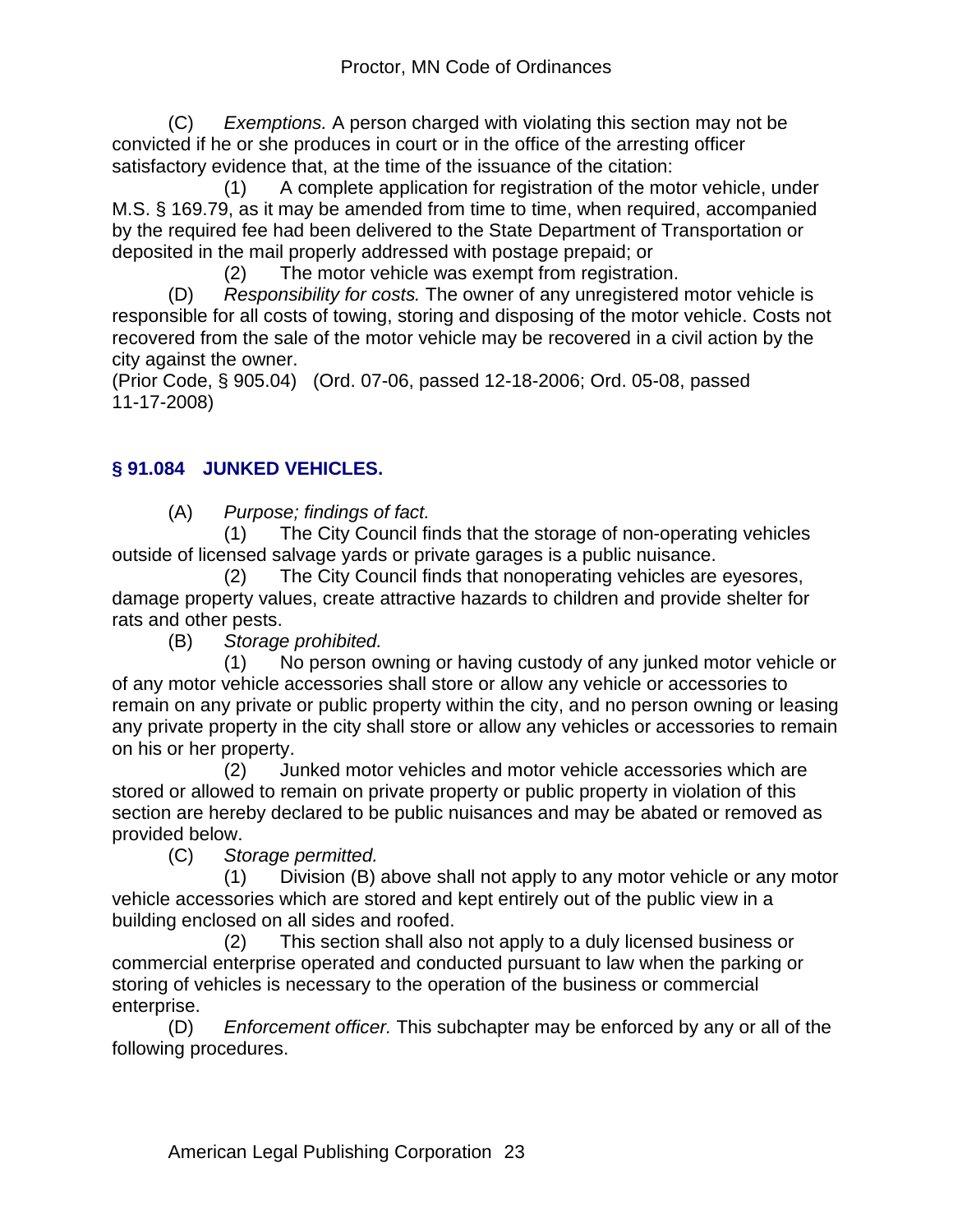(C) *Exemptions.* A person charged with violating this section may not be convicted if he or she produces in court or in the office of the arresting officer satisfactory evidence that, at the time of the issuance of the citation:

(1) A complete application for registration of the motor vehicle, under M.S. § 169.79, as it may be amended from time to time, when required, accompanied by the required fee had been delivered to the State Department of Transportation or deposited in the mail properly addressed with postage prepaid; or

(2) The motor vehicle was exempt from registration.

(D) *Responsibility for costs.* The owner of any unregistered motor vehicle is responsible for all costs of towing, storing and disposing of the motor vehicle. Costs not recovered from the sale of the motor vehicle may be recovered in a civil action by the city against the owner.

(Prior Code, § 905.04) (Ord. 07-06, passed 12-18-2006; Ord. 05-08, passed 11-17-2008)

### § 91.084 JUNKED VEHICLES.

(A) *Purpose; findings of fact.*

(1) The City Council finds that the storage of non-operating vehicles outside of licensed salvage yards or private garages is a public nuisance.

(2) The City Council finds that nonoperating vehicles are eyesores, damage property values, create attractive hazards to children and provide shelter for rats and other pests.

(B) *Storage prohibited.*

(1) No person owning or having custody of any junked motor vehicle or of any motor vehicle accessories shall store or allow any vehicle or accessories to remain on any private or public property within the city, and no person owning or leasing any private property in the city shall store or allow any vehicles or accessories to remain on his or her property.

(2) Junked motor vehicles and motor vehicle accessories which are stored or allowed to remain on private property or public property in violation of this section are hereby declared to be public nuisances and may be abated or removed as provided below.

(C) *Storage permitted.*

(1) Division (B) above shall not apply to any motor vehicle or any motor vehicle accessories which are stored and kept entirely out of the public view in a building enclosed on all sides and roofed.

(2) This section shall also not apply to a duly licensed business or commercial enterprise operated and conducted pursuant to law when the parking or storing of vehicles is necessary to the operation of the business or commercial enterprise.

(D) *Enforcement officer.* This subchapter may be enforced by any or all of the following procedures.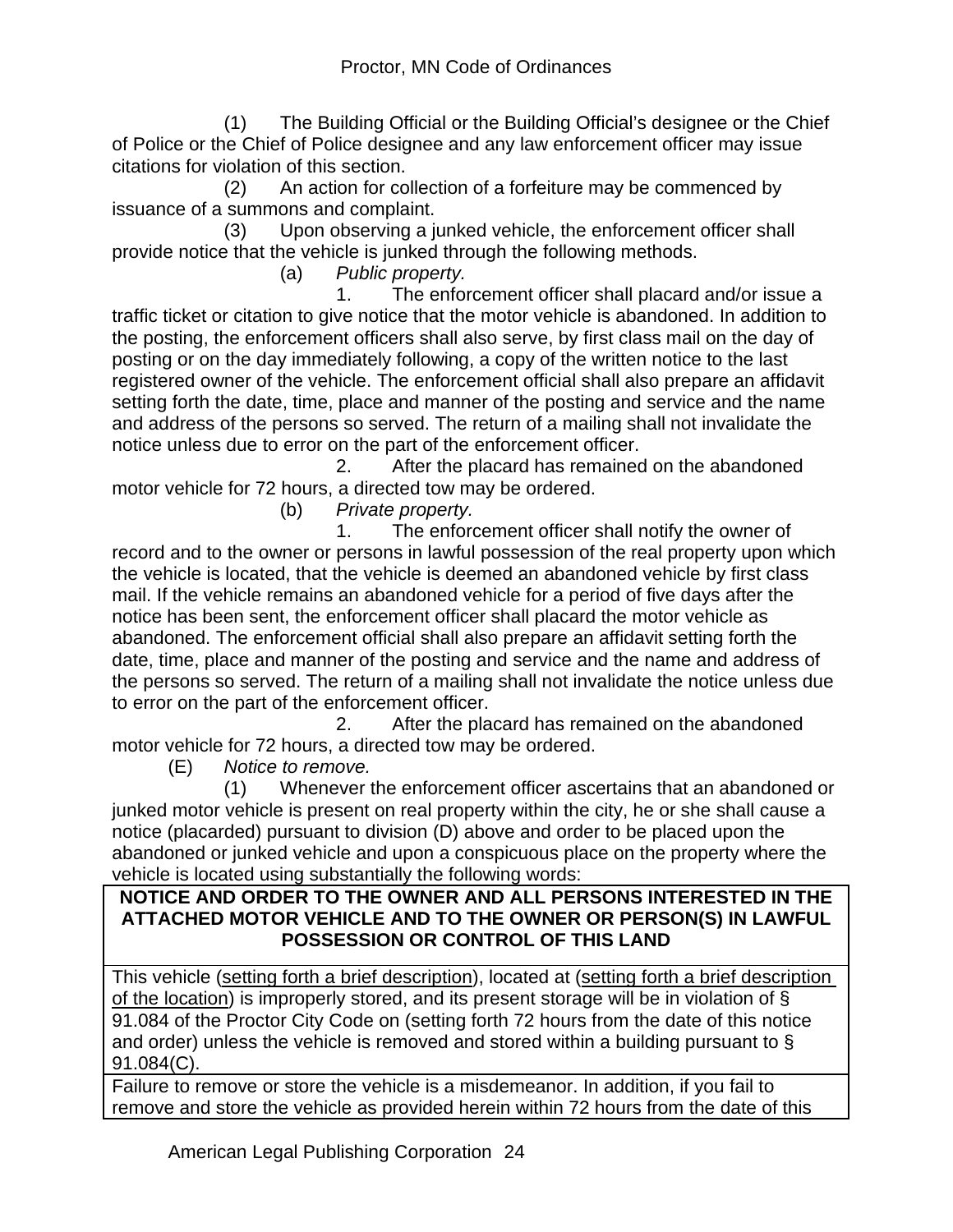(1) The Building Official or the Building Official's designee or the Chief of Police or the Chief of Police designee and any law enforcement officer may issue citations for violation of this section.

(2) An action for collection of a forfeiture may be commenced by issuance of a summons and complaint.

(3) Upon observing a junked vehicle, the enforcement officer shall provide notice that the vehicle is junked through the following methods.

(a) *Public property.*

1. The enforcement officer shall placard and/or issue a traffic ticket or citation to give notice that the motor vehicle is abandoned. In addition to the posting, the enforcement officers shall also serve, by first class mail on the day of posting or on the day immediately following, a copy of the written notice to the last registered owner of the vehicle. The enforcement official shall also prepare an affidavit setting forth the date, time, place and manner of the posting and service and the name and address of the persons so served. The return of a mailing shall not invalidate the notice unless due to error on the part of the enforcement officer.

2. After the placard has remained on the abandoned motor vehicle for 72 hours, a directed tow may be ordered.

(b) *Private property.*

1. The enforcement officer shall notify the owner of record and to the owner or persons in lawful possession of the real property upon which the vehicle is located, that the vehicle is deemed an abandoned vehicle by first class mail. If the vehicle remains an abandoned vehicle for a period of five days after the notice has been sent, the enforcement officer shall placard the motor vehicle as abandoned. The enforcement official shall also prepare an affidavit setting forth the date, time, place and manner of the posting and service and the name and address of the persons so served. The return of a mailing shall not invalidate the notice unless due to error on the part of the enforcement officer.

2. After the placard has remained on the abandoned motor vehicle for 72 hours, a directed tow may be ordered.

(E) *Notice to remove.*

(1) Whenever the enforcement officer ascertains that an abandoned or junked motor vehicle is present on real property within the city, he or she shall cause a notice (placarded) pursuant to division (D) above and order to be placed upon the abandoned or junked vehicle and upon a conspicuous place on the property where the vehicle is located using substantially the following words:

| **NOTICE AND ORDER TO THE OWNER AND ALL PERSONS INTERESTED IN THE ATTACHED MOTOR VEHICLE AND TO THE OWNER OR PERSON(S) IN LAWFUL POSSESSION OR CONTROL OF THIS LAND** |
|---|
| This vehicle (setting forth a brief description), located at (setting forth a brief description of the location) is improperly stored, and its present storage will be in violation of § 91.084 of the Proctor City Code on (setting forth 72 hours from the date of this notice and order) unless the vehicle is removed and stored within a building pursuant to § 91.084(C). |
| Failure to remove or store the vehicle is a misdemeanor. In addition, if you fail to remove and store the vehicle as provided herein within 72 hours from the date of this |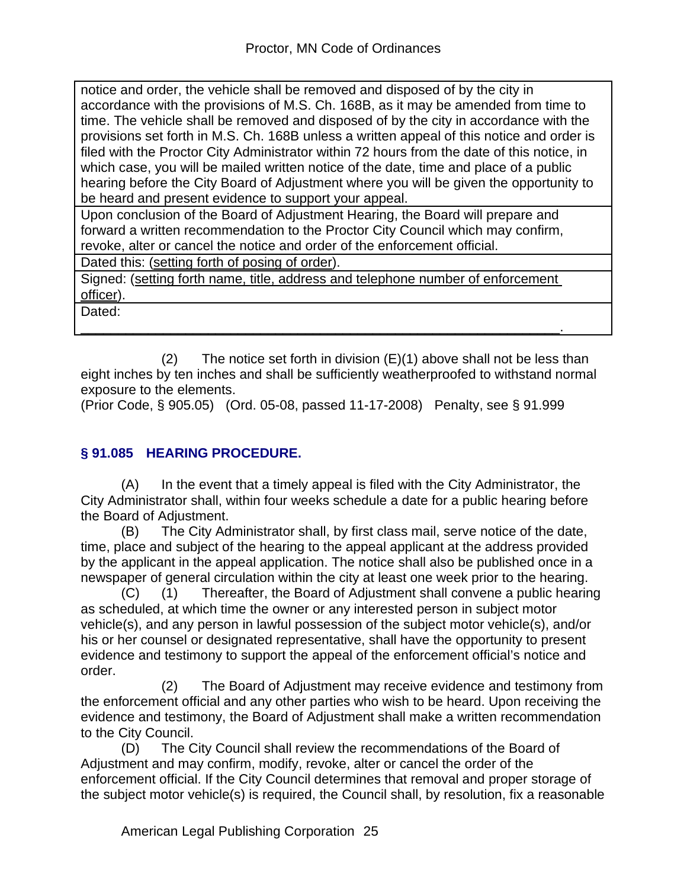| notice and order, the vehicle shall be removed and disposed of by the city in accordance with the provisions of M.S. Ch. 168B, as it may be amended from time to time. The vehicle shall be removed and disposed of by the city in accordance with the provisions set forth in M.S. Ch. 168B unless a written appeal of this notice and order is filed with the Proctor City Administrator within 72 hours from the date of this notice, in which case, you will be mailed written notice of the date, time and place of a public hearing before the City Board of Adjustment where you will be given the opportunity to be heard and present evidence to support your appeal. |
|---|
| Upon conclusion of the Board of Adjustment Hearing, the Board will prepare and forward a written recommendation to the Proctor City Council which may confirm, revoke, alter or cancel the notice and order of the enforcement official. |
| Dated this: (setting forth of posing of order). |
| Signed: (setting forth name, title, address and telephone number of enforcement officer). |
| Dated: ______________________________________________________________. |

(2) The notice set forth in division (E)(1) above shall not be less than eight inches by ten inches and shall be sufficiently weatherproofed to withstand normal exposure to the elements.

(Prior Code, § 905.05) (Ord. 05-08, passed 11-17-2008) Penalty, see § 91.999

### § 91.085 HEARING PROCEDURE.

(A) In the event that a timely appeal is filed with the City Administrator, the City Administrator shall, within four weeks schedule a date for a public hearing before the Board of Adjustment.

(B) The City Administrator shall, by first class mail, serve notice of the date, time, place and subject of the hearing to the appeal applicant at the address provided by the applicant in the appeal application. The notice shall also be published once in a newspaper of general circulation within the city at least one week prior to the hearing.

(C) (1) Thereafter, the Board of Adjustment shall convene a public hearing as scheduled, at which time the owner or any interested person in subject motor vehicle(s), and any person in lawful possession of the subject motor vehicle(s), and/or his or her counsel or designated representative, shall have the opportunity to present evidence and testimony to support the appeal of the enforcement official's notice and order.

(2) The Board of Adjustment may receive evidence and testimony from the enforcement official and any other parties who wish to be heard. Upon receiving the evidence and testimony, the Board of Adjustment shall make a written recommendation to the City Council.

(D) The City Council shall review the recommendations of the Board of Adjustment and may confirm, modify, revoke, alter or cancel the order of the enforcement official. If the City Council determines that removal and proper storage of the subject motor vehicle(s) is required, the Council shall, by resolution, fix a reasonable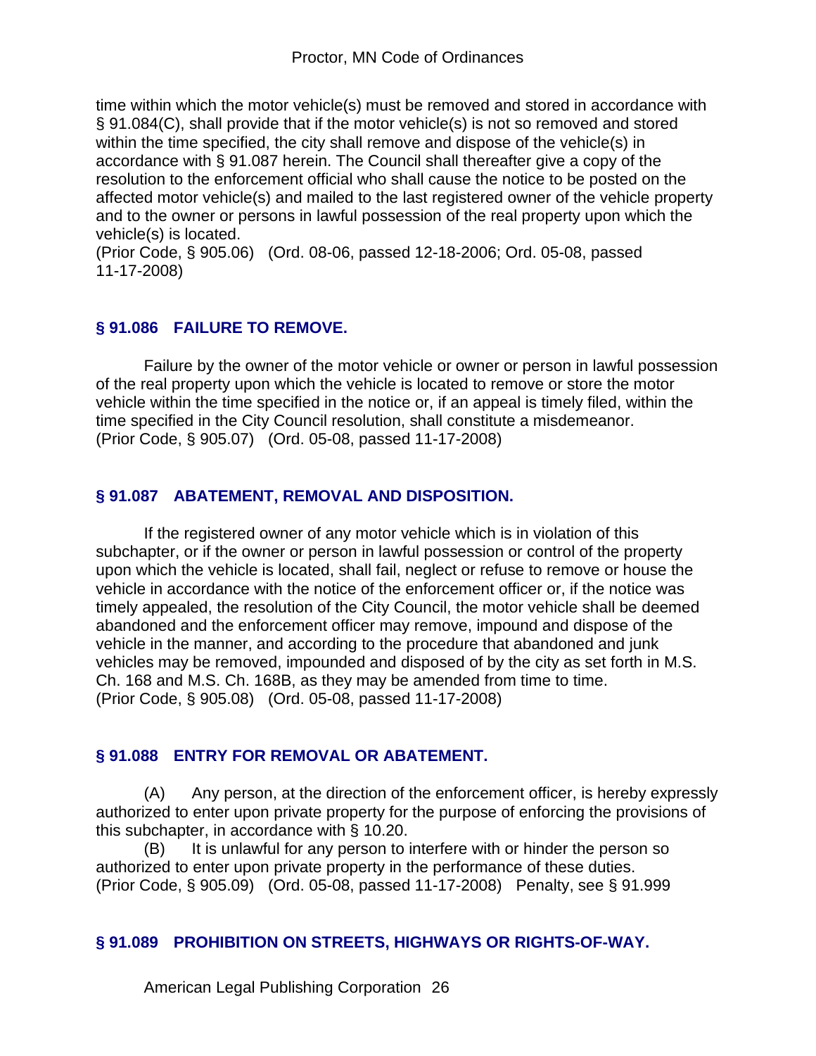time within which the motor vehicle(s) must be removed and stored in accordance with § 91.084(C), shall provide that if the motor vehicle(s) is not so removed and stored within the time specified, the city shall remove and dispose of the vehicle(s) in accordance with § 91.087 herein. The Council shall thereafter give a copy of the resolution to the enforcement official who shall cause the notice to be posted on the affected motor vehicle(s) and mailed to the last registered owner of the vehicle property and to the owner or persons in lawful possession of the real property upon which the vehicle(s) is located.
(Prior Code, § 905.06) (Ord. 08-06, passed 12-18-2006; Ord. 05-08, passed 11-17-2008)

### § 91.086 FAILURE TO REMOVE.

Failure by the owner of the motor vehicle or owner or person in lawful possession of the real property upon which the vehicle is located to remove or store the motor vehicle within the time specified in the notice or, if an appeal is timely filed, within the time specified in the City Council resolution, shall constitute a misdemeanor.
(Prior Code, § 905.07) (Ord. 05-08, passed 11-17-2008)

### § 91.087 ABATEMENT, REMOVAL AND DISPOSITION.

If the registered owner of any motor vehicle which is in violation of this subchapter, or if the owner or person in lawful possession or control of the property upon which the vehicle is located, shall fail, neglect or refuse to remove or house the vehicle in accordance with the notice of the enforcement officer or, if the notice was timely appealed, the resolution of the City Council, the motor vehicle shall be deemed abandoned and the enforcement officer may remove, impound and dispose of the vehicle in the manner, and according to the procedure that abandoned and junk vehicles may be removed, impounded and disposed of by the city as set forth in M.S. Ch. 168 and M.S. Ch. 168B, as they may be amended from time to time.
(Prior Code, § 905.08) (Ord. 05-08, passed 11-17-2008)

### § 91.088 ENTRY FOR REMOVAL OR ABATEMENT.

(A) Any person, at the direction of the enforcement officer, is hereby expressly authorized to enter upon private property for the purpose of enforcing the provisions of this subchapter, in accordance with § 10.20.

(B) It is unlawful for any person to interfere with or hinder the person so authorized to enter upon private property in the performance of these duties.
(Prior Code, § 905.09) (Ord. 05-08, passed 11-17-2008) Penalty, see § 91.999

### § 91.089 PROHIBITION ON STREETS, HIGHWAYS OR RIGHTS-OF-WAY.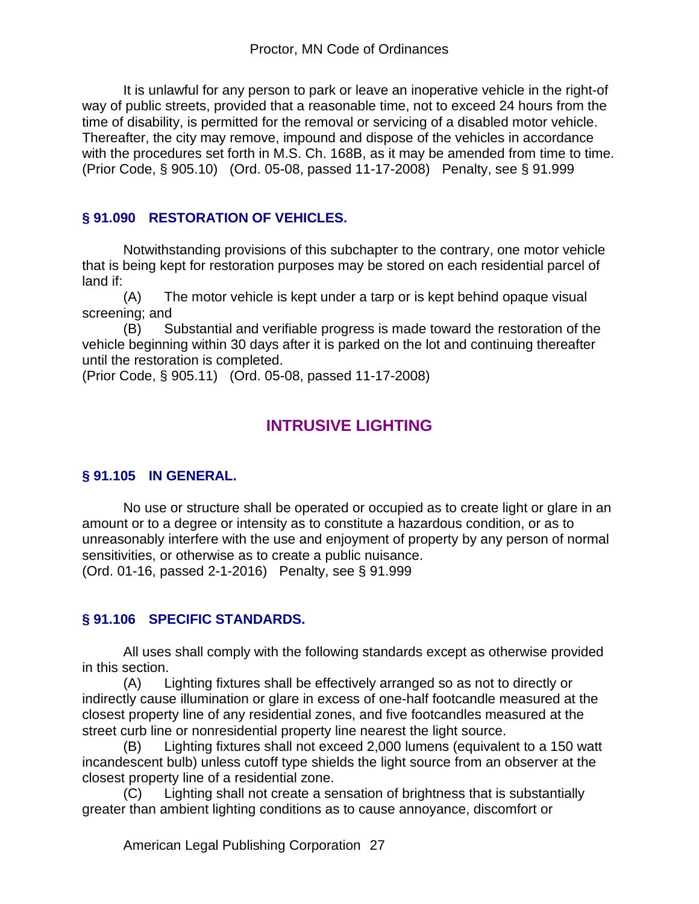It is unlawful for any person to park or leave an inoperative vehicle in the right-of way of public streets, provided that a reasonable time, not to exceed 24 hours from the time of disability, is permitted for the removal or servicing of a disabled motor vehicle. Thereafter, the city may remove, impound and dispose of the vehicles in accordance with the procedures set forth in M.S. Ch. 168B, as it may be amended from time to time.
(Prior Code, § 905.10) (Ord. 05-08, passed 11-17-2008) Penalty, see § 91.999

### § 91.090 RESTORATION OF VEHICLES.

Notwithstanding provisions of this subchapter to the contrary, one motor vehicle that is being kept for restoration purposes may be stored on each residential parcel of land if:

(A) The motor vehicle is kept under a tarp or is kept behind opaque visual screening; and

(B) Substantial and verifiable progress is made toward the restoration of the vehicle beginning within 30 days after it is parked on the lot and continuing thereafter until the restoration is completed.

(Prior Code, § 905.11) (Ord. 05-08, passed 11-17-2008)

## INTRUSIVE LIGHTING

### § 91.105 IN GENERAL.

No use or structure shall be operated or occupied as to create light or glare in an amount or to a degree or intensity as to constitute a hazardous condition, or as to unreasonably interfere with the use and enjoyment of property by any person of normal sensitivities, or otherwise as to create a public nuisance.
(Ord. 01-16, passed 2-1-2016) Penalty, see § 91.999

### § 91.106 SPECIFIC STANDARDS.

All uses shall comply with the following standards except as otherwise provided in this section.

(A) Lighting fixtures shall be effectively arranged so as not to directly or indirectly cause illumination or glare in excess of one-half footcandle measured at the closest property line of any residential zones, and five footcandles measured at the street curb line or nonresidential property line nearest the light source.

(B) Lighting fixtures shall not exceed 2,000 lumens (equivalent to a 150 watt incandescent bulb) unless cutoff type shields the light source from an observer at the closest property line of a residential zone.

(C) Lighting shall not create a sensation of brightness that is substantially greater than ambient lighting conditions as to cause annoyance, discomfort or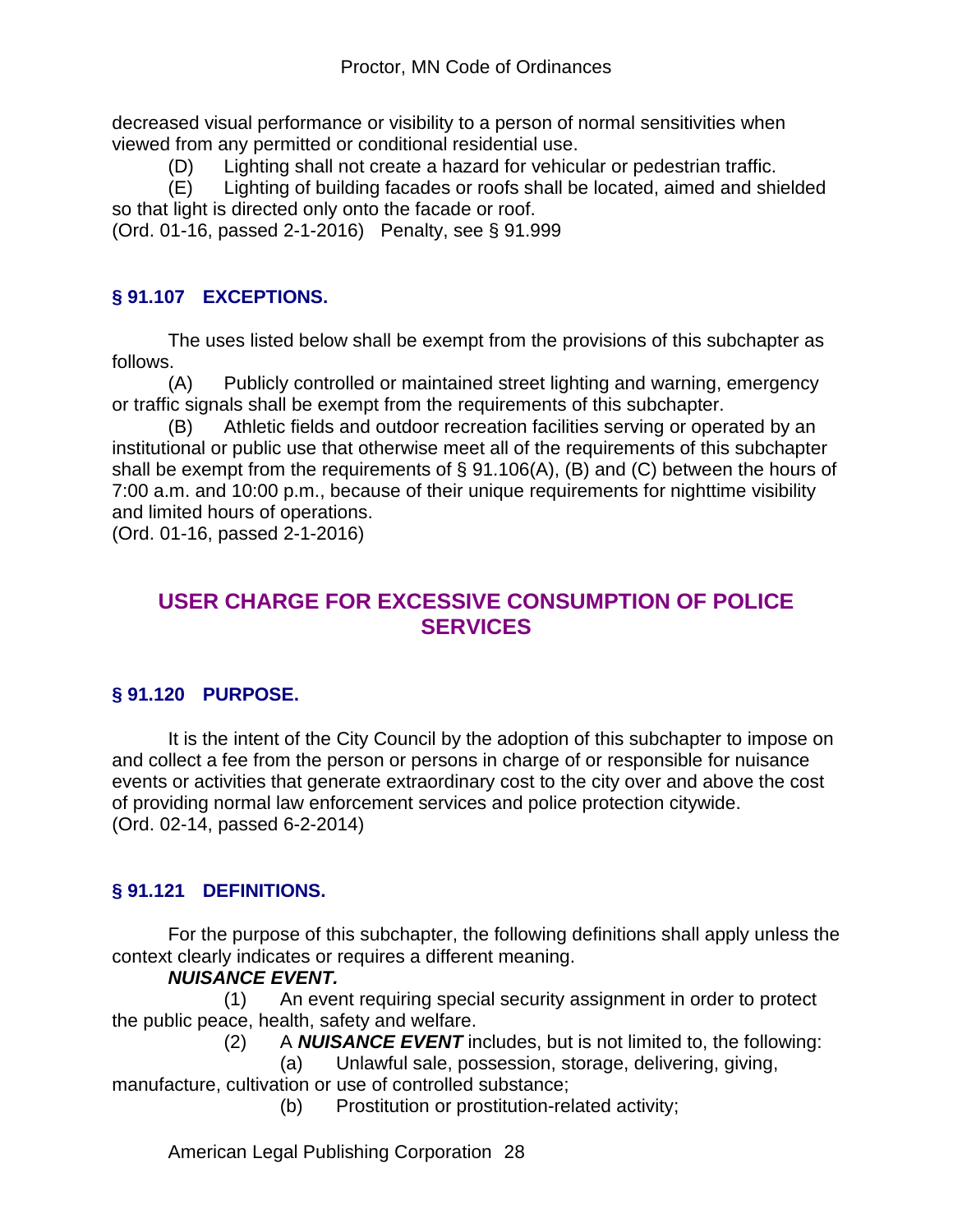decreased visual performance or visibility to a person of normal sensitivities when viewed from any permitted or conditional residential use.

(D) Lighting shall not create a hazard for vehicular or pedestrian traffic.

(E) Lighting of building facades or roofs shall be located, aimed and shielded so that light is directed only onto the facade or roof.

(Ord. 01-16, passed 2-1-2016) Penalty, see § 91.999

### § 91.107 EXCEPTIONS.

The uses listed below shall be exempt from the provisions of this subchapter as follows.

(A) Publicly controlled or maintained street lighting and warning, emergency or traffic signals shall be exempt from the requirements of this subchapter.

(B) Athletic fields and outdoor recreation facilities serving or operated by an institutional or public use that otherwise meet all of the requirements of this subchapter shall be exempt from the requirements of § 91.106(A), (B) and (C) between the hours of 7:00 a.m. and 10:00 p.m., because of their unique requirements for nighttime visibility and limited hours of operations.

(Ord. 01-16, passed 2-1-2016)

## USER CHARGE FOR EXCESSIVE CONSUMPTION OF POLICE SERVICES

### § 91.120 PURPOSE.

It is the intent of the City Council by the adoption of this subchapter to impose on and collect a fee from the person or persons in charge of or responsible for nuisance events or activities that generate extraordinary cost to the city over and above the cost of providing normal law enforcement services and police protection citywide.

(Ord. 02-14, passed 6-2-2014)

### § 91.121 DEFINITIONS.

For the purpose of this subchapter, the following definitions shall apply unless the context clearly indicates or requires a different meaning.

***NUISANCE EVENT.***

(1) An event requiring special security assignment in order to protect the public peace, health, safety and welfare.

(2) A ***NUISANCE EVENT*** includes, but is not limited to, the following:

(a) Unlawful sale, possession, storage, delivering, giving, manufacture, cultivation or use of controlled substance;

(b) Prostitution or prostitution-related activity;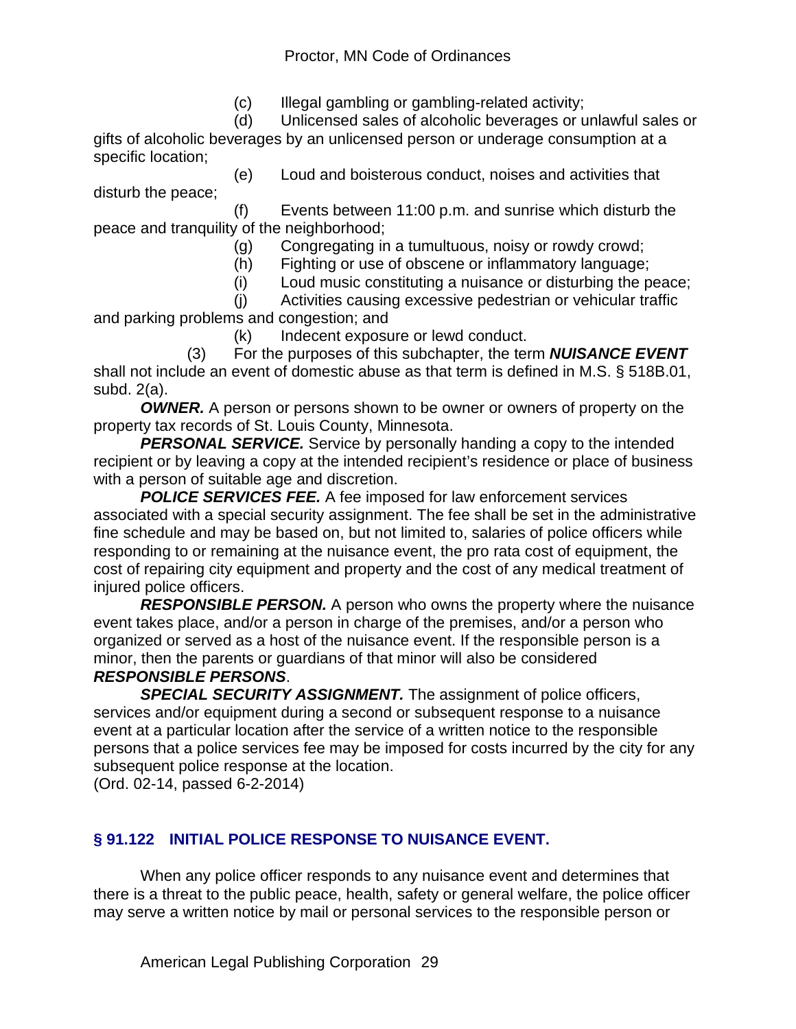(c) Illegal gambling or gambling-related activity;

(d) Unlicensed sales of alcoholic beverages or unlawful sales or gifts of alcoholic beverages by an unlicensed person or underage consumption at a specific location;

(e) Loud and boisterous conduct, noises and activities that disturb the peace;

(f) Events between 11:00 p.m. and sunrise which disturb the peace and tranquility of the neighborhood;

(g) Congregating in a tumultuous, noisy or rowdy crowd;

(h) Fighting or use of obscene or inflammatory language;

(i) Loud music constituting a nuisance or disturbing the peace;

(j) Activities causing excessive pedestrian or vehicular traffic and parking problems and congestion; and

(k) Indecent exposure or lewd conduct.

(3) For the purposes of this subchapter, the term ***NUISANCE EVENT*** shall not include an event of domestic abuse as that term is defined in M.S. § 518B.01, subd. 2(a).

***OWNER.*** A person or persons shown to be owner or owners of property on the property tax records of St. Louis County, Minnesota.

***PERSONAL SERVICE.*** Service by personally handing a copy to the intended recipient or by leaving a copy at the intended recipient's residence or place of business with a person of suitable age and discretion.

***POLICE SERVICES FEE.*** A fee imposed for law enforcement services associated with a special security assignment. The fee shall be set in the administrative fine schedule and may be based on, but not limited to, salaries of police officers while responding to or remaining at the nuisance event, the pro rata cost of equipment, the cost of repairing city equipment and property and the cost of any medical treatment of injured police officers.

***RESPONSIBLE PERSON.*** A person who owns the property where the nuisance event takes place, and/or a person in charge of the premises, and/or a person who organized or served as a host of the nuisance event. If the responsible person is a minor, then the parents or guardians of that minor will also be considered ***RESPONSIBLE PERSONS***.

***SPECIAL SECURITY ASSIGNMENT.*** The assignment of police officers, services and/or equipment during a second or subsequent response to a nuisance event at a particular location after the service of a written notice to the responsible persons that a police services fee may be imposed for costs incurred by the city for any subsequent police response at the location.

(Ord. 02-14, passed 6-2-2014)

## § 91.122 INITIAL POLICE RESPONSE TO NUISANCE EVENT.

When any police officer responds to any nuisance event and determines that there is a threat to the public peace, health, safety or general welfare, the police officer may serve a written notice by mail or personal services to the responsible person or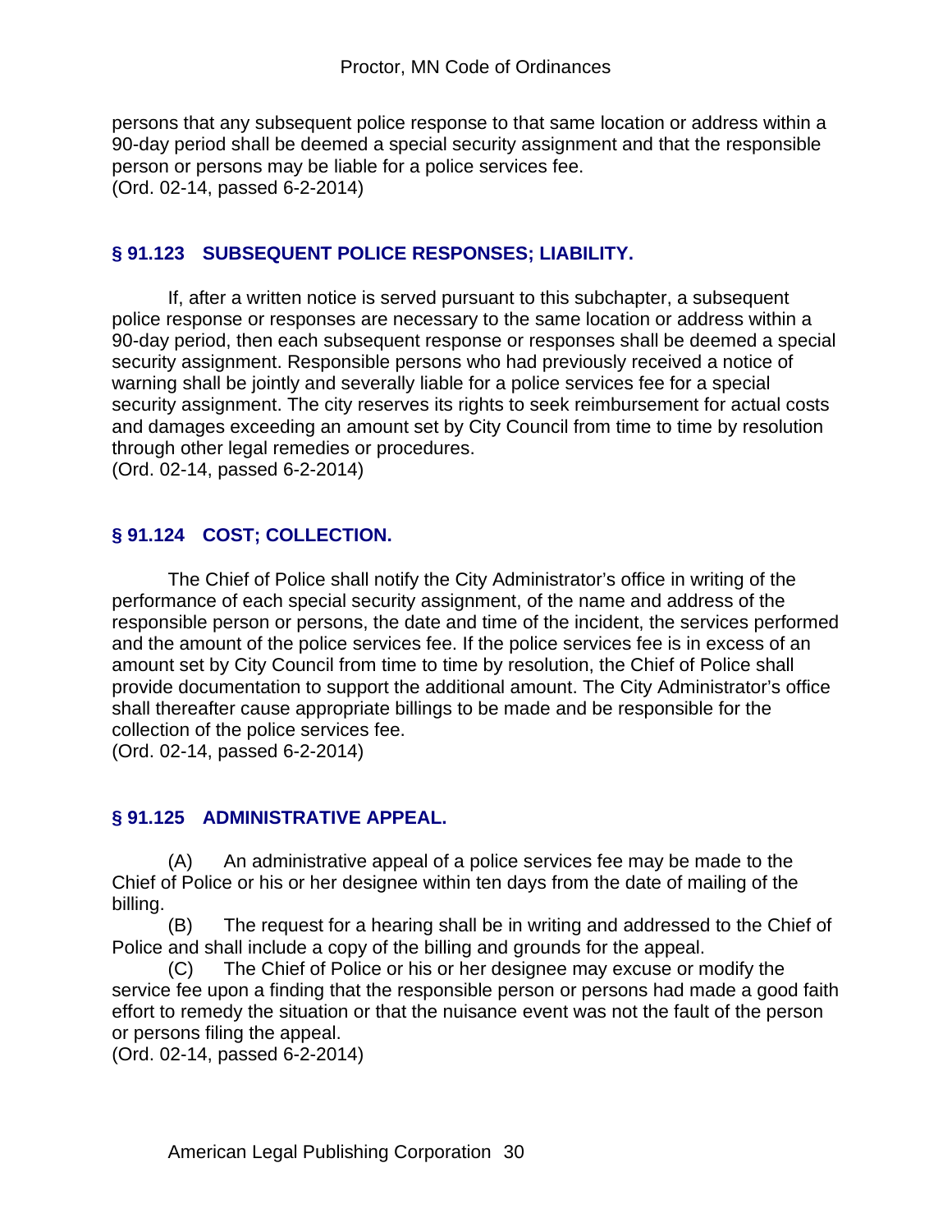persons that any subsequent police response to that same location or address within a 90-day period shall be deemed a special security assignment and that the responsible person or persons may be liable for a police services fee.
(Ord. 02-14, passed 6-2-2014)

### § 91.123 SUBSEQUENT POLICE RESPONSES; LIABILITY.

If, after a written notice is served pursuant to this subchapter, a subsequent police response or responses are necessary to the same location or address within a 90-day period, then each subsequent response or responses shall be deemed a special security assignment. Responsible persons who had previously received a notice of warning shall be jointly and severally liable for a police services fee for a special security assignment. The city reserves its rights to seek reimbursement for actual costs and damages exceeding an amount set by City Council from time to time by resolution through other legal remedies or procedures.
(Ord. 02-14, passed 6-2-2014)

### § 91.124 COST; COLLECTION.

The Chief of Police shall notify the City Administrator's office in writing of the performance of each special security assignment, of the name and address of the responsible person or persons, the date and time of the incident, the services performed and the amount of the police services fee. If the police services fee is in excess of an amount set by City Council from time to time by resolution, the Chief of Police shall provide documentation to support the additional amount. The City Administrator's office shall thereafter cause appropriate billings to be made and be responsible for the collection of the police services fee.
(Ord. 02-14, passed 6-2-2014)

### § 91.125 ADMINISTRATIVE APPEAL.

(A) An administrative appeal of a police services fee may be made to the Chief of Police or his or her designee within ten days from the date of mailing of the billing.

(B) The request for a hearing shall be in writing and addressed to the Chief of Police and shall include a copy of the billing and grounds for the appeal.

(C) The Chief of Police or his or her designee may excuse or modify the service fee upon a finding that the responsible person or persons had made a good faith effort to remedy the situation or that the nuisance event was not the fault of the person or persons filing the appeal.
(Ord. 02-14, passed 6-2-2014)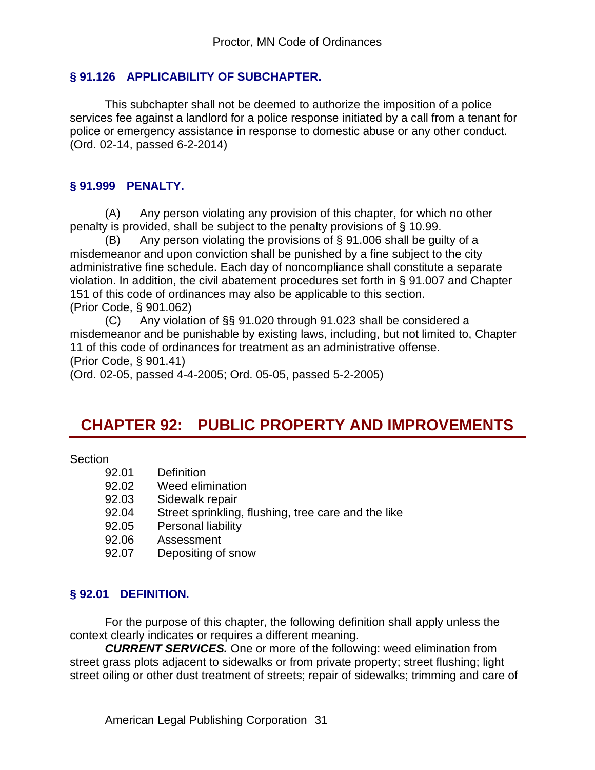### § 91.126 APPLICABILITY OF SUBCHAPTER.

This subchapter shall not be deemed to authorize the imposition of a police services fee against a landlord for a police response initiated by a call from a tenant for police or emergency assistance in response to domestic abuse or any other conduct.
(Ord. 02-14, passed 6-2-2014)

### § 91.999 PENALTY.

(A) Any person violating any provision of this chapter, for which no other penalty is provided, shall be subject to the penalty provisions of § 10.99.

(B) Any person violating the provisions of § 91.006 shall be guilty of a misdemeanor and upon conviction shall be punished by a fine subject to the city administrative fine schedule. Each day of noncompliance shall constitute a separate violation. In addition, the civil abatement procedures set forth in § 91.007 and Chapter 151 of this code of ordinances may also be applicable to this section.
(Prior Code, § 901.062)

(C) Any violation of §§ 91.020 through 91.023 shall be considered a misdemeanor and be punishable by existing laws, including, but not limited to, Chapter 11 of this code of ordinances for treatment as an administrative offense.
(Prior Code, § 901.41)
(Ord. 02-05, passed 4-4-2005; Ord. 05-05, passed 5-2-2005)

## CHAPTER 92: PUBLIC PROPERTY AND IMPROVEMENTS

Section

- 92.01 Definition
- 92.02 Weed elimination
- 92.03 Sidewalk repair
- 92.04 Street sprinkling, flushing, tree care and the like
- 92.05 Personal liability
- 92.06 Assessment
- 92.07 Depositing of snow

### § 92.01 DEFINITION.

For the purpose of this chapter, the following definition shall apply unless the context clearly indicates or requires a different meaning.

***CURRENT SERVICES.*** One or more of the following: weed elimination from street grass plots adjacent to sidewalks or from private property; street flushing; light street oiling or other dust treatment of streets; repair of sidewalks; trimming and care of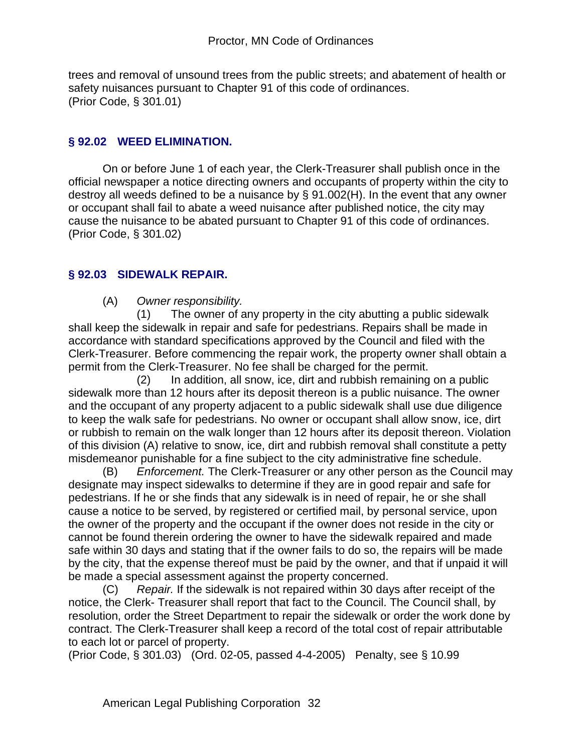trees and removal of unsound trees from the public streets; and abatement of health or safety nuisances pursuant to Chapter 91 of this code of ordinances.
(Prior Code, § 301.01)

## § 92.02 WEED ELIMINATION.

On or before June 1 of each year, the Clerk-Treasurer shall publish once in the official newspaper a notice directing owners and occupants of property within the city to destroy all weeds defined to be a nuisance by § 91.002(H). In the event that any owner or occupant shall fail to abate a weed nuisance after published notice, the city may cause the nuisance to be abated pursuant to Chapter 91 of this code of ordinances.
(Prior Code, § 301.02)

## § 92.03 SIDEWALK REPAIR.

(A) *Owner responsibility.*

(1) The owner of any property in the city abutting a public sidewalk shall keep the sidewalk in repair and safe for pedestrians. Repairs shall be made in accordance with standard specifications approved by the Council and filed with the Clerk-Treasurer. Before commencing the repair work, the property owner shall obtain a permit from the Clerk-Treasurer. No fee shall be charged for the permit.

(2) In addition, all snow, ice, dirt and rubbish remaining on a public sidewalk more than 12 hours after its deposit thereon is a public nuisance. The owner and the occupant of any property adjacent to a public sidewalk shall use due diligence to keep the walk safe for pedestrians. No owner or occupant shall allow snow, ice, dirt or rubbish to remain on the walk longer than 12 hours after its deposit thereon. Violation of this division (A) relative to snow, ice, dirt and rubbish removal shall constitute a petty misdemeanor punishable for a fine subject to the city administrative fine schedule.

(B) *Enforcement.* The Clerk-Treasurer or any other person as the Council may designate may inspect sidewalks to determine if they are in good repair and safe for pedestrians. If he or she finds that any sidewalk is in need of repair, he or she shall cause a notice to be served, by registered or certified mail, by personal service, upon the owner of the property and the occupant if the owner does not reside in the city or cannot be found therein ordering the owner to have the sidewalk repaired and made safe within 30 days and stating that if the owner fails to do so, the repairs will be made by the city, that the expense thereof must be paid by the owner, and that if unpaid it will be made a special assessment against the property concerned.

(C) *Repair.* If the sidewalk is not repaired within 30 days after receipt of the notice, the Clerk- Treasurer shall report that fact to the Council. The Council shall, by resolution, order the Street Department to repair the sidewalk or order the work done by contract. The Clerk-Treasurer shall keep a record of the total cost of repair attributable to each lot or parcel of property.
(Prior Code, § 301.03) (Ord. 02-05, passed 4-4-2005) Penalty, see § 10.99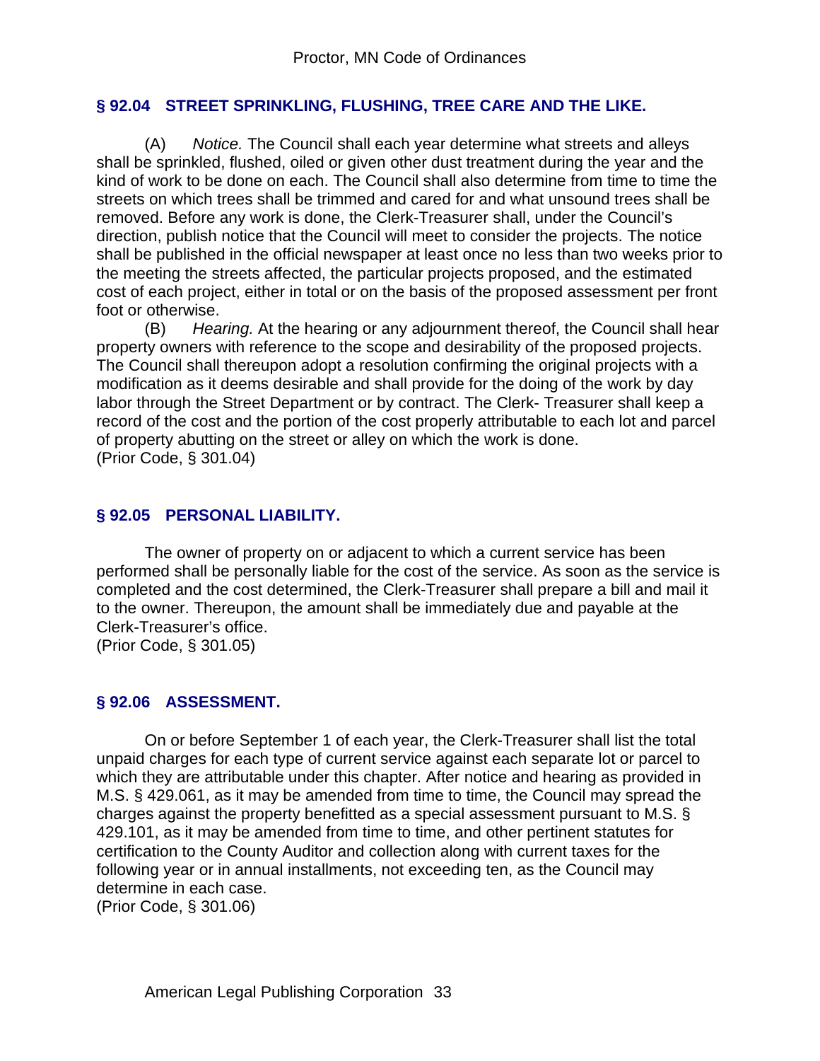## § 92.04 STREET SPRINKLING, FLUSHING, TREE CARE AND THE LIKE.

(A) *Notice.* The Council shall each year determine what streets and alleys shall be sprinkled, flushed, oiled or given other dust treatment during the year and the kind of work to be done on each. The Council shall also determine from time to time the streets on which trees shall be trimmed and cared for and what unsound trees shall be removed. Before any work is done, the Clerk-Treasurer shall, under the Council's direction, publish notice that the Council will meet to consider the projects. The notice shall be published in the official newspaper at least once no less than two weeks prior to the meeting the streets affected, the particular projects proposed, and the estimated cost of each project, either in total or on the basis of the proposed assessment per front foot or otherwise.

(B) *Hearing.* At the hearing or any adjournment thereof, the Council shall hear property owners with reference to the scope and desirability of the proposed projects. The Council shall thereupon adopt a resolution confirming the original projects with a modification as it deems desirable and shall provide for the doing of the work by day labor through the Street Department or by contract. The Clerk- Treasurer shall keep a record of the cost and the portion of the cost properly attributable to each lot and parcel of property abutting on the street or alley on which the work is done.
(Prior Code, § 301.04)

## § 92.05 PERSONAL LIABILITY.

The owner of property on or adjacent to which a current service has been performed shall be personally liable for the cost of the service. As soon as the service is completed and the cost determined, the Clerk-Treasurer shall prepare a bill and mail it to the owner. Thereupon, the amount shall be immediately due and payable at the Clerk-Treasurer's office.
(Prior Code, § 301.05)

## § 92.06 ASSESSMENT.

On or before September 1 of each year, the Clerk-Treasurer shall list the total unpaid charges for each type of current service against each separate lot or parcel to which they are attributable under this chapter. After notice and hearing as provided in M.S. § 429.061, as it may be amended from time to time, the Council may spread the charges against the property benefitted as a special assessment pursuant to M.S. § 429.101, as it may be amended from time to time, and other pertinent statutes for certification to the County Auditor and collection along with current taxes for the following year or in annual installments, not exceeding ten, as the Council may determine in each case.
(Prior Code, § 301.06)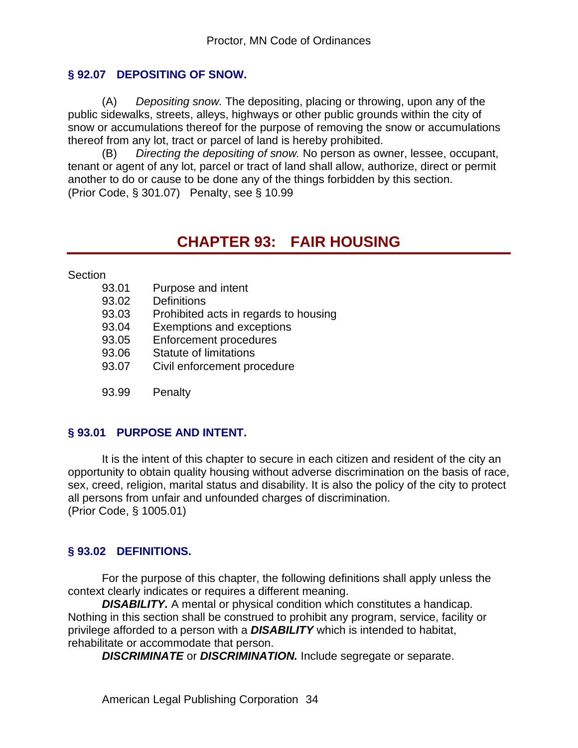### § 92.07 DEPOSITING OF SNOW.

(A) *Depositing snow.* The depositing, placing or throwing, upon any of the public sidewalks, streets, alleys, highways or other public grounds within the city of snow or accumulations thereof for the purpose of removing the snow or accumulations thereof from any lot, tract or parcel of land is hereby prohibited.

(B) *Directing the depositing of snow.* No person as owner, lessee, occupant, tenant or agent of any lot, parcel or tract of land shall allow, authorize, direct or permit another to do or cause to be done any of the things forbidden by this section.
(Prior Code, § 301.07) Penalty, see § 10.99

# CHAPTER 93: FAIR HOUSING

Section

93.01 Purpose and intent
93.02 Definitions
93.03 Prohibited acts in regards to housing
93.04 Exemptions and exceptions
93.05 Enforcement procedures
93.06 Statute of limitations
93.07 Civil enforcement procedure

93.99 Penalty

### § 93.01 PURPOSE AND INTENT.

It is the intent of this chapter to secure in each citizen and resident of the city an opportunity to obtain quality housing without adverse discrimination on the basis of race, sex, creed, religion, marital status and disability. It is also the policy of the city to protect all persons from unfair and unfounded charges of discrimination.
(Prior Code, § 1005.01)

### § 93.02 DEFINITIONS.

For the purpose of this chapter, the following definitions shall apply unless the context clearly indicates or requires a different meaning.

***DISABILITY.*** A mental or physical condition which constitutes a handicap. Nothing in this section shall be construed to prohibit any program, service, facility or privilege afforded to a person with a ***DISABILITY*** which is intended to habitat, rehabilitate or accommodate that person.

***DISCRIMINATE*** or ***DISCRIMINATION.*** Include segregate or separate.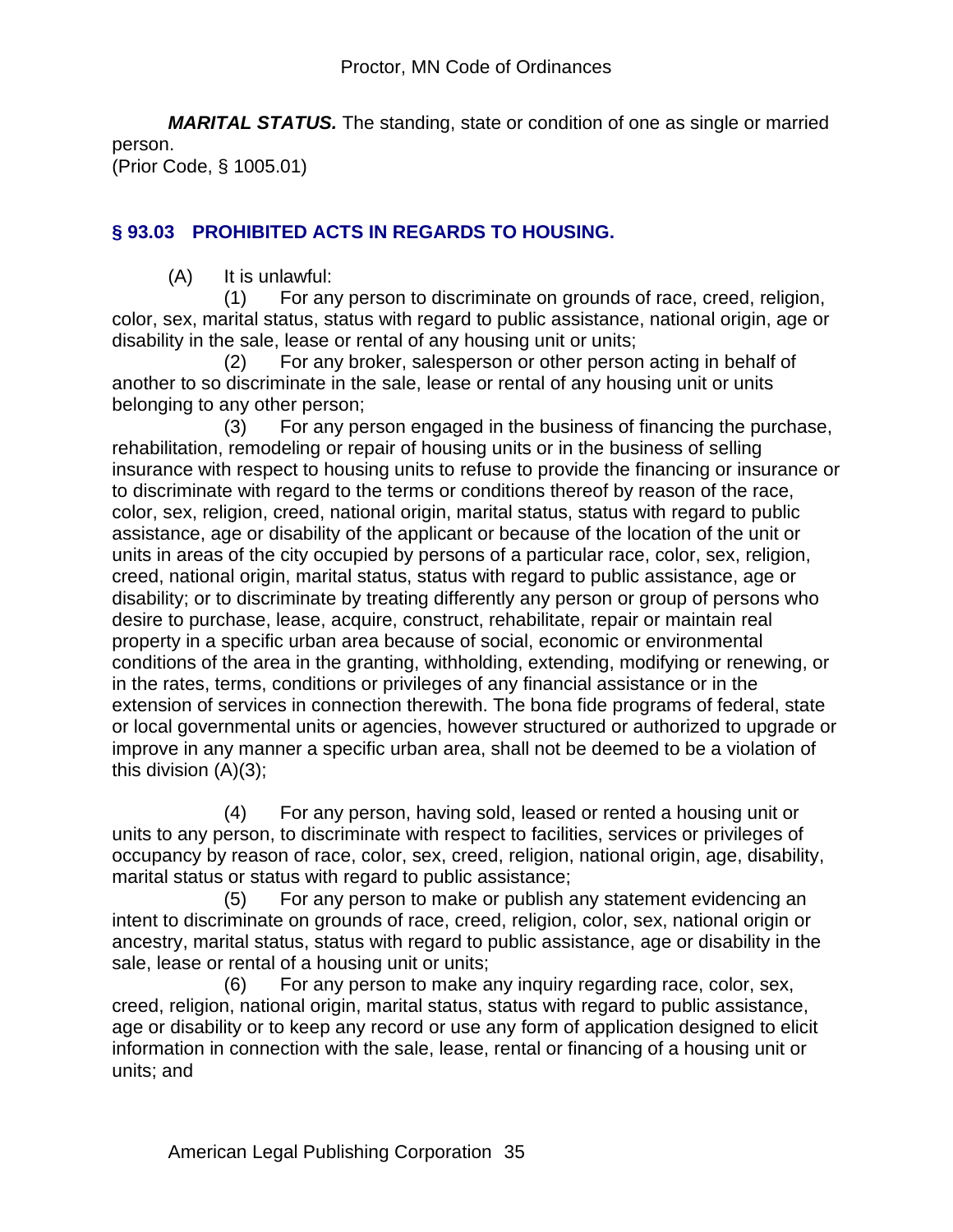***MARITAL STATUS.*** The standing, state or condition of one as single or married person.
(Prior Code, § 1005.01)

## § 93.03 PROHIBITED ACTS IN REGARDS TO HOUSING.

(A) It is unlawful:

(1) For any person to discriminate on grounds of race, creed, religion, color, sex, marital status, status with regard to public assistance, national origin, age or disability in the sale, lease or rental of any housing unit or units;

(2) For any broker, salesperson or other person acting in behalf of another to so discriminate in the sale, lease or rental of any housing unit or units belonging to any other person;

(3) For any person engaged in the business of financing the purchase, rehabilitation, remodeling or repair of housing units or in the business of selling insurance with respect to housing units to refuse to provide the financing or insurance or to discriminate with regard to the terms or conditions thereof by reason of the race, color, sex, religion, creed, national origin, marital status, status with regard to public assistance, age or disability of the applicant or because of the location of the unit or units in areas of the city occupied by persons of a particular race, color, sex, religion, creed, national origin, marital status, status with regard to public assistance, age or disability; or to discriminate by treating differently any person or group of persons who desire to purchase, lease, acquire, construct, rehabilitate, repair or maintain real property in a specific urban area because of social, economic or environmental conditions of the area in the granting, withholding, extending, modifying or renewing, or in the rates, terms, conditions or privileges of any financial assistance or in the extension of services in connection therewith. The bona fide programs of federal, state or local governmental units or agencies, however structured or authorized to upgrade or improve in any manner a specific urban area, shall not be deemed to be a violation of this division (A)(3);

(4) For any person, having sold, leased or rented a housing unit or units to any person, to discriminate with respect to facilities, services or privileges of occupancy by reason of race, color, sex, creed, religion, national origin, age, disability, marital status or status with regard to public assistance;

(5) For any person to make or publish any statement evidencing an intent to discriminate on grounds of race, creed, religion, color, sex, national origin or ancestry, marital status, status with regard to public assistance, age or disability in the sale, lease or rental of a housing unit or units;

(6) For any person to make any inquiry regarding race, color, sex, creed, religion, national origin, marital status, status with regard to public assistance, age or disability or to keep any record or use any form of application designed to elicit information in connection with the sale, lease, rental or financing of a housing unit or units; and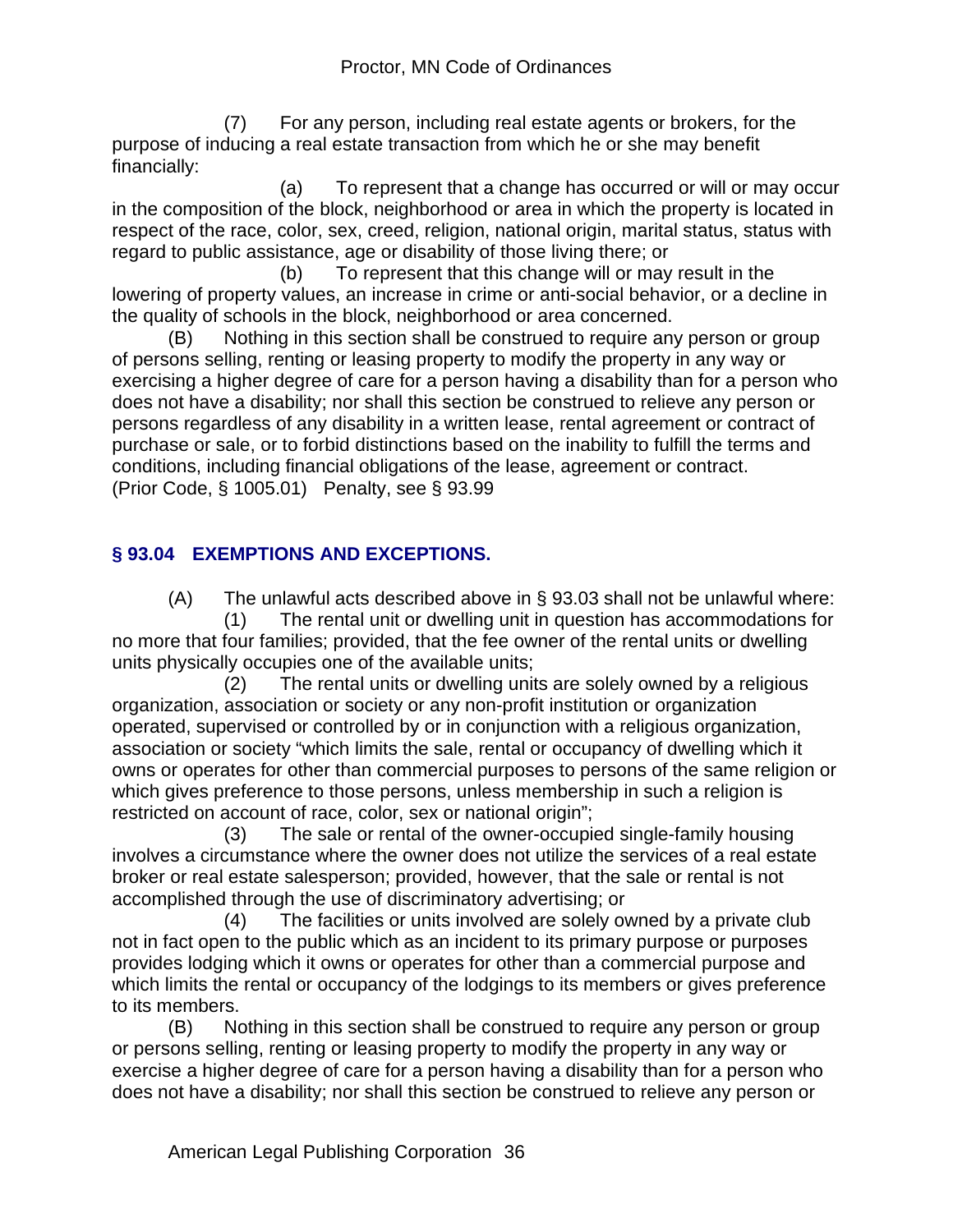(7) For any person, including real estate agents or brokers, for the purpose of inducing a real estate transaction from which he or she may benefit financially:

(a) To represent that a change has occurred or will or may occur in the composition of the block, neighborhood or area in which the property is located in respect of the race, color, sex, creed, religion, national origin, marital status, status with regard to public assistance, age or disability of those living there; or

(b) To represent that this change will or may result in the lowering of property values, an increase in crime or anti-social behavior, or a decline in the quality of schools in the block, neighborhood or area concerned.

(B) Nothing in this section shall be construed to require any person or group of persons selling, renting or leasing property to modify the property in any way or exercising a higher degree of care for a person having a disability than for a person who does not have a disability; nor shall this section be construed to relieve any person or persons regardless of any disability in a written lease, rental agreement or contract of purchase or sale, or to forbid distinctions based on the inability to fulfill the terms and conditions, including financial obligations of the lease, agreement or contract.
(Prior Code, § 1005.01) Penalty, see § 93.99

### § 93.04 EXEMPTIONS AND EXCEPTIONS.

(A) The unlawful acts described above in § 93.03 shall not be unlawful where:

(1) The rental unit or dwelling unit in question has accommodations for no more that four families; provided, that the fee owner of the rental units or dwelling units physically occupies one of the available units;

(2) The rental units or dwelling units are solely owned by a religious organization, association or society or any non-profit institution or organization operated, supervised or controlled by or in conjunction with a religious organization, association or society "which limits the sale, rental or occupancy of dwelling which it owns or operates for other than commercial purposes to persons of the same religion or which gives preference to those persons, unless membership in such a religion is restricted on account of race, color, sex or national origin";

(3) The sale or rental of the owner-occupied single-family housing involves a circumstance where the owner does not utilize the services of a real estate broker or real estate salesperson; provided, however, that the sale or rental is not accomplished through the use of discriminatory advertising; or

(4) The facilities or units involved are solely owned by a private club not in fact open to the public which as an incident to its primary purpose or purposes provides lodging which it owns or operates for other than a commercial purpose and which limits the rental or occupancy of the lodgings to its members or gives preference to its members.

(B) Nothing in this section shall be construed to require any person or group or persons selling, renting or leasing property to modify the property in any way or exercise a higher degree of care for a person having a disability than for a person who does not have a disability; nor shall this section be construed to relieve any person or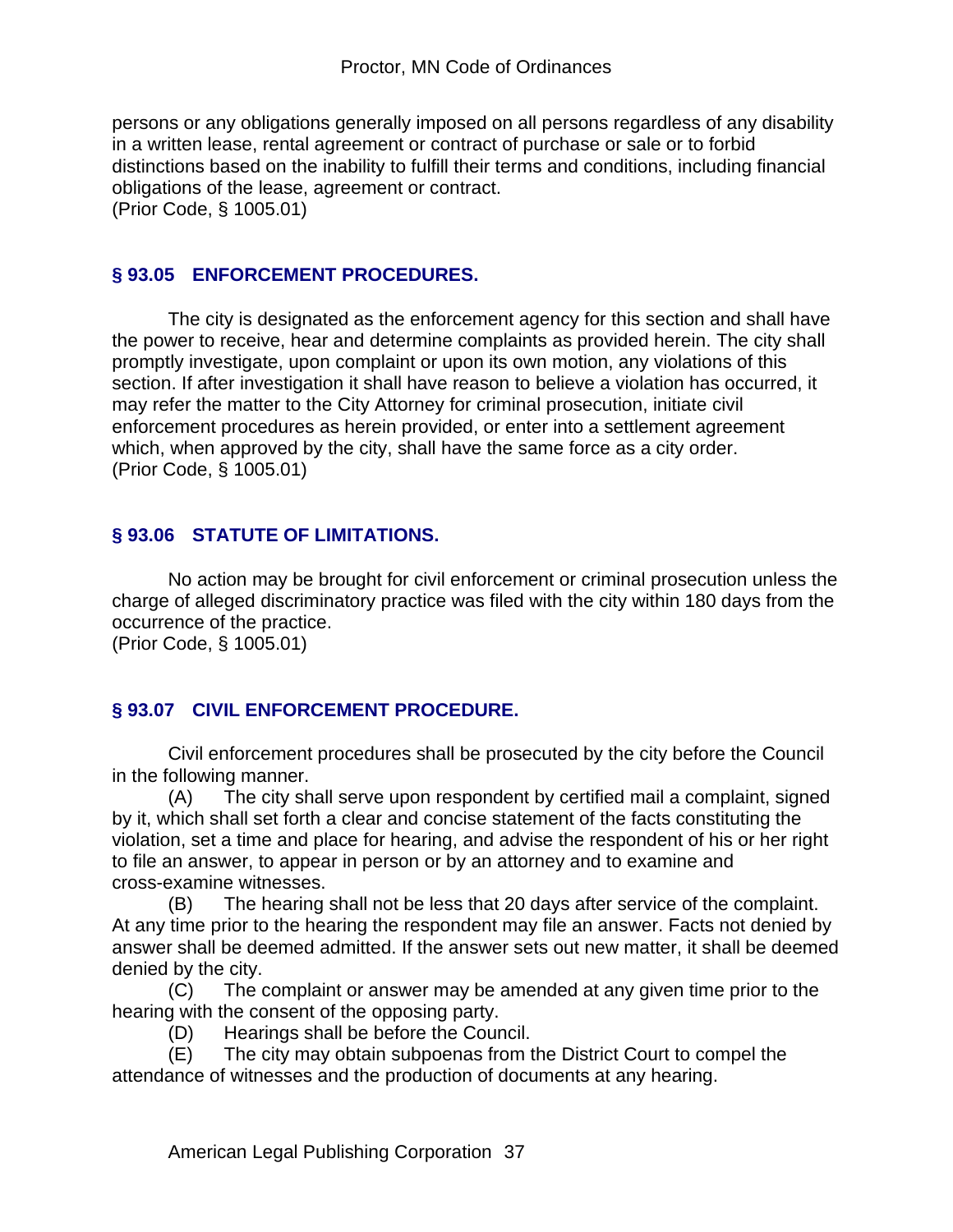persons or any obligations generally imposed on all persons regardless of any disability in a written lease, rental agreement or contract of purchase or sale or to forbid distinctions based on the inability to fulfill their terms and conditions, including financial obligations of the lease, agreement or contract.
(Prior Code, § 1005.01)

## § 93.05 ENFORCEMENT PROCEDURES.

The city is designated as the enforcement agency for this section and shall have the power to receive, hear and determine complaints as provided herein. The city shall promptly investigate, upon complaint or upon its own motion, any violations of this section. If after investigation it shall have reason to believe a violation has occurred, it may refer the matter to the City Attorney for criminal prosecution, initiate civil enforcement procedures as herein provided, or enter into a settlement agreement which, when approved by the city, shall have the same force as a city order.
(Prior Code, § 1005.01)

## § 93.06 STATUTE OF LIMITATIONS.

No action may be brought for civil enforcement or criminal prosecution unless the charge of alleged discriminatory practice was filed with the city within 180 days from the occurrence of the practice.
(Prior Code, § 1005.01)

## § 93.07 CIVIL ENFORCEMENT PROCEDURE.

Civil enforcement procedures shall be prosecuted by the city before the Council in the following manner.

(A) The city shall serve upon respondent by certified mail a complaint, signed by it, which shall set forth a clear and concise statement of the facts constituting the violation, set a time and place for hearing, and advise the respondent of his or her right to file an answer, to appear in person or by an attorney and to examine and cross-examine witnesses.

(B) The hearing shall not be less that 20 days after service of the complaint. At any time prior to the hearing the respondent may file an answer. Facts not denied by answer shall be deemed admitted. If the answer sets out new matter, it shall be deemed denied by the city.

(C) The complaint or answer may be amended at any given time prior to the hearing with the consent of the opposing party.

(D) Hearings shall be before the Council.

(E) The city may obtain subpoenas from the District Court to compel the attendance of witnesses and the production of documents at any hearing.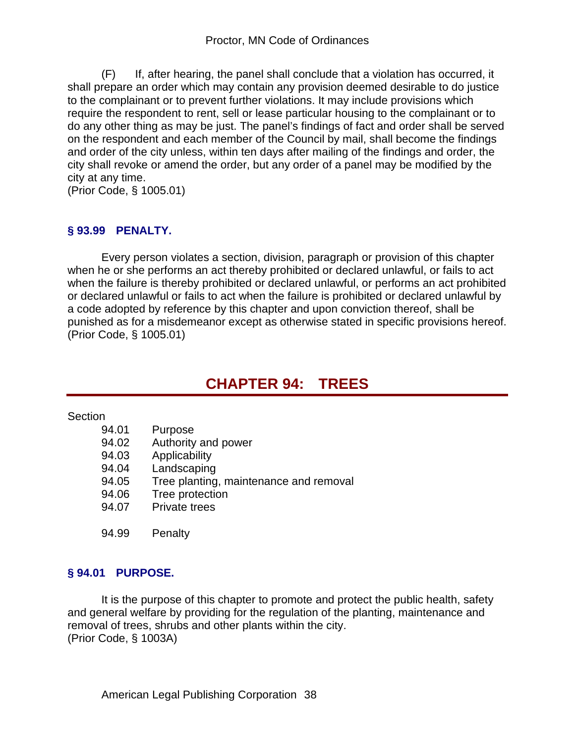(F) If, after hearing, the panel shall conclude that a violation has occurred, it shall prepare an order which may contain any provision deemed desirable to do justice to the complainant or to prevent further violations. It may include provisions which require the respondent to rent, sell or lease particular housing to the complainant or to do any other thing as may be just. The panel's findings of fact and order shall be served on the respondent and each member of the Council by mail, shall become the findings and order of the city unless, within ten days after mailing of the findings and order, the city shall revoke or amend the order, but any order of a panel may be modified by the city at any time.
(Prior Code, § 1005.01)

### § 93.99 PENALTY.

Every person violates a section, division, paragraph or provision of this chapter when he or she performs an act thereby prohibited or declared unlawful, or fails to act when the failure is thereby prohibited or declared unlawful, or performs an act prohibited or declared unlawful or fails to act when the failure is prohibited or declared unlawful by a code adopted by reference by this chapter and upon conviction thereof, shall be punished as for a misdemeanor except as otherwise stated in specific provisions hereof.
(Prior Code, § 1005.01)

## CHAPTER 94: TREES

Section

94.01 Purpose
94.02 Authority and power
94.03 Applicability
94.04 Landscaping
94.05 Tree planting, maintenance and removal
94.06 Tree protection
94.07 Private trees

94.99 Penalty

### § 94.01 PURPOSE.

It is the purpose of this chapter to promote and protect the public health, safety and general welfare by providing for the regulation of the planting, maintenance and removal of trees, shrubs and other plants within the city.
(Prior Code, § 1003A)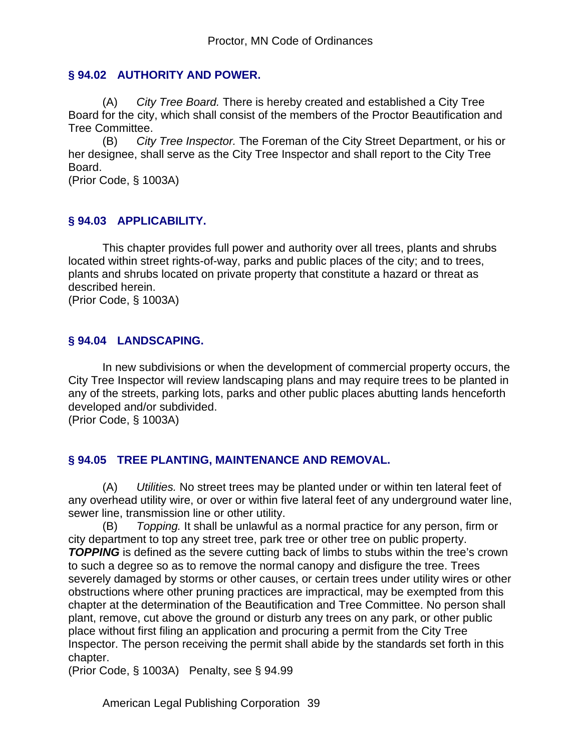## § 94.02 AUTHORITY AND POWER.

(A) *City Tree Board.* There is hereby created and established a City Tree Board for the city, which shall consist of the members of the Proctor Beautification and Tree Committee.

(B) *City Tree Inspector.* The Foreman of the City Street Department, or his or her designee, shall serve as the City Tree Inspector and shall report to the City Tree Board.

(Prior Code, § 1003A)

## § 94.03 APPLICABILITY.

This chapter provides full power and authority over all trees, plants and shrubs located within street rights-of-way, parks and public places of the city; and to trees, plants and shrubs located on private property that constitute a hazard or threat as described herein.

(Prior Code, § 1003A)

## § 94.04 LANDSCAPING.

In new subdivisions or when the development of commercial property occurs, the City Tree Inspector will review landscaping plans and may require trees to be planted in any of the streets, parking lots, parks and other public places abutting lands henceforth developed and/or subdivided.

(Prior Code, § 1003A)

## § 94.05 TREE PLANTING, MAINTENANCE AND REMOVAL.

(A) *Utilities.* No street trees may be planted under or within ten lateral feet of any overhead utility wire, or over or within five lateral feet of any underground water line, sewer line, transmission line or other utility.

(B) *Topping.* It shall be unlawful as a normal practice for any person, firm or city department to top any street tree, park tree or other tree on public property. ***TOPPING*** is defined as the severe cutting back of limbs to stubs within the tree's crown to such a degree so as to remove the normal canopy and disfigure the tree. Trees severely damaged by storms or other causes, or certain trees under utility wires or other obstructions where other pruning practices are impractical, may be exempted from this chapter at the determination of the Beautification and Tree Committee. No person shall plant, remove, cut above the ground or disturb any trees on any park, or other public place without first filing an application and procuring a permit from the City Tree Inspector. The person receiving the permit shall abide by the standards set forth in this chapter.

(Prior Code, § 1003A) Penalty, see § 94.99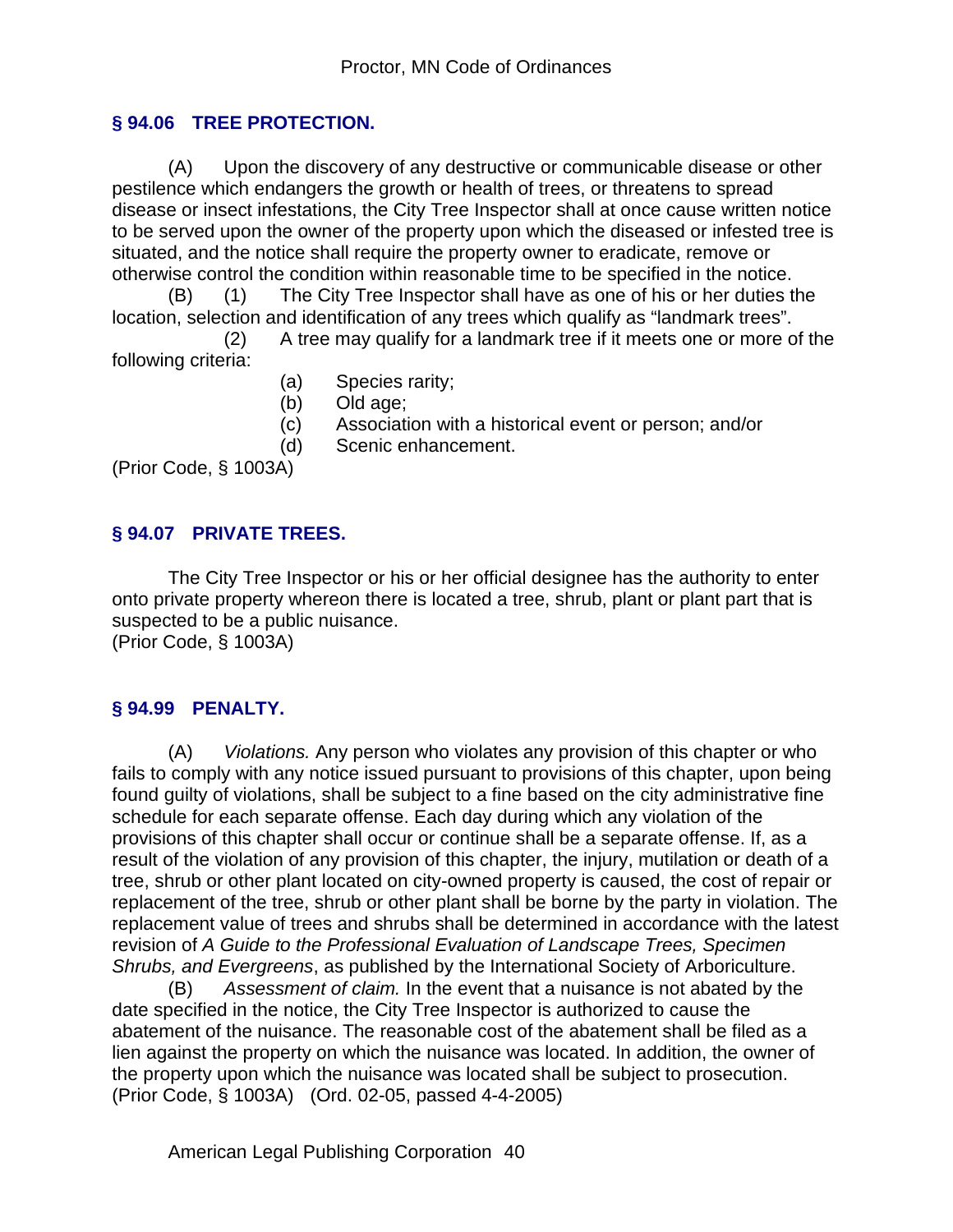## § 94.06 TREE PROTECTION.

(A) Upon the discovery of any destructive or communicable disease or other pestilence which endangers the growth or health of trees, or threatens to spread disease or insect infestations, the City Tree Inspector shall at once cause written notice to be served upon the owner of the property upon which the diseased or infested tree is situated, and the notice shall require the property owner to eradicate, remove or otherwise control the condition within reasonable time to be specified in the notice.

(B) (1) The City Tree Inspector shall have as one of his or her duties the location, selection and identification of any trees which qualify as "landmark trees".

(2) A tree may qualify for a landmark tree if it meets one or more of the following criteria:

(a) Species rarity;

(b) Old age;

(c) Association with a historical event or person; and/or

(d) Scenic enhancement.

(Prior Code, § 1003A)

## § 94.07 PRIVATE TREES.

The City Tree Inspector or his or her official designee has the authority to enter onto private property whereon there is located a tree, shrub, plant or plant part that is suspected to be a public nuisance.

(Prior Code, § 1003A)

## § 94.99 PENALTY.

(A) *Violations.* Any person who violates any provision of this chapter or who fails to comply with any notice issued pursuant to provisions of this chapter, upon being found guilty of violations, shall be subject to a fine based on the city administrative fine schedule for each separate offense. Each day during which any violation of the provisions of this chapter shall occur or continue shall be a separate offense. If, as a result of the violation of any provision of this chapter, the injury, mutilation or death of a tree, shrub or other plant located on city-owned property is caused, the cost of repair or replacement of the tree, shrub or other plant shall be borne by the party in violation. The replacement value of trees and shrubs shall be determined in accordance with the latest revision of *A Guide to the Professional Evaluation of Landscape Trees, Specimen Shrubs, and Evergreens*, as published by the International Society of Arboriculture.

(B) *Assessment of claim.* In the event that a nuisance is not abated by the date specified in the notice, the City Tree Inspector is authorized to cause the abatement of the nuisance. The reasonable cost of the abatement shall be filed as a lien against the property on which the nuisance was located. In addition, the owner of the property upon which the nuisance was located shall be subject to prosecution.

(Prior Code, § 1003A) (Ord. 02-05, passed 4-4-2005)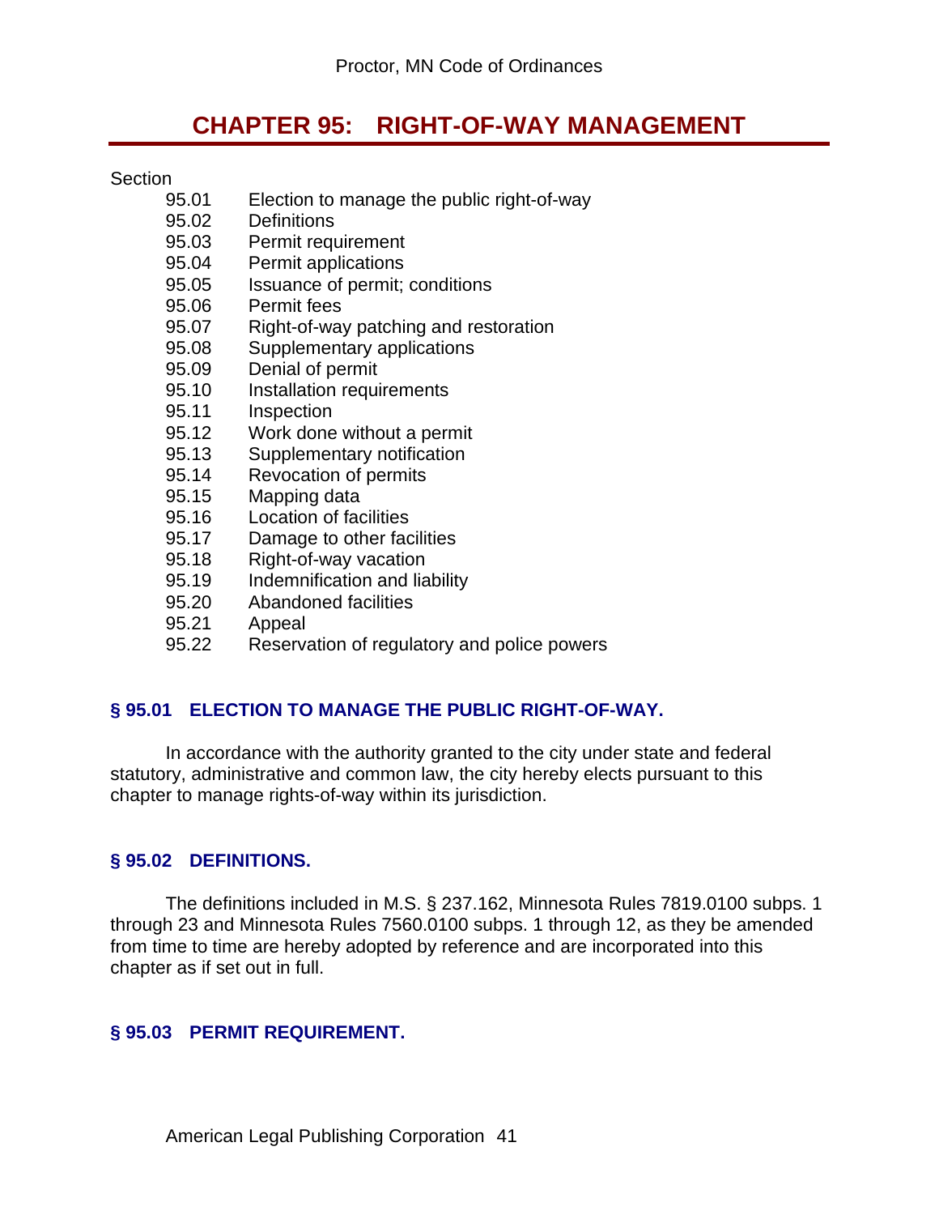# CHAPTER 95: RIGHT-OF-WAY MANAGEMENT

Section

- 95.01 Election to manage the public right-of-way
- 95.02 Definitions
- 95.03 Permit requirement
- 95.04 Permit applications
- 95.05 Issuance of permit; conditions
- 95.06 Permit fees
- 95.07 Right-of-way patching and restoration
- 95.08 Supplementary applications
- 95.09 Denial of permit
- 95.10 Installation requirements
- 95.11 Inspection
- 95.12 Work done without a permit
- 95.13 Supplementary notification
- 95.14 Revocation of permits
- 95.15 Mapping data
- 95.16 Location of facilities
- 95.17 Damage to other facilities
- 95.18 Right-of-way vacation
- 95.19 Indemnification and liability
- 95.20 Abandoned facilities
- 95.21 Appeal
- 95.22 Reservation of regulatory and police powers

### § 95.01 ELECTION TO MANAGE THE PUBLIC RIGHT-OF-WAY.

In accordance with the authority granted to the city under state and federal statutory, administrative and common law, the city hereby elects pursuant to this chapter to manage rights-of-way within its jurisdiction.

### § 95.02 DEFINITIONS.

The definitions included in M.S. § 237.162, Minnesota Rules 7819.0100 subps. 1 through 23 and Minnesota Rules 7560.0100 subps. 1 through 12, as they be amended from time to time are hereby adopted by reference and are incorporated into this chapter as if set out in full.

### § 95.03 PERMIT REQUIREMENT.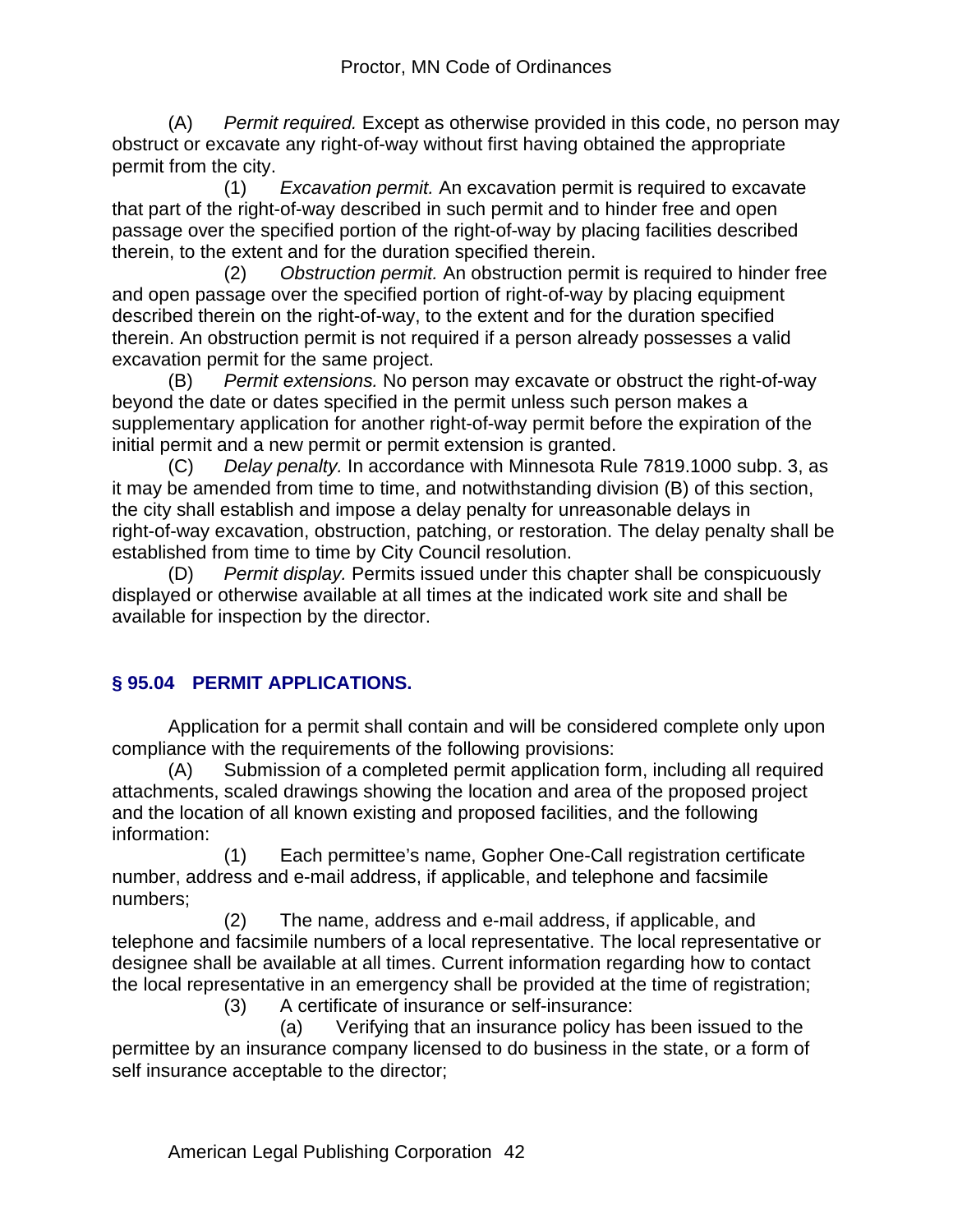(A) *Permit required.* Except as otherwise provided in this code, no person may obstruct or excavate any right-of-way without first having obtained the appropriate permit from the city.

(1) *Excavation permit.* An excavation permit is required to excavate that part of the right-of-way described in such permit and to hinder free and open passage over the specified portion of the right-of-way by placing facilities described therein, to the extent and for the duration specified therein.

(2) *Obstruction permit.* An obstruction permit is required to hinder free and open passage over the specified portion of right-of-way by placing equipment described therein on the right-of-way, to the extent and for the duration specified therein. An obstruction permit is not required if a person already possesses a valid excavation permit for the same project.

(B) *Permit extensions.* No person may excavate or obstruct the right-of-way beyond the date or dates specified in the permit unless such person makes a supplementary application for another right-of-way permit before the expiration of the initial permit and a new permit or permit extension is granted.

(C) *Delay penalty.* In accordance with Minnesota Rule 7819.1000 subp. 3, as it may be amended from time to time, and notwithstanding division (B) of this section, the city shall establish and impose a delay penalty for unreasonable delays in right-of-way excavation, obstruction, patching, or restoration. The delay penalty shall be established from time to time by City Council resolution.

(D) *Permit display.* Permits issued under this chapter shall be conspicuously displayed or otherwise available at all times at the indicated work site and shall be available for inspection by the director.

## § 95.04 PERMIT APPLICATIONS.

Application for a permit shall contain and will be considered complete only upon compliance with the requirements of the following provisions:

(A) Submission of a completed permit application form, including all required attachments, scaled drawings showing the location and area of the proposed project and the location of all known existing and proposed facilities, and the following information:

(1) Each permittee's name, Gopher One-Call registration certificate number, address and e-mail address, if applicable, and telephone and facsimile numbers;

(2) The name, address and e-mail address, if applicable, and telephone and facsimile numbers of a local representative. The local representative or designee shall be available at all times. Current information regarding how to contact the local representative in an emergency shall be provided at the time of registration;

(3) A certificate of insurance or self-insurance:

(a) Verifying that an insurance policy has been issued to the permittee by an insurance company licensed to do business in the state, or a form of self insurance acceptable to the director;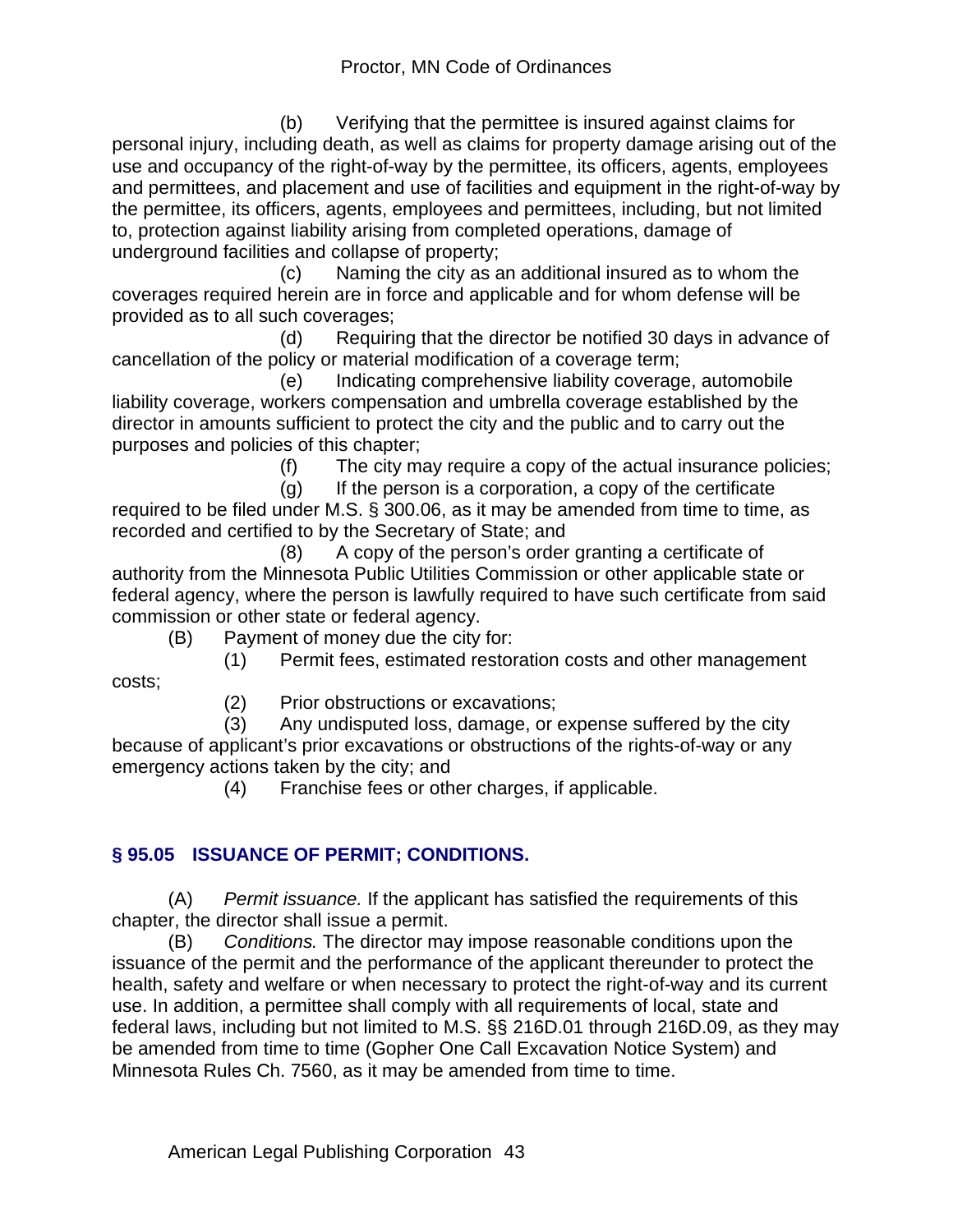(b) Verifying that the permittee is insured against claims for personal injury, including death, as well as claims for property damage arising out of the use and occupancy of the right-of-way by the permittee, its officers, agents, employees and permittees, and placement and use of facilities and equipment in the right-of-way by the permittee, its officers, agents, employees and permittees, including, but not limited to, protection against liability arising from completed operations, damage of underground facilities and collapse of property;

(c) Naming the city as an additional insured as to whom the coverages required herein are in force and applicable and for whom defense will be provided as to all such coverages;

(d) Requiring that the director be notified 30 days in advance of cancellation of the policy or material modification of a coverage term;

(e) Indicating comprehensive liability coverage, automobile liability coverage, workers compensation and umbrella coverage established by the director in amounts sufficient to protect the city and the public and to carry out the purposes and policies of this chapter;

(f) The city may require a copy of the actual insurance policies;

(g) If the person is a corporation, a copy of the certificate required to be filed under M.S. § 300.06, as it may be amended from time to time, as recorded and certified to by the Secretary of State; and

(8) A copy of the person's order granting a certificate of authority from the Minnesota Public Utilities Commission or other applicable state or federal agency, where the person is lawfully required to have such certificate from said commission or other state or federal agency.

(B) Payment of money due the city for:

(1) Permit fees, estimated restoration costs and other management costs;

(2) Prior obstructions or excavations;

(3) Any undisputed loss, damage, or expense suffered by the city because of applicant's prior excavations or obstructions of the rights-of-way or any emergency actions taken by the city; and

(4) Franchise fees or other charges, if applicable.

## § 95.05 ISSUANCE OF PERMIT; CONDITIONS.

(A) *Permit issuance.* If the applicant has satisfied the requirements of this chapter, the director shall issue a permit.

(B) *Conditions.* The director may impose reasonable conditions upon the issuance of the permit and the performance of the applicant thereunder to protect the health, safety and welfare or when necessary to protect the right-of-way and its current use. In addition, a permittee shall comply with all requirements of local, state and federal laws, including but not limited to M.S. §§ 216D.01 through 216D.09, as they may be amended from time to time (Gopher One Call Excavation Notice System) and Minnesota Rules Ch. 7560, as it may be amended from time to time.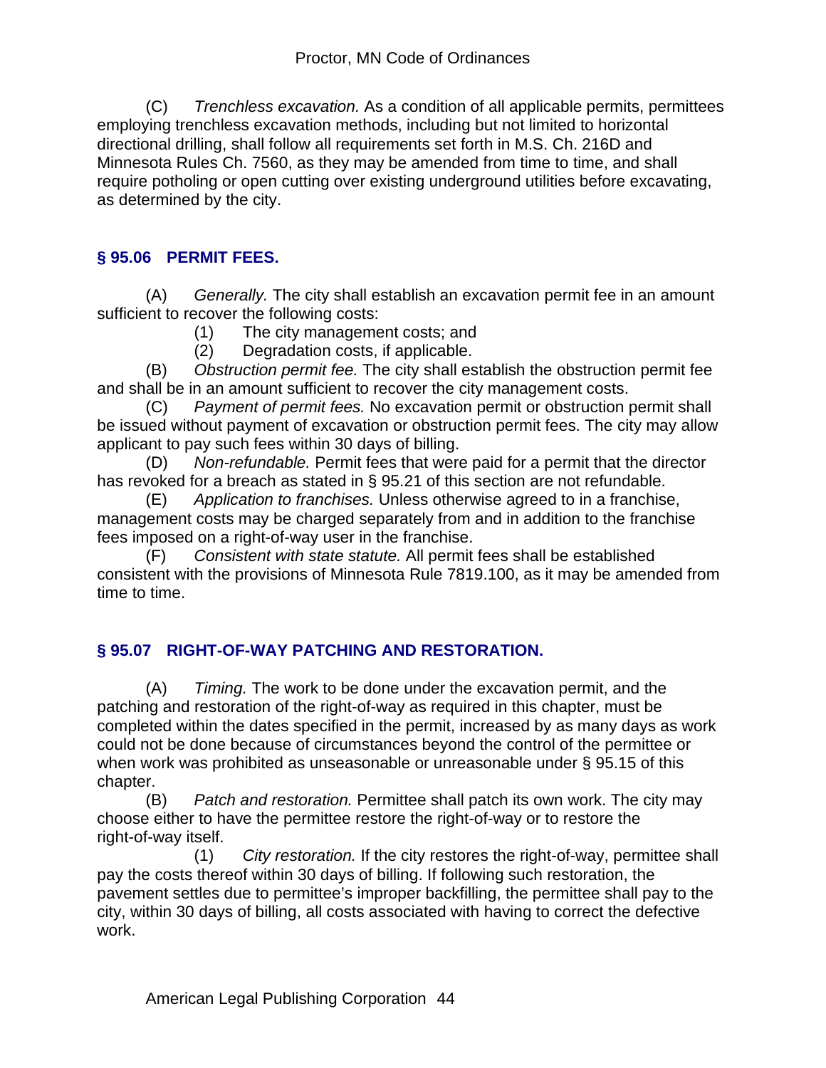(C) *Trenchless excavation.* As a condition of all applicable permits, permittees employing trenchless excavation methods, including but not limited to horizontal directional drilling, shall follow all requirements set forth in M.S. Ch. 216D and Minnesota Rules Ch. 7560, as they may be amended from time to time, and shall require potholing or open cutting over existing underground utilities before excavating, as determined by the city.

## § 95.06 PERMIT FEES.

(A) *Generally.* The city shall establish an excavation permit fee in an amount sufficient to recover the following costs:

(1) The city management costs; and

(2) Degradation costs, if applicable.

(B) *Obstruction permit fee.* The city shall establish the obstruction permit fee and shall be in an amount sufficient to recover the city management costs.

(C) *Payment of permit fees.* No excavation permit or obstruction permit shall be issued without payment of excavation or obstruction permit fees. The city may allow applicant to pay such fees within 30 days of billing.

(D) *Non-refundable.* Permit fees that were paid for a permit that the director has revoked for a breach as stated in § 95.21 of this section are not refundable.

(E) *Application to franchises.* Unless otherwise agreed to in a franchise, management costs may be charged separately from and in addition to the franchise fees imposed on a right-of-way user in the franchise.

(F) *Consistent with state statute.* All permit fees shall be established consistent with the provisions of Minnesota Rule 7819.100, as it may be amended from time to time.

## § 95.07 RIGHT-OF-WAY PATCHING AND RESTORATION.

(A) *Timing.* The work to be done under the excavation permit, and the patching and restoration of the right-of-way as required in this chapter, must be completed within the dates specified in the permit, increased by as many days as work could not be done because of circumstances beyond the control of the permittee or when work was prohibited as unseasonable or unreasonable under § 95.15 of this chapter.

(B) *Patch and restoration.* Permittee shall patch its own work. The city may choose either to have the permittee restore the right-of-way or to restore the right-of-way itself.

(1) *City restoration.* If the city restores the right-of-way, permittee shall pay the costs thereof within 30 days of billing. If following such restoration, the pavement settles due to permittee's improper backfilling, the permittee shall pay to the city, within 30 days of billing, all costs associated with having to correct the defective work.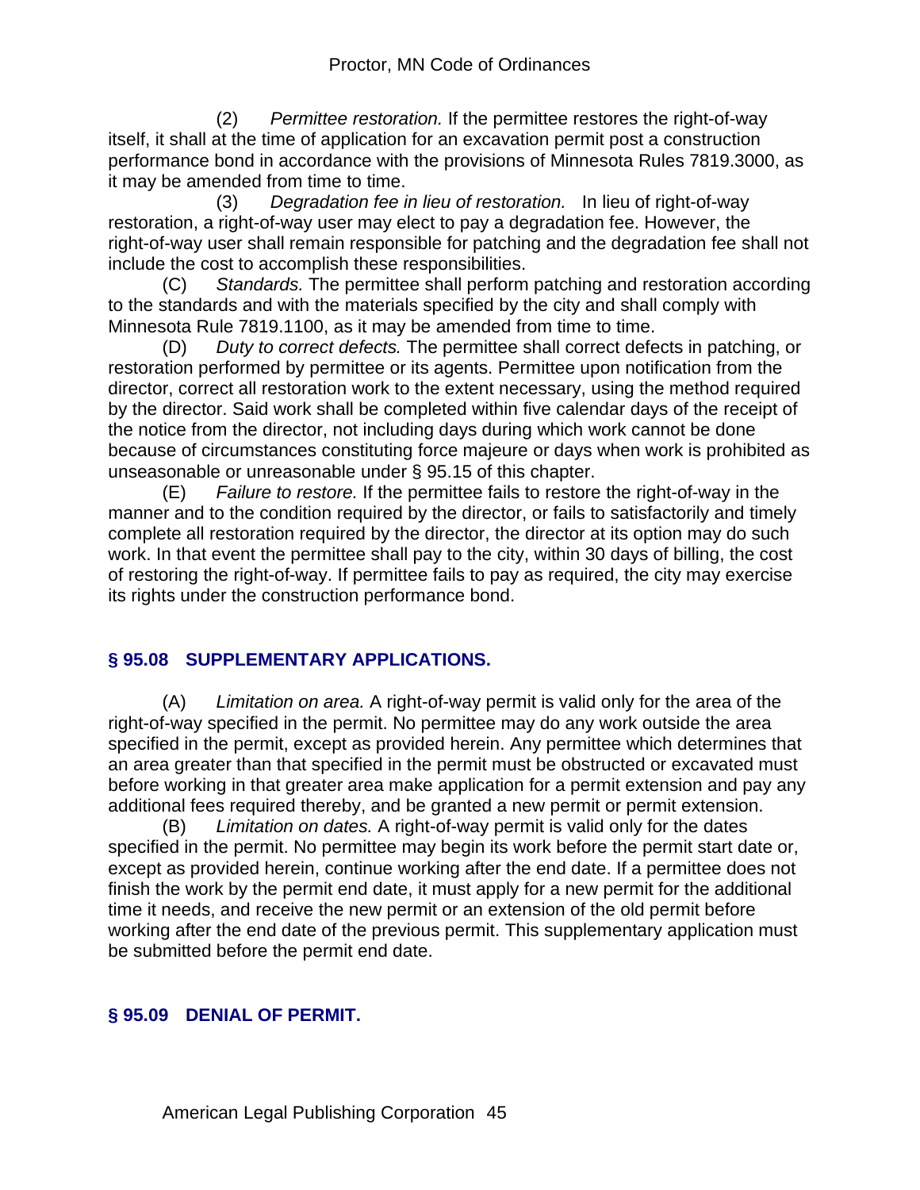(2) *Permittee restoration.* If the permittee restores the right-of-way itself, it shall at the time of application for an excavation permit post a construction performance bond in accordance with the provisions of Minnesota Rules 7819.3000, as it may be amended from time to time.

(3) *Degradation fee in lieu of restoration.* In lieu of right-of-way restoration, a right-of-way user may elect to pay a degradation fee. However, the right-of-way user shall remain responsible for patching and the degradation fee shall not include the cost to accomplish these responsibilities.

(C) *Standards.* The permittee shall perform patching and restoration according to the standards and with the materials specified by the city and shall comply with Minnesota Rule 7819.1100, as it may be amended from time to time.

(D) *Duty to correct defects.* The permittee shall correct defects in patching, or restoration performed by permittee or its agents. Permittee upon notification from the director, correct all restoration work to the extent necessary, using the method required by the director. Said work shall be completed within five calendar days of the receipt of the notice from the director, not including days during which work cannot be done because of circumstances constituting force majeure or days when work is prohibited as unseasonable or unreasonable under § 95.15 of this chapter.

(E) *Failure to restore.* If the permittee fails to restore the right-of-way in the manner and to the condition required by the director, or fails to satisfactorily and timely complete all restoration required by the director, the director at its option may do such work. In that event the permittee shall pay to the city, within 30 days of billing, the cost of restoring the right-of-way. If permittee fails to pay as required, the city may exercise its rights under the construction performance bond.

## § 95.08 SUPPLEMENTARY APPLICATIONS.

(A) *Limitation on area.* A right-of-way permit is valid only for the area of the right-of-way specified in the permit. No permittee may do any work outside the area specified in the permit, except as provided herein. Any permittee which determines that an area greater than that specified in the permit must be obstructed or excavated must before working in that greater area make application for a permit extension and pay any additional fees required thereby, and be granted a new permit or permit extension.

(B) *Limitation on dates.* A right-of-way permit is valid only for the dates specified in the permit. No permittee may begin its work before the permit start date or, except as provided herein, continue working after the end date. If a permittee does not finish the work by the permit end date, it must apply for a new permit for the additional time it needs, and receive the new permit or an extension of the old permit before working after the end date of the previous permit. This supplementary application must be submitted before the permit end date.

## § 95.09 DENIAL OF PERMIT.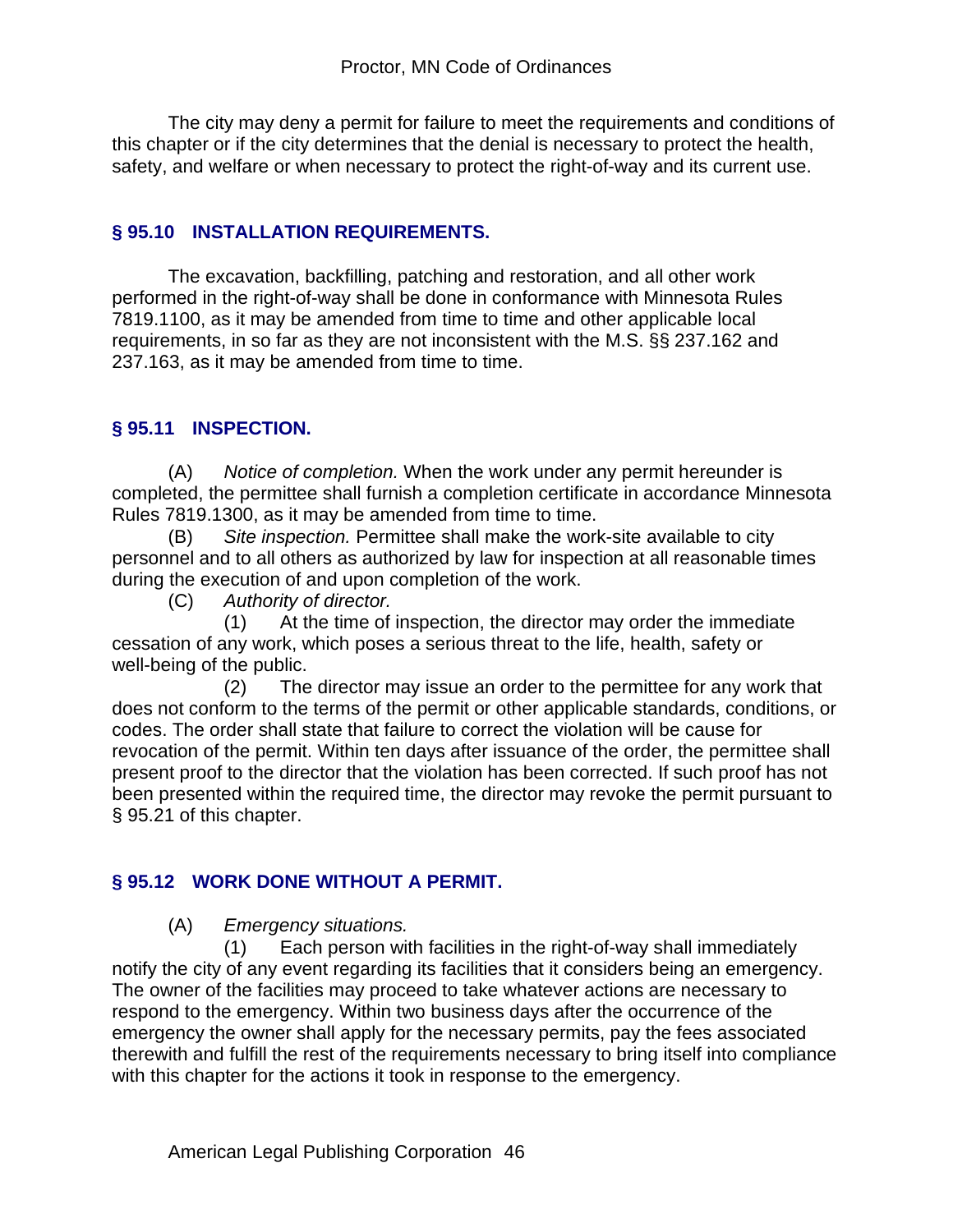The city may deny a permit for failure to meet the requirements and conditions of this chapter or if the city determines that the denial is necessary to protect the health, safety, and welfare or when necessary to protect the right-of-way and its current use.

## § 95.10 INSTALLATION REQUIREMENTS.

The excavation, backfilling, patching and restoration, and all other work performed in the right-of-way shall be done in conformance with Minnesota Rules 7819.1100, as it may be amended from time to time and other applicable local requirements, in so far as they are not inconsistent with the M.S. §§ 237.162 and 237.163, as it may be amended from time to time.

## § 95.11 INSPECTION.

(A) *Notice of completion.* When the work under any permit hereunder is completed, the permittee shall furnish a completion certificate in accordance Minnesota Rules 7819.1300, as it may be amended from time to time.

(B) *Site inspection.* Permittee shall make the work-site available to city personnel and to all others as authorized by law for inspection at all reasonable times during the execution of and upon completion of the work.

(C) *Authority of director.*

(1) At the time of inspection, the director may order the immediate cessation of any work, which poses a serious threat to the life, health, safety or well-being of the public.

(2) The director may issue an order to the permittee for any work that does not conform to the terms of the permit or other applicable standards, conditions, or codes. The order shall state that failure to correct the violation will be cause for revocation of the permit. Within ten days after issuance of the order, the permittee shall present proof to the director that the violation has been corrected. If such proof has not been presented within the required time, the director may revoke the permit pursuant to § 95.21 of this chapter.

## § 95.12 WORK DONE WITHOUT A PERMIT.

(A) *Emergency situations.*

(1) Each person with facilities in the right-of-way shall immediately notify the city of any event regarding its facilities that it considers being an emergency. The owner of the facilities may proceed to take whatever actions are necessary to respond to the emergency. Within two business days after the occurrence of the emergency the owner shall apply for the necessary permits, pay the fees associated therewith and fulfill the rest of the requirements necessary to bring itself into compliance with this chapter for the actions it took in response to the emergency.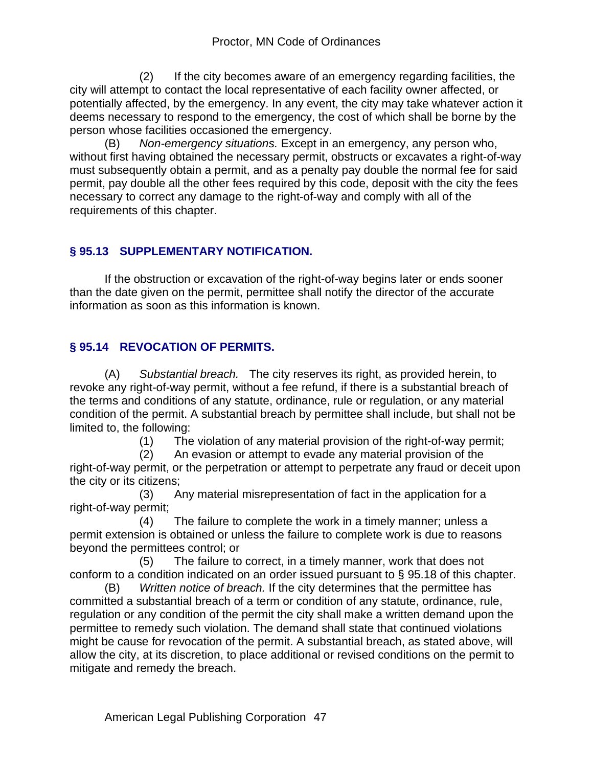(2) If the city becomes aware of an emergency regarding facilities, the city will attempt to contact the local representative of each facility owner affected, or potentially affected, by the emergency. In any event, the city may take whatever action it deems necessary to respond to the emergency, the cost of which shall be borne by the person whose facilities occasioned the emergency.

(B) *Non-emergency situations.* Except in an emergency, any person who, without first having obtained the necessary permit, obstructs or excavates a right-of-way must subsequently obtain a permit, and as a penalty pay double the normal fee for said permit, pay double all the other fees required by this code, deposit with the city the fees necessary to correct any damage to the right-of-way and comply with all of the requirements of this chapter.

### § 95.13 SUPPLEMENTARY NOTIFICATION.

If the obstruction or excavation of the right-of-way begins later or ends sooner than the date given on the permit, permittee shall notify the director of the accurate information as soon as this information is known.

### § 95.14 REVOCATION OF PERMITS.

(A) *Substantial breach.* The city reserves its right, as provided herein, to revoke any right-of-way permit, without a fee refund, if there is a substantial breach of the terms and conditions of any statute, ordinance, rule or regulation, or any material condition of the permit. A substantial breach by permittee shall include, but shall not be limited to, the following:

(1) The violation of any material provision of the right-of-way permit;

(2) An evasion or attempt to evade any material provision of the right-of-way permit, or the perpetration or attempt to perpetrate any fraud or deceit upon the city or its citizens;

(3) Any material misrepresentation of fact in the application for a right-of-way permit;

(4) The failure to complete the work in a timely manner; unless a permit extension is obtained or unless the failure to complete work is due to reasons beyond the permittees control; or

(5) The failure to correct, in a timely manner, work that does not conform to a condition indicated on an order issued pursuant to § 95.18 of this chapter.

(B) *Written notice of breach.* If the city determines that the permittee has committed a substantial breach of a term or condition of any statute, ordinance, rule, regulation or any condition of the permit the city shall make a written demand upon the permittee to remedy such violation. The demand shall state that continued violations might be cause for revocation of the permit. A substantial breach, as stated above, will allow the city, at its discretion, to place additional or revised conditions on the permit to mitigate and remedy the breach.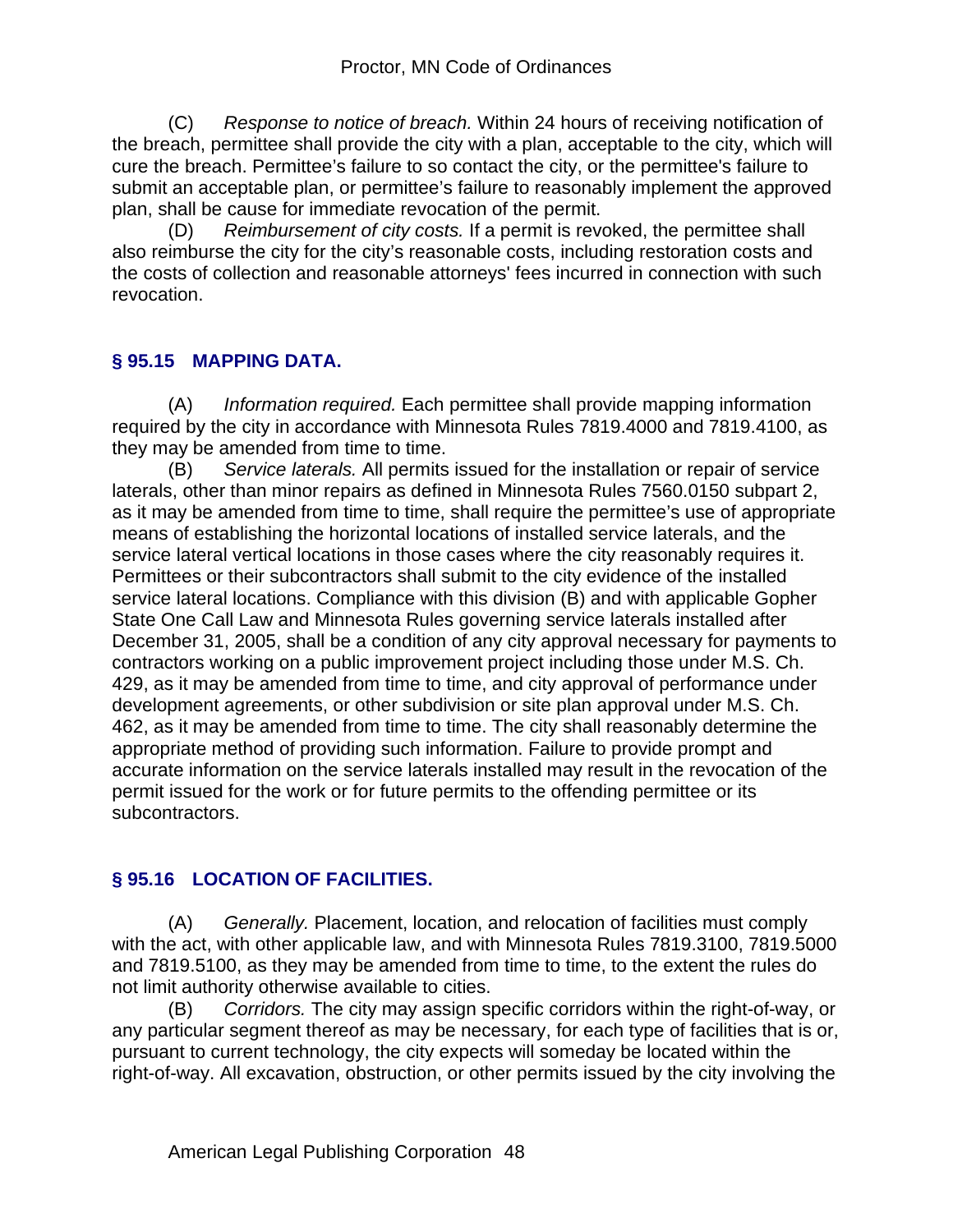(C) *Response to notice of breach.* Within 24 hours of receiving notification of the breach, permittee shall provide the city with a plan, acceptable to the city, which will cure the breach. Permittee's failure to so contact the city, or the permittee's failure to submit an acceptable plan, or permittee's failure to reasonably implement the approved plan, shall be cause for immediate revocation of the permit.

(D) *Reimbursement of city costs.* If a permit is revoked, the permittee shall also reimburse the city for the city's reasonable costs, including restoration costs and the costs of collection and reasonable attorneys' fees incurred in connection with such revocation.

## § 95.15 MAPPING DATA.

(A) *Information required.* Each permittee shall provide mapping information required by the city in accordance with Minnesota Rules 7819.4000 and 7819.4100, as they may be amended from time to time.

(B) *Service laterals.* All permits issued for the installation or repair of service laterals, other than minor repairs as defined in Minnesota Rules 7560.0150 subpart 2, as it may be amended from time to time, shall require the permittee's use of appropriate means of establishing the horizontal locations of installed service laterals, and the service lateral vertical locations in those cases where the city reasonably requires it. Permittees or their subcontractors shall submit to the city evidence of the installed service lateral locations. Compliance with this division (B) and with applicable Gopher State One Call Law and Minnesota Rules governing service laterals installed after December 31, 2005, shall be a condition of any city approval necessary for payments to contractors working on a public improvement project including those under M.S. Ch. 429, as it may be amended from time to time, and city approval of performance under development agreements, or other subdivision or site plan approval under M.S. Ch. 462, as it may be amended from time to time. The city shall reasonably determine the appropriate method of providing such information. Failure to provide prompt and accurate information on the service laterals installed may result in the revocation of the permit issued for the work or for future permits to the offending permittee or its subcontractors.

## § 95.16 LOCATION OF FACILITIES.

(A) *Generally.* Placement, location, and relocation of facilities must comply with the act, with other applicable law, and with Minnesota Rules 7819.3100, 7819.5000 and 7819.5100, as they may be amended from time to time, to the extent the rules do not limit authority otherwise available to cities.

(B) *Corridors.* The city may assign specific corridors within the right-of-way, or any particular segment thereof as may be necessary, for each type of facilities that is or, pursuant to current technology, the city expects will someday be located within the right-of-way. All excavation, obstruction, or other permits issued by the city involving the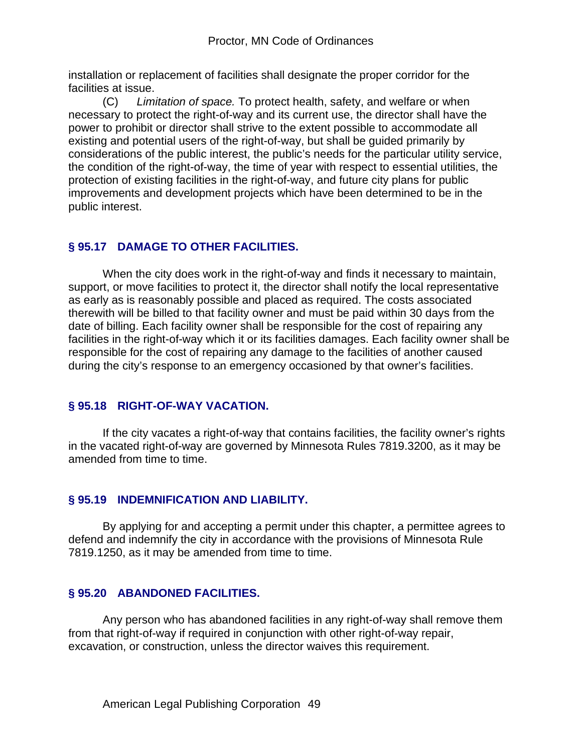installation or replacement of facilities shall designate the proper corridor for the facilities at issue.

(C) *Limitation of space.* To protect health, safety, and welfare or when necessary to protect the right-of-way and its current use, the director shall have the power to prohibit or director shall strive to the extent possible to accommodate all existing and potential users of the right-of-way, but shall be guided primarily by considerations of the public interest, the public's needs for the particular utility service, the condition of the right-of-way, the time of year with respect to essential utilities, the protection of existing facilities in the right-of-way, and future city plans for public improvements and development projects which have been determined to be in the public interest.

## § 95.17 DAMAGE TO OTHER FACILITIES.

When the city does work in the right-of-way and finds it necessary to maintain, support, or move facilities to protect it, the director shall notify the local representative as early as is reasonably possible and placed as required. The costs associated therewith will be billed to that facility owner and must be paid within 30 days from the date of billing. Each facility owner shall be responsible for the cost of repairing any facilities in the right-of-way which it or its facilities damages. Each facility owner shall be responsible for the cost of repairing any damage to the facilities of another caused during the city's response to an emergency occasioned by that owner's facilities.

## § 95.18 RIGHT-OF-WAY VACATION.

If the city vacates a right-of-way that contains facilities, the facility owner's rights in the vacated right-of-way are governed by Minnesota Rules 7819.3200, as it may be amended from time to time.

## § 95.19 INDEMNIFICATION AND LIABILITY.

By applying for and accepting a permit under this chapter, a permittee agrees to defend and indemnify the city in accordance with the provisions of Minnesota Rule 7819.1250, as it may be amended from time to time.

## § 95.20 ABANDONED FACILITIES.

Any person who has abandoned facilities in any right-of-way shall remove them from that right-of-way if required in conjunction with other right-of-way repair, excavation, or construction, unless the director waives this requirement.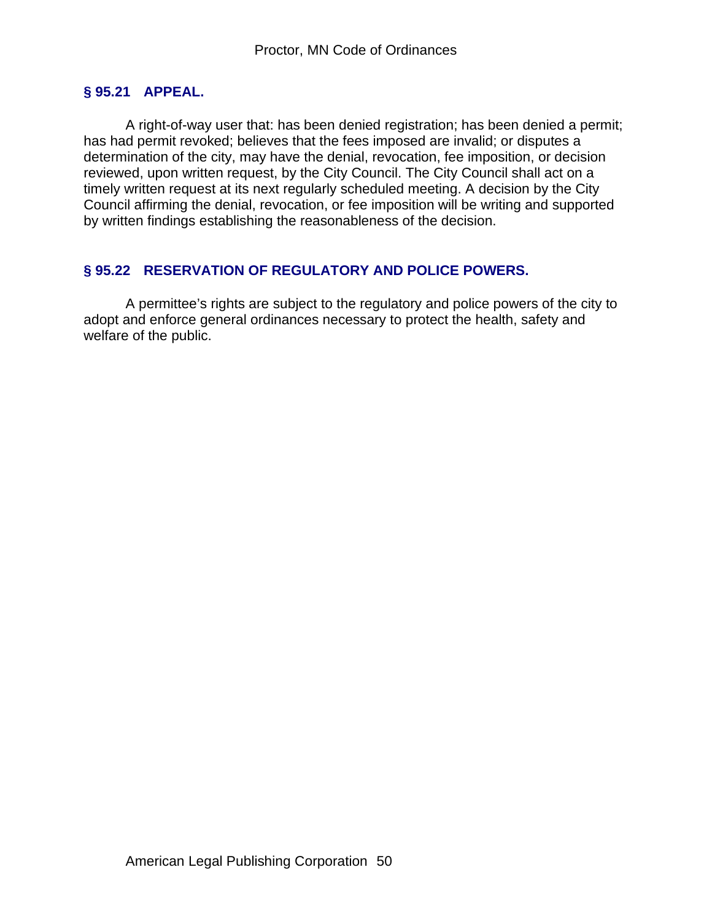### § 95.21 APPEAL.

A right-of-way user that: has been denied registration; has been denied a permit; has had permit revoked; believes that the fees imposed are invalid; or disputes a determination of the city, may have the denial, revocation, fee imposition, or decision reviewed, upon written request, by the City Council. The City Council shall act on a timely written request at its next regularly scheduled meeting. A decision by the City Council affirming the denial, revocation, or fee imposition will be writing and supported by written findings establishing the reasonableness of the decision.

### § 95.22 RESERVATION OF REGULATORY AND POLICE POWERS.

A permittee's rights are subject to the regulatory and police powers of the city to adopt and enforce general ordinances necessary to protect the health, safety and welfare of the public.